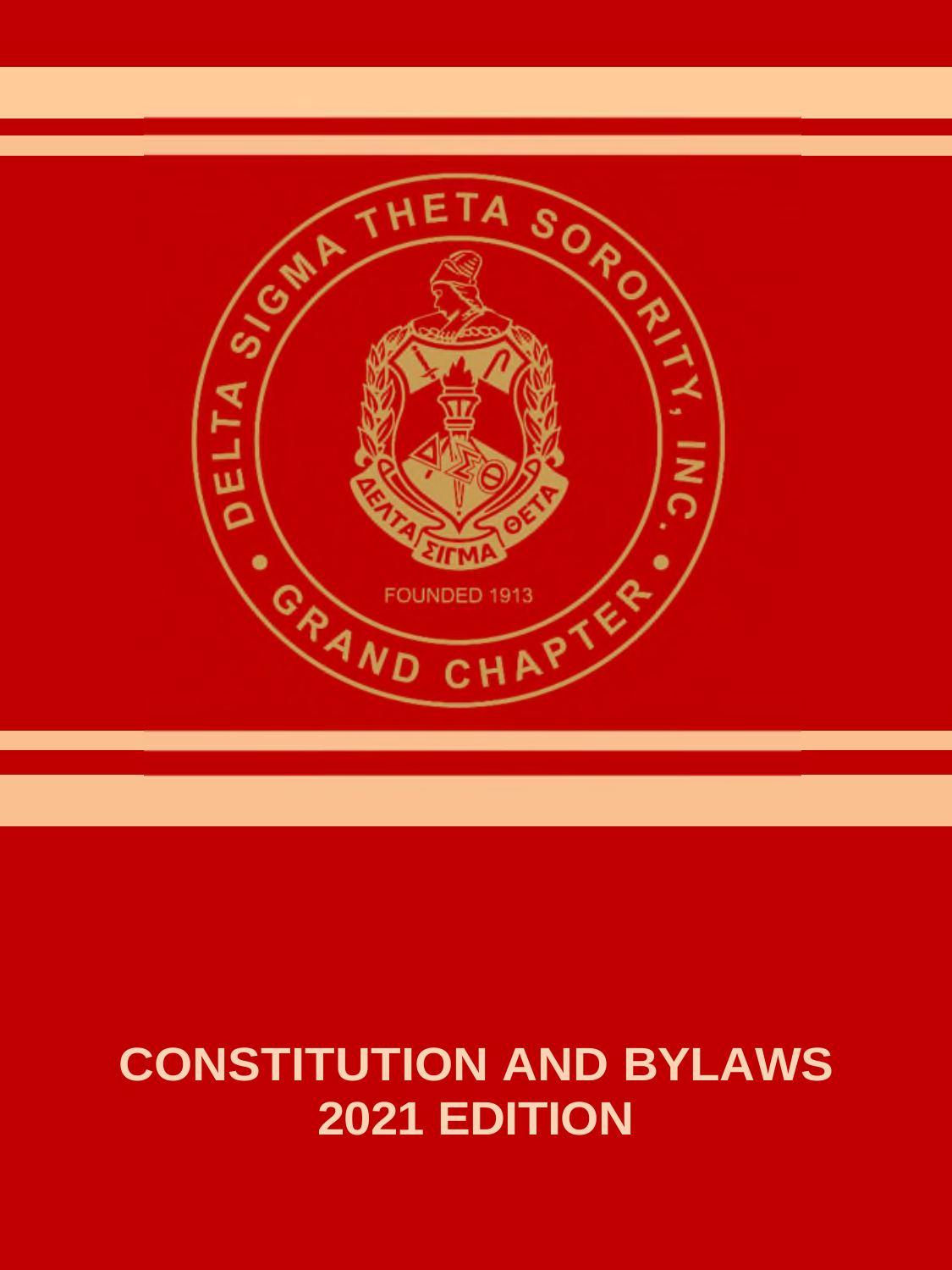DELTA SIGMA THETA SORORITY, INC.

FOUNDED 1913

GRAND CHAPTER

# CONSTITUTION AND BYLAWS
# 2021 EDITION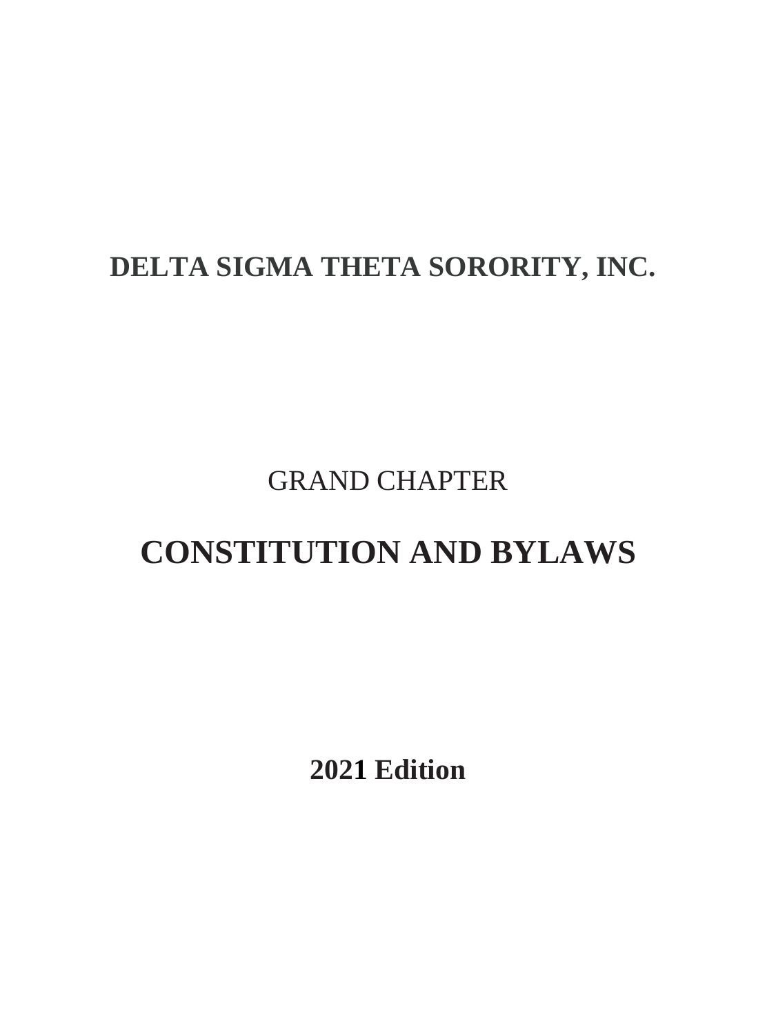# DELTA SIGMA THETA SORORITY, INC.

GRAND CHAPTER

# CONSTITUTION AND BYLAWS

**2021 Edition**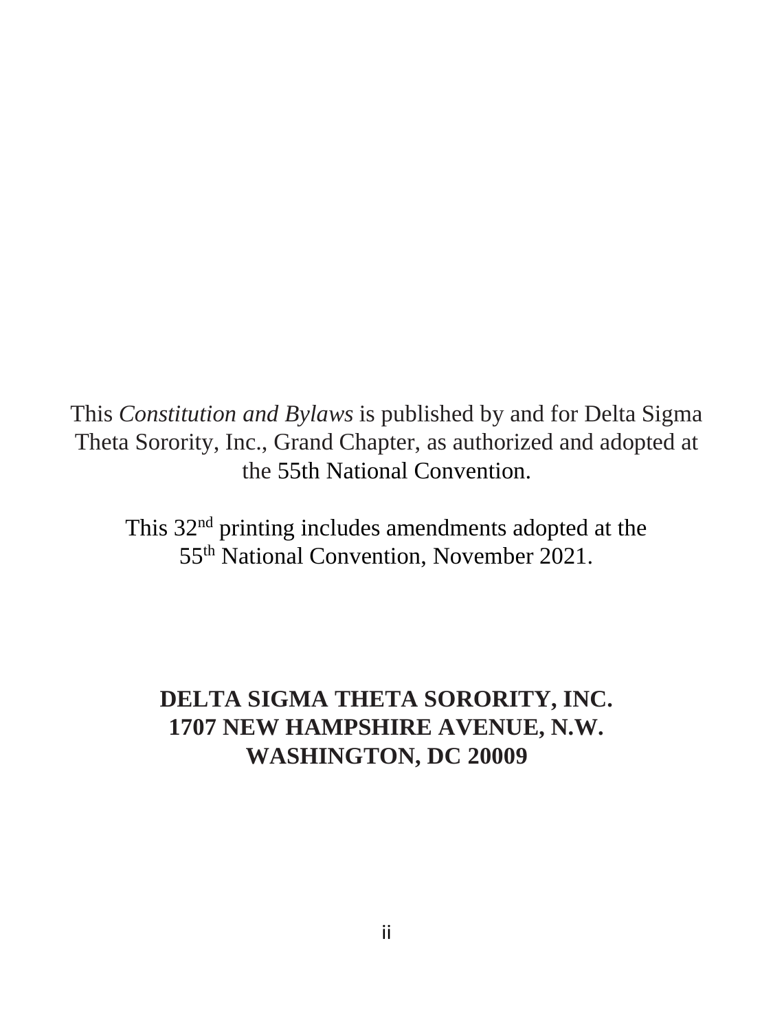This *Constitution and Bylaws* is published by and for Delta Sigma Theta Sorority, Inc., Grand Chapter, as authorized and adopted at the 55th National Convention.

This 32nd printing includes amendments adopted at the 55th National Convention, November 2021.

**DELTA SIGMA THETA SORORITY, INC.**
**1707 NEW HAMPSHIRE AVENUE, N.W.**
**WASHINGTON, DC 20009**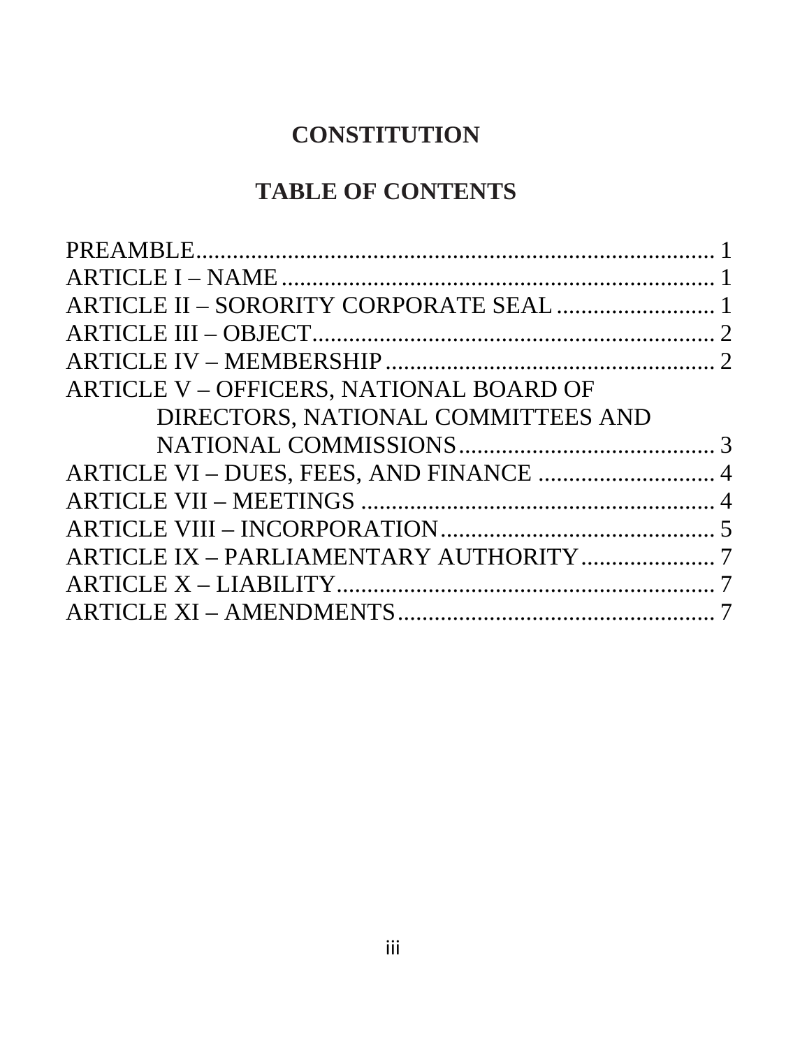# CONSTITUTION

## TABLE OF CONTENTS

PREAMBLE........................................................................ 1
ARTICLE I – NAME........................................................................ 1
ARTICLE II – SORORITY CORPORATE SEAL .......................... 1
ARTICLE III – OBJECT.................................................................. 2
ARTICLE IV – MEMBERSHIP...................................................... 2
ARTICLE V – OFFICERS, NATIONAL BOARD OF DIRECTORS, NATIONAL COMMITTEES AND NATIONAL COMMISSIONS........................................... 3
ARTICLE VI – DUES, FEES, AND FINANCE ............................. 4
ARTICLE VII – MEETINGS ........................................................... 4
ARTICLE VIII – INCORPORATION............................................. 5
ARTICLE IX – PARLIAMENTARY AUTHORITY...................... 7
ARTICLE X – LIABILITY............................................................... 7
ARTICLE XI – AMENDMENTS..................................................... 7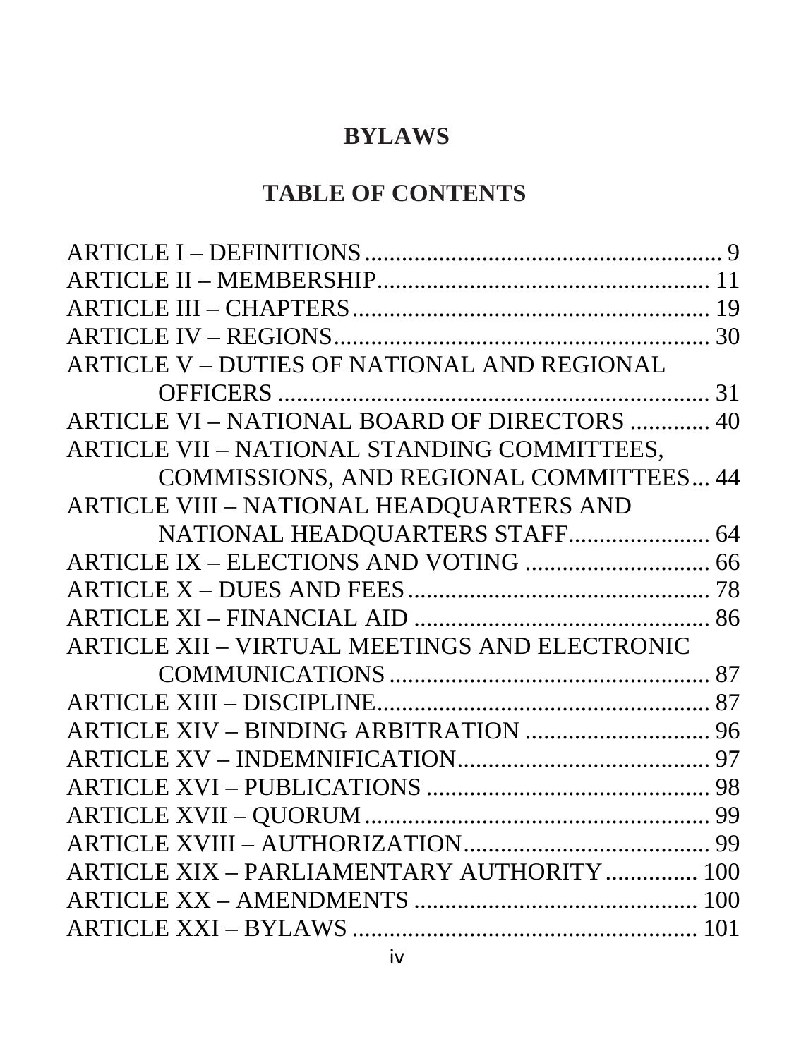# BYLAWS

## TABLE OF CONTENTS

ARTICLE I – DEFINITIONS .......... 9
ARTICLE II – MEMBERSHIP .......... 11
ARTICLE III – CHAPTERS .......... 19
ARTICLE IV – REGIONS .......... 30
ARTICLE V – DUTIES OF NATIONAL AND REGIONAL OFFICERS .......... 31
ARTICLE VI – NATIONAL BOARD OF DIRECTORS .......... 40
ARTICLE VII – NATIONAL STANDING COMMITTEES, COMMISSIONS, AND REGIONAL COMMITTEES .......... 44
ARTICLE VIII – NATIONAL HEADQUARTERS AND NATIONAL HEADQUARTERS STAFF .......... 64
ARTICLE IX – ELECTIONS AND VOTING .......... 66
ARTICLE X – DUES AND FEES .......... 78
ARTICLE XI – FINANCIAL AID .......... 86
ARTICLE XII – VIRTUAL MEETINGS AND ELECTRONIC COMMUNICATIONS .......... 87
ARTICLE XIII – DISCIPLINE .......... 87
ARTICLE XIV – BINDING ARBITRATION .......... 96
ARTICLE XV – INDEMNIFICATION .......... 97
ARTICLE XVI – PUBLICATIONS .......... 98
ARTICLE XVII – QUORUM .......... 99
ARTICLE XVIII – AUTHORIZATION .......... 99
ARTICLE XIX – PARLIAMENTARY AUTHORITY .......... 100
ARTICLE XX – AMENDMENTS .......... 100
ARTICLE XXI – BYLAWS .......... 101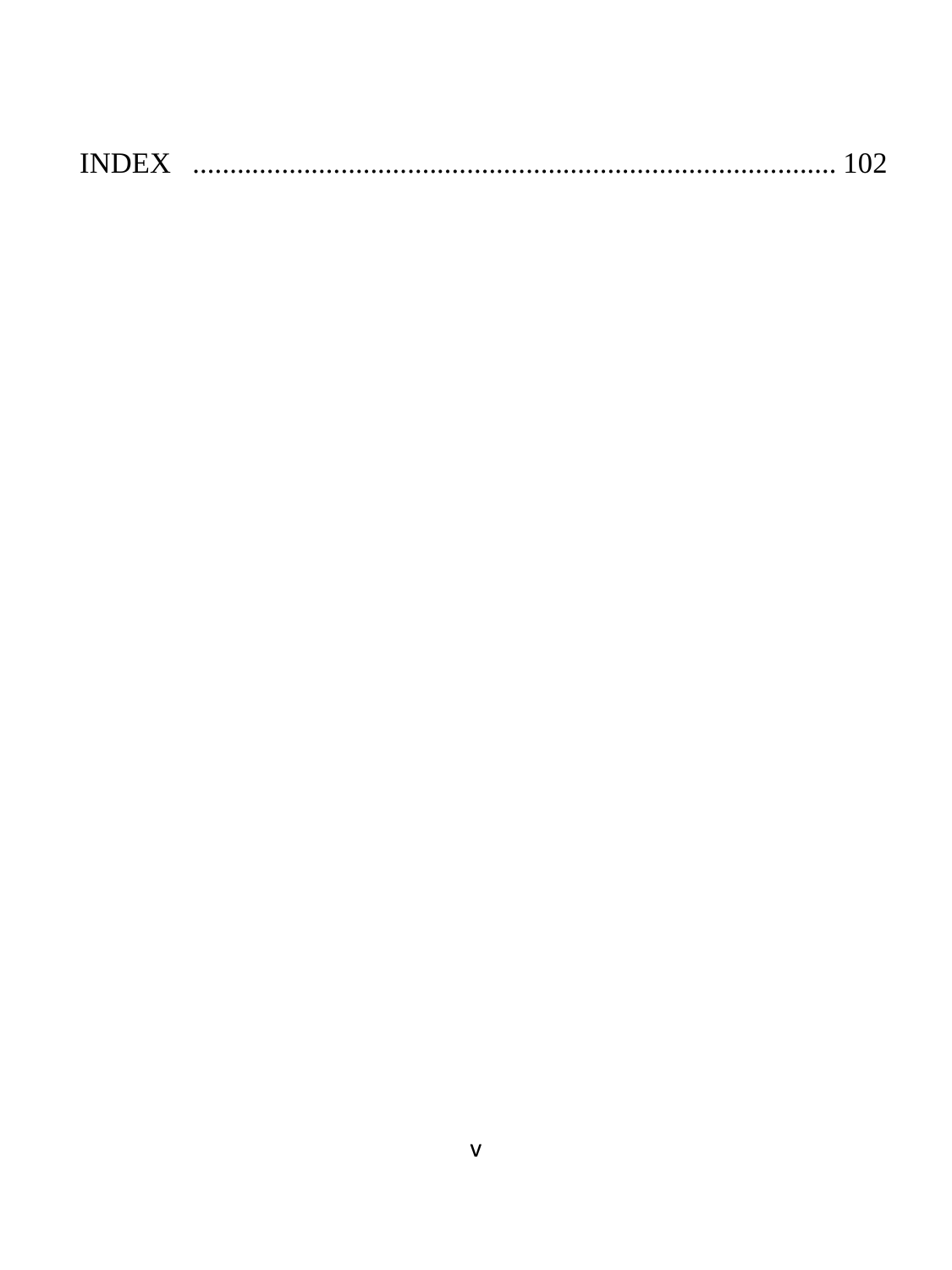INDEX ........................................................................................ 102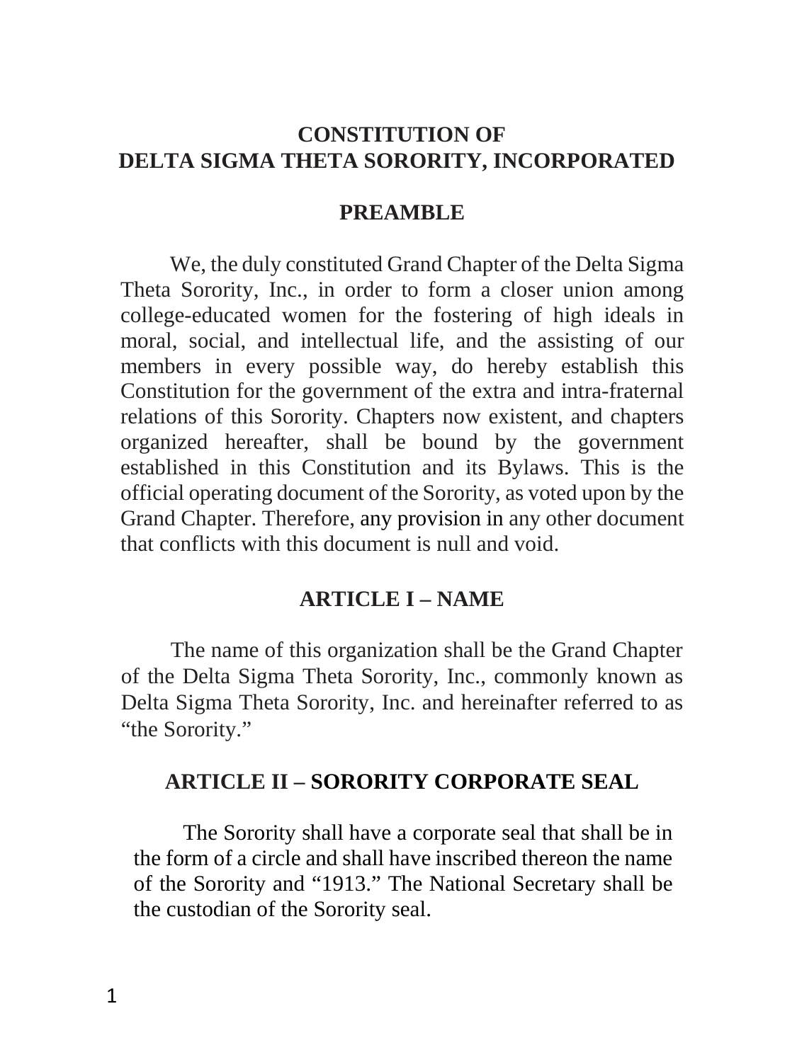# CONSTITUTION OF DELTA SIGMA THETA SORORITY, INCORPORATED

## PREAMBLE

We, the duly constituted Grand Chapter of the Delta Sigma Theta Sorority, Inc., in order to form a closer union among college-educated women for the fostering of high ideals in moral, social, and intellectual life, and the assisting of our members in every possible way, do hereby establish this Constitution for the government of the extra and intra-fraternal relations of this Sorority. Chapters now existent, and chapters organized hereafter, shall be bound by the government established in this Constitution and its Bylaws. This is the official operating document of the Sorority, as voted upon by the Grand Chapter. Therefore, any provision in any other document that conflicts with this document is null and void.

## ARTICLE I – NAME

The name of this organization shall be the Grand Chapter of the Delta Sigma Theta Sorority, Inc., commonly known as Delta Sigma Theta Sorority, Inc. and hereinafter referred to as "the Sorority."

## ARTICLE II – SORORITY CORPORATE SEAL

The Sorority shall have a corporate seal that shall be in the form of a circle and shall have inscribed thereon the name of the Sorority and "1913." The National Secretary shall be the custodian of the Sorority seal.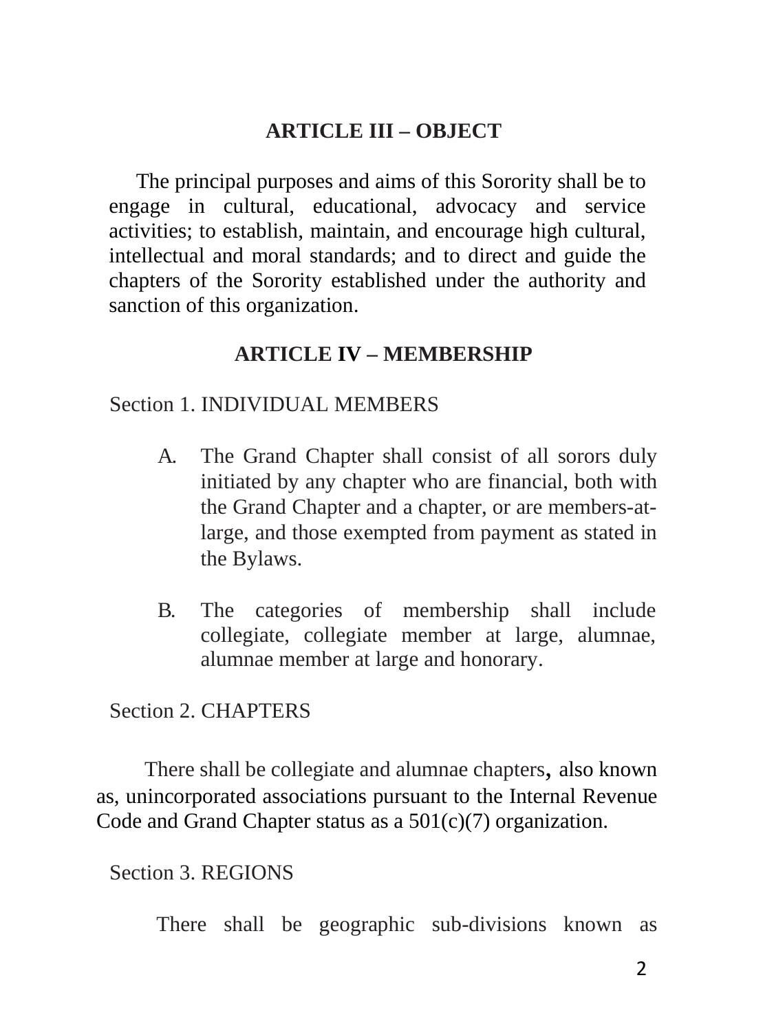## ARTICLE III – OBJECT

The principal purposes and aims of this Sorority shall be to engage in cultural, educational, advocacy and service activities; to establish, maintain, and encourage high cultural, intellectual and moral standards; and to direct and guide the chapters of the Sorority established under the authority and sanction of this organization.

## ARTICLE IV – MEMBERSHIP

Section 1. INDIVIDUAL MEMBERS

A. The Grand Chapter shall consist of all sorors duly initiated by any chapter who are financial, both with the Grand Chapter and a chapter, or are members-at-large, and those exempted from payment as stated in the Bylaws.

B. The categories of membership shall include collegiate, collegiate member at large, alumnae, alumnae member at large and honorary.

Section 2. CHAPTERS

There shall be collegiate and alumnae chapters, also known as, unincorporated associations pursuant to the Internal Revenue Code and Grand Chapter status as a 501(c)(7) organization.

Section 3. REGIONS

There shall be geographic sub-divisions known as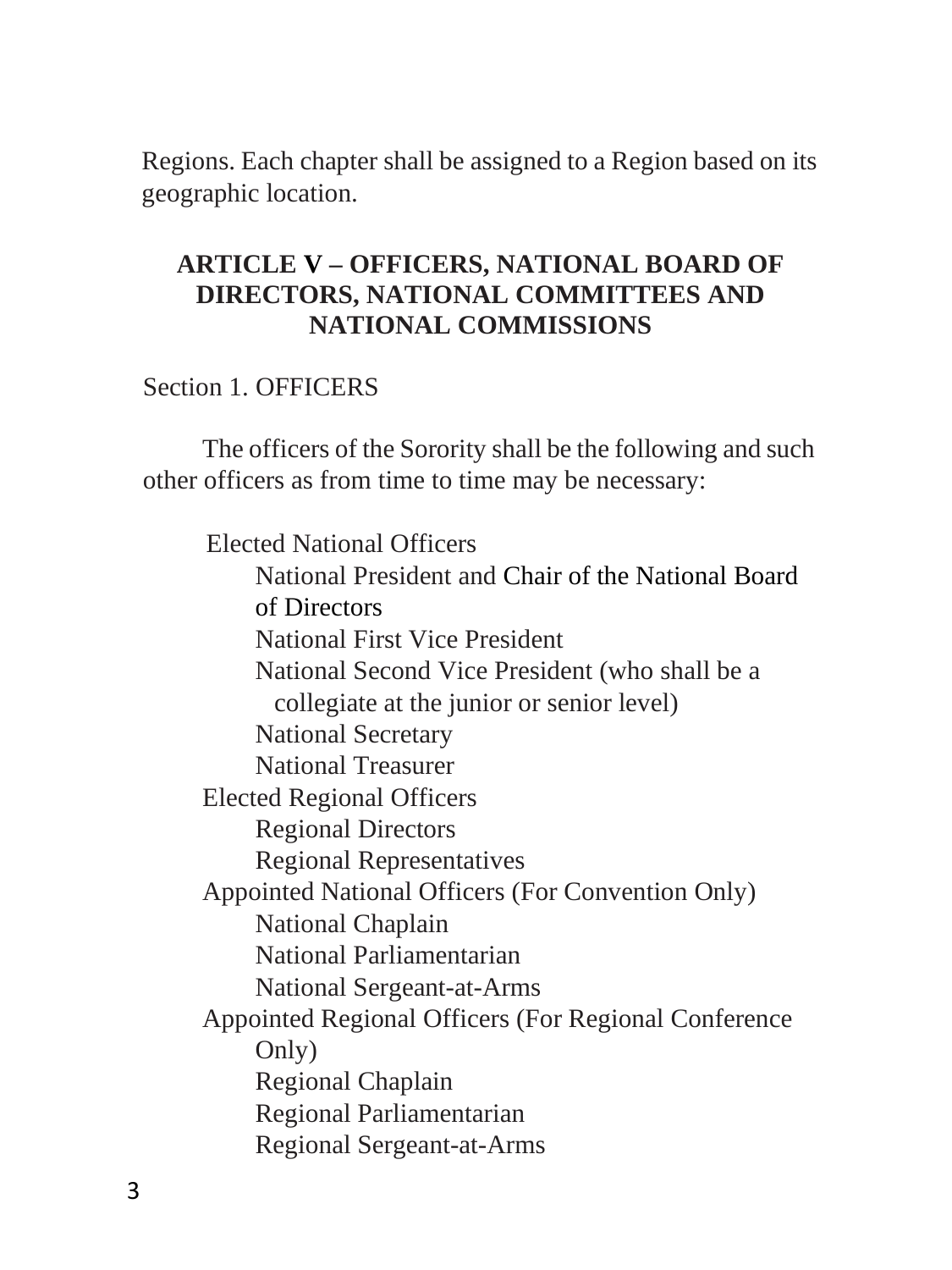Regions. Each chapter shall be assigned to a Region based on its geographic location.

## ARTICLE V – OFFICERS, NATIONAL BOARD OF DIRECTORS, NATIONAL COMMITTEES AND NATIONAL COMMISSIONS

Section 1. OFFICERS

The officers of the Sorority shall be the following and such other officers as from time to time may be necessary:

- Elected National Officers
  - National President and Chair of the National Board of Directors
  - National First Vice President
  - National Second Vice President (who shall be a collegiate at the junior or senior level)
  - National Secretary
  - National Treasurer
- Elected Regional Officers
  - Regional Directors
  - Regional Representatives
- Appointed National Officers (For Convention Only)
  - National Chaplain
  - National Parliamentarian
  - National Sergeant-at-Arms
- Appointed Regional Officers (For Regional Conference Only)
  - Regional Chaplain
  - Regional Parliamentarian
  - Regional Sergeant-at-Arms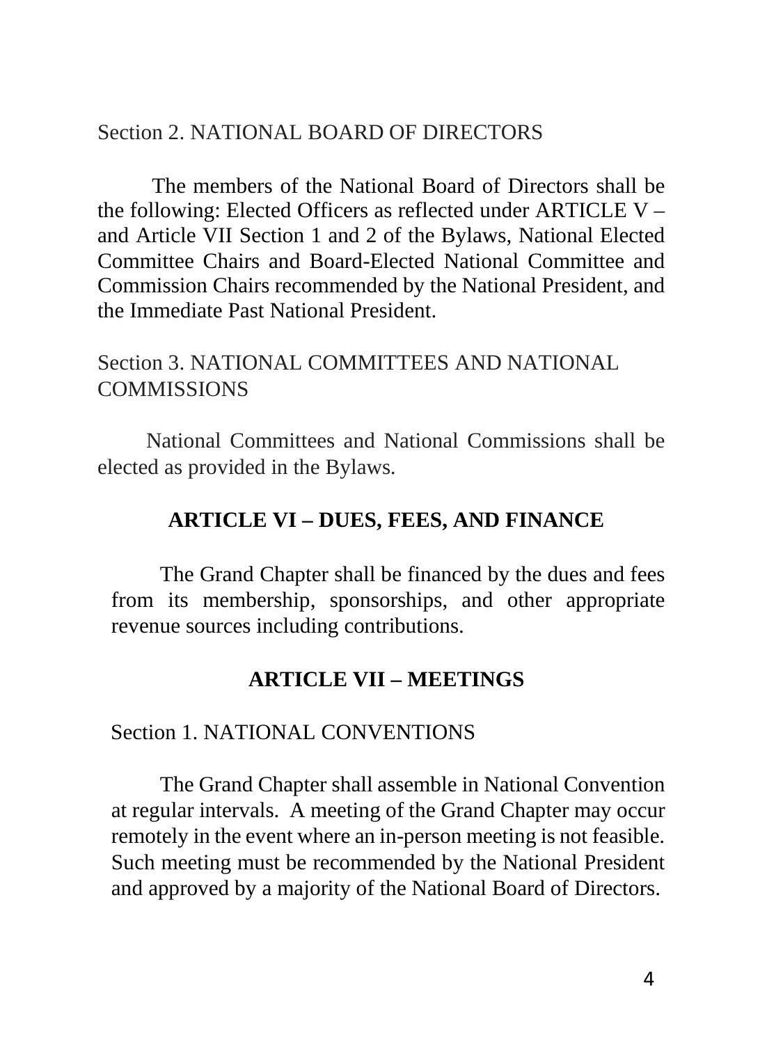Section 2. NATIONAL BOARD OF DIRECTORS

The members of the National Board of Directors shall be the following: Elected Officers as reflected under ARTICLE V – and Article VII Section 1 and 2 of the Bylaws, National Elected Committee Chairs and Board-Elected National Committee and Commission Chairs recommended by the National President, and the Immediate Past National President.

Section 3. NATIONAL COMMITTEES AND NATIONAL COMMISSIONS

National Committees and National Commissions shall be elected as provided in the Bylaws.

## ARTICLE VI – DUES, FEES, AND FINANCE

The Grand Chapter shall be financed by the dues and fees from its membership, sponsorships, and other appropriate revenue sources including contributions.

## ARTICLE VII – MEETINGS

Section 1. NATIONAL CONVENTIONS

The Grand Chapter shall assemble in National Convention at regular intervals. A meeting of the Grand Chapter may occur remotely in the event where an in-person meeting is not feasible. Such meeting must be recommended by the National President and approved by a majority of the National Board of Directors.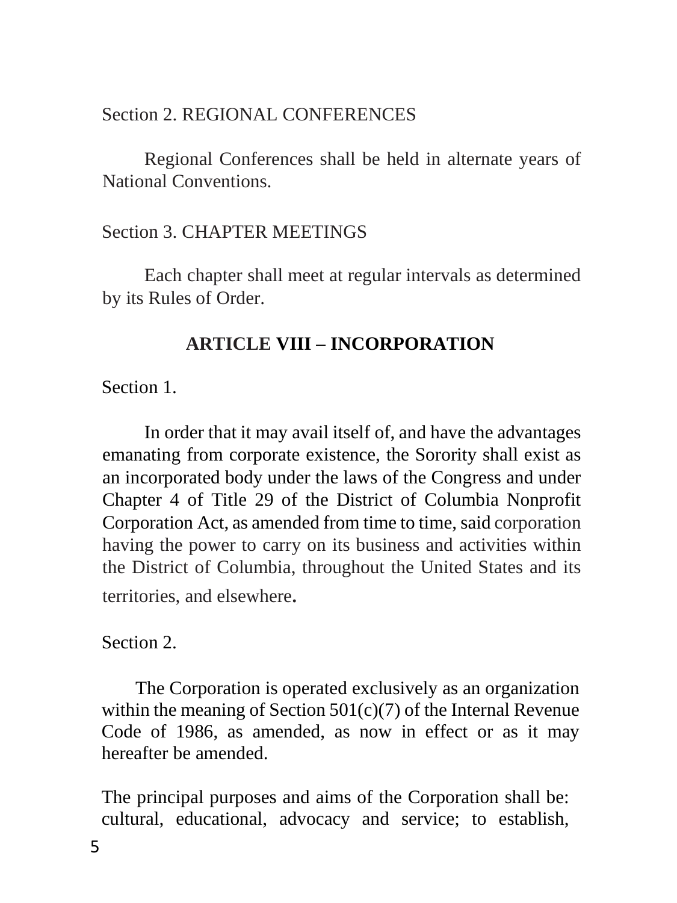Section 2. REGIONAL CONFERENCES

Regional Conferences shall be held in alternate years of National Conventions.

Section 3. CHAPTER MEETINGS

Each chapter shall meet at regular intervals as determined by its Rules of Order.

## ARTICLE VIII – INCORPORATION

Section 1.

In order that it may avail itself of, and have the advantages emanating from corporate existence, the Sorority shall exist as an incorporated body under the laws of the Congress and under Chapter 4 of Title 29 of the District of Columbia Nonprofit Corporation Act, as amended from time to time, said corporation having the power to carry on its business and activities within the District of Columbia, throughout the United States and its territories, and elsewhere.

Section 2.

The Corporation is operated exclusively as an organization within the meaning of Section 501(c)(7) of the Internal Revenue Code of 1986, as amended, as now in effect or as it may hereafter be amended.

The principal purposes and aims of the Corporation shall be: cultural, educational, advocacy and service; to establish,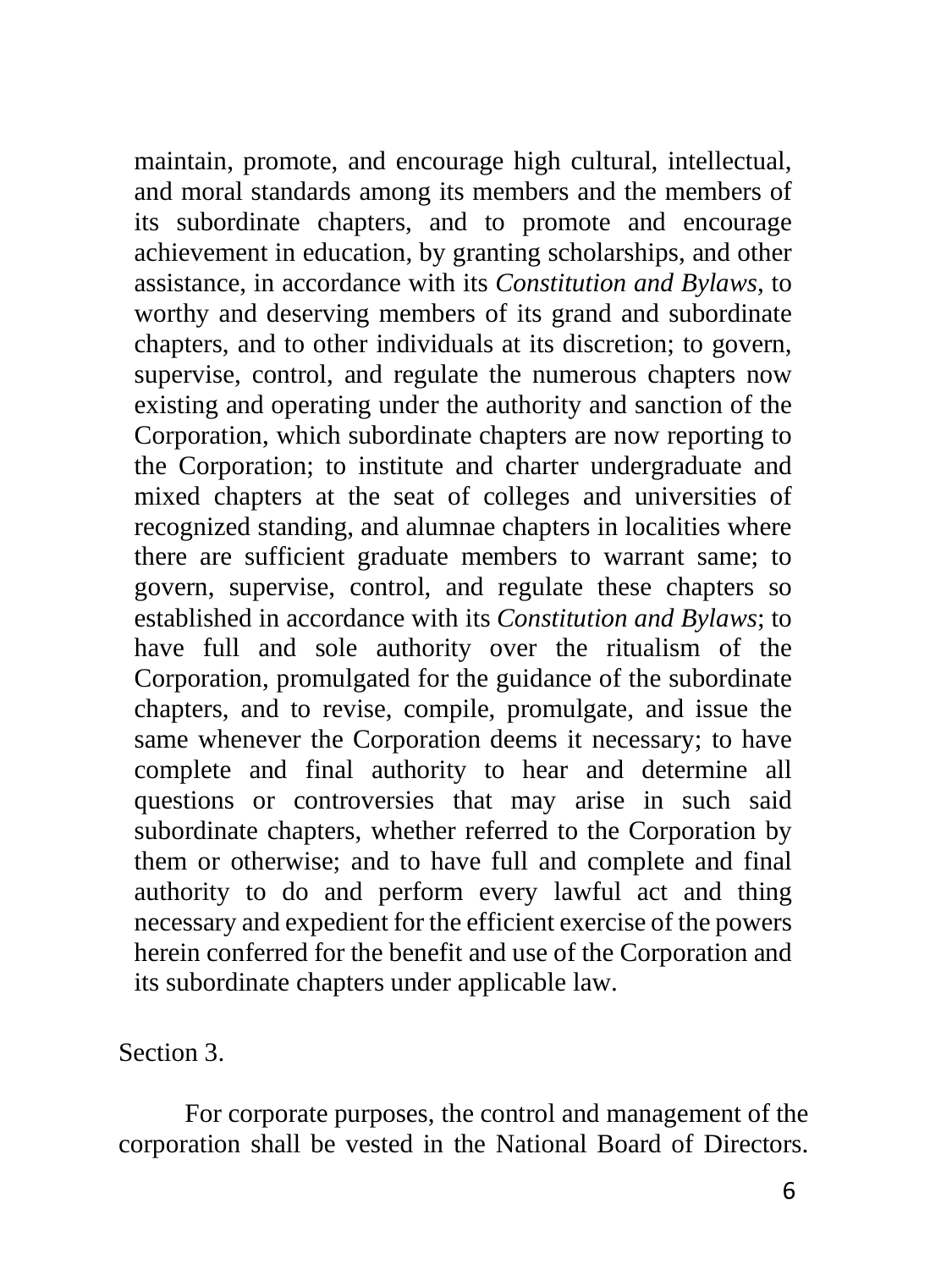maintain, promote, and encourage high cultural, intellectual, and moral standards among its members and the members of its subordinate chapters, and to promote and encourage achievement in education, by granting scholarships, and other assistance, in accordance with its *Constitution and Bylaws*, to worthy and deserving members of its grand and subordinate chapters, and to other individuals at its discretion; to govern, supervise, control, and regulate the numerous chapters now existing and operating under the authority and sanction of the Corporation, which subordinate chapters are now reporting to the Corporation; to institute and charter undergraduate and mixed chapters at the seat of colleges and universities of recognized standing, and alumnae chapters in localities where there are sufficient graduate members to warrant same; to govern, supervise, control, and regulate these chapters so established in accordance with its *Constitution and Bylaws*; to have full and sole authority over the ritualism of the Corporation, promulgated for the guidance of the subordinate chapters, and to revise, compile, promulgate, and issue the same whenever the Corporation deems it necessary; to have complete and final authority to hear and determine all questions or controversies that may arise in such said subordinate chapters, whether referred to the Corporation by them or otherwise; and to have full and complete and final authority to do and perform every lawful act and thing necessary and expedient for the efficient exercise of the powers herein conferred for the benefit and use of the Corporation and its subordinate chapters under applicable law.

Section 3.

For corporate purposes, the control and management of the corporation shall be vested in the National Board of Directors.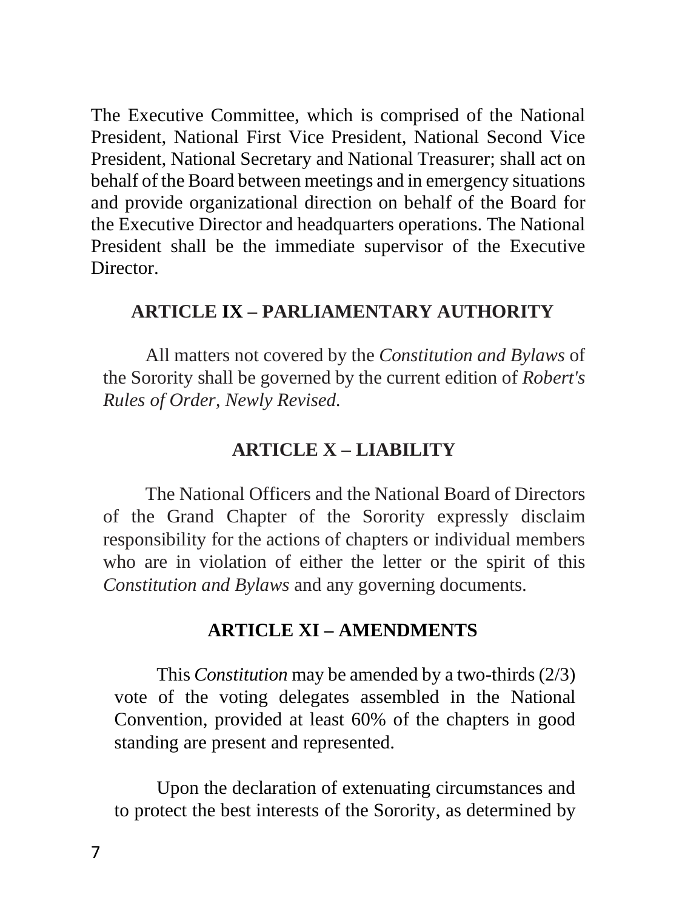The Executive Committee, which is comprised of the National President, National First Vice President, National Second Vice President, National Secretary and National Treasurer; shall act on behalf of the Board between meetings and in emergency situations and provide organizational direction on behalf of the Board for the Executive Director and headquarters operations. The National President shall be the immediate supervisor of the Executive Director.

## ARTICLE IX – PARLIAMENTARY AUTHORITY

All matters not covered by the *Constitution and Bylaws* of the Sorority shall be governed by the current edition of *Robert's Rules of Order, Newly Revised.*

## ARTICLE X – LIABILITY

The National Officers and the National Board of Directors of the Grand Chapter of the Sorority expressly disclaim responsibility for the actions of chapters or individual members who are in violation of either the letter or the spirit of this *Constitution and Bylaws* and any governing documents.

## ARTICLE XI – AMENDMENTS

This *Constitution* may be amended by a two-thirds (2/3) vote of the voting delegates assembled in the National Convention, provided at least 60% of the chapters in good standing are present and represented.

Upon the declaration of extenuating circumstances and to protect the best interests of the Sorority, as determined by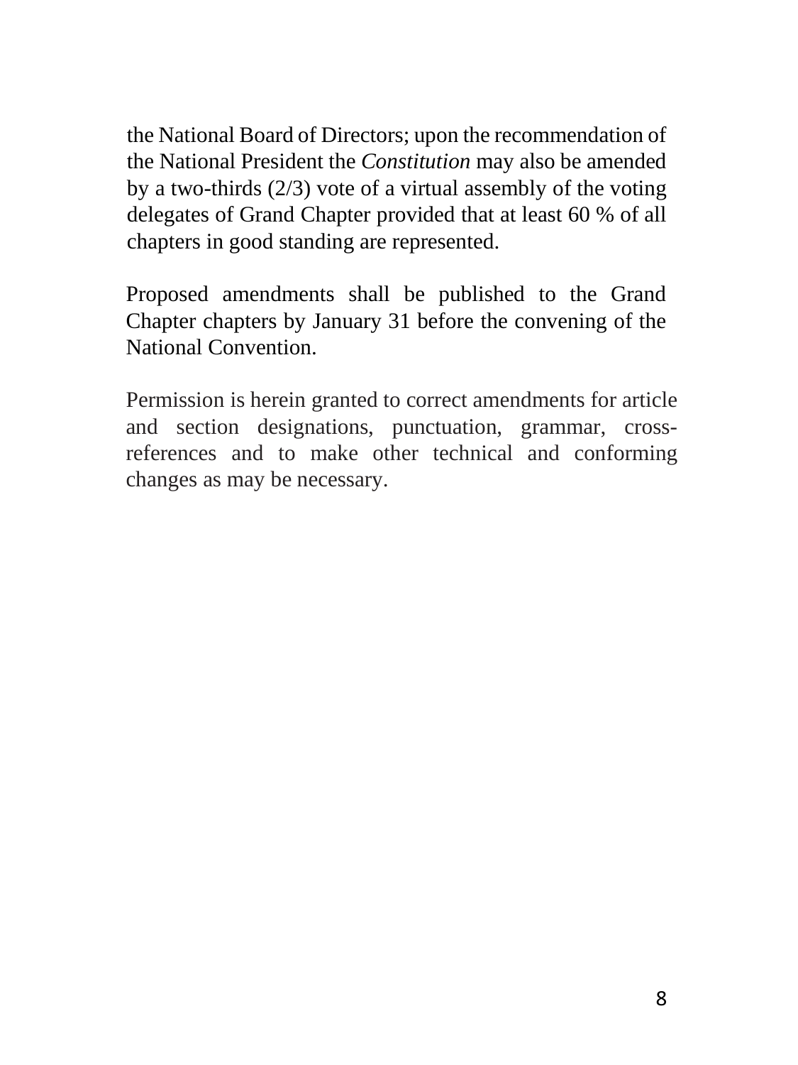the National Board of Directors; upon the recommendation of the National President the *Constitution* may also be amended by a two-thirds (2/3) vote of a virtual assembly of the voting delegates of Grand Chapter provided that at least 60 % of all chapters in good standing are represented.

Proposed amendments shall be published to the Grand Chapter chapters by January 31 before the convening of the National Convention.

Permission is herein granted to correct amendments for article and section designations, punctuation, grammar, cross-references and to make other technical and conforming changes as may be necessary.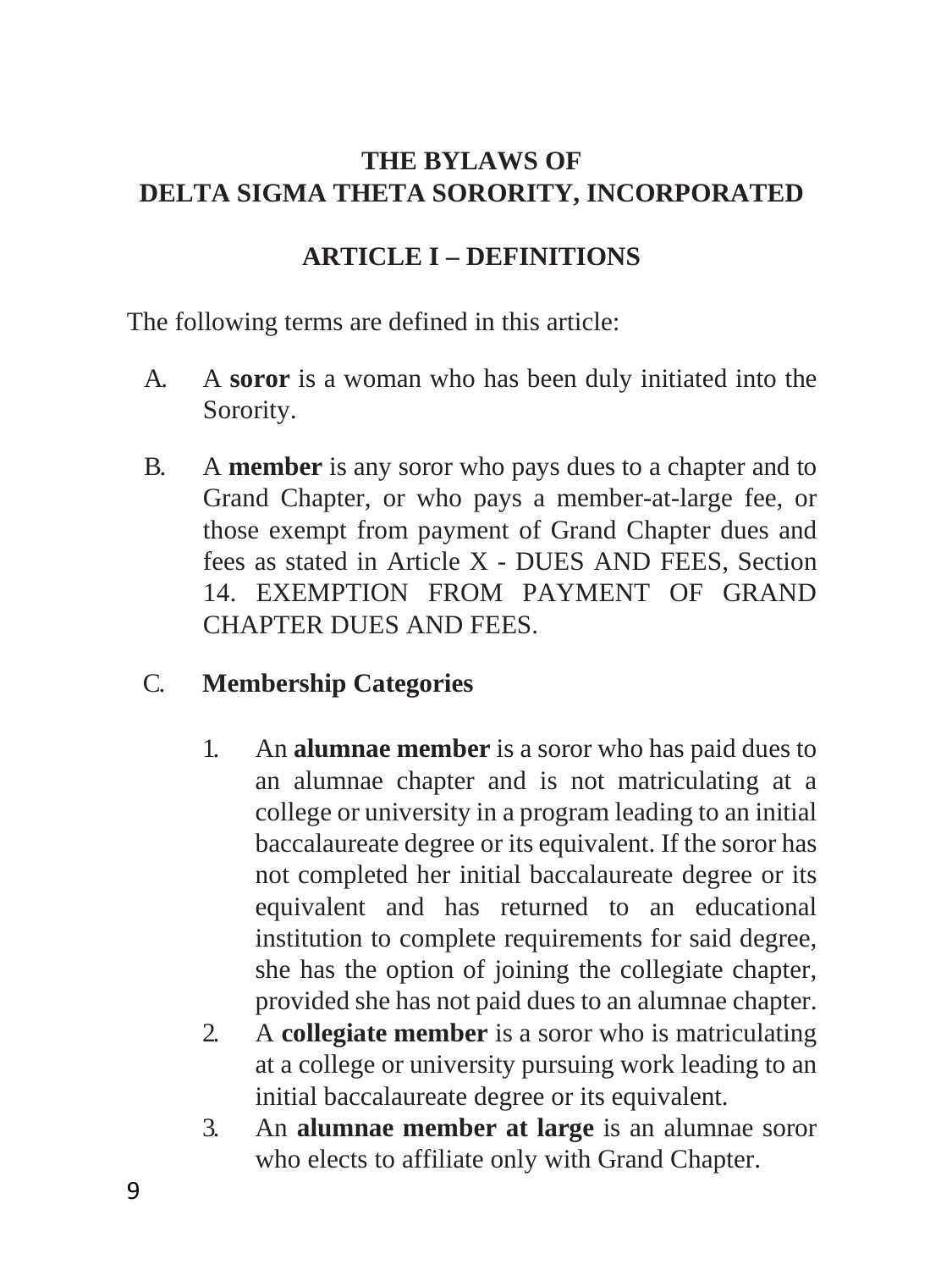# THE BYLAWS OF
# DELTA SIGMA THETA SORORITY, INCORPORATED

## ARTICLE I – DEFINITIONS

The following terms are defined in this article:

A. A **soror** is a woman who has been duly initiated into the Sorority.

B. A **member** is any soror who pays dues to a chapter and to Grand Chapter, or who pays a member-at-large fee, or those exempt from payment of Grand Chapter dues and fees as stated in Article X - DUES AND FEES, Section 14. EXEMPTION FROM PAYMENT OF GRAND CHAPTER DUES AND FEES.

C. **Membership Categories**

1. An **alumnae member** is a soror who has paid dues to an alumnae chapter and is not matriculating at a college or university in a program leading to an initial baccalaureate degree or its equivalent. If the soror has not completed her initial baccalaureate degree or its equivalent and has returned to an educational institution to complete requirements for said degree, she has the option of joining the collegiate chapter, provided she has not paid dues to an alumnae chapter.
2. A **collegiate member** is a soror who is matriculating at a college or university pursuing work leading to an initial baccalaureate degree or its equivalent.
3. An **alumnae member at large** is an alumnae soror who elects to affiliate only with Grand Chapter.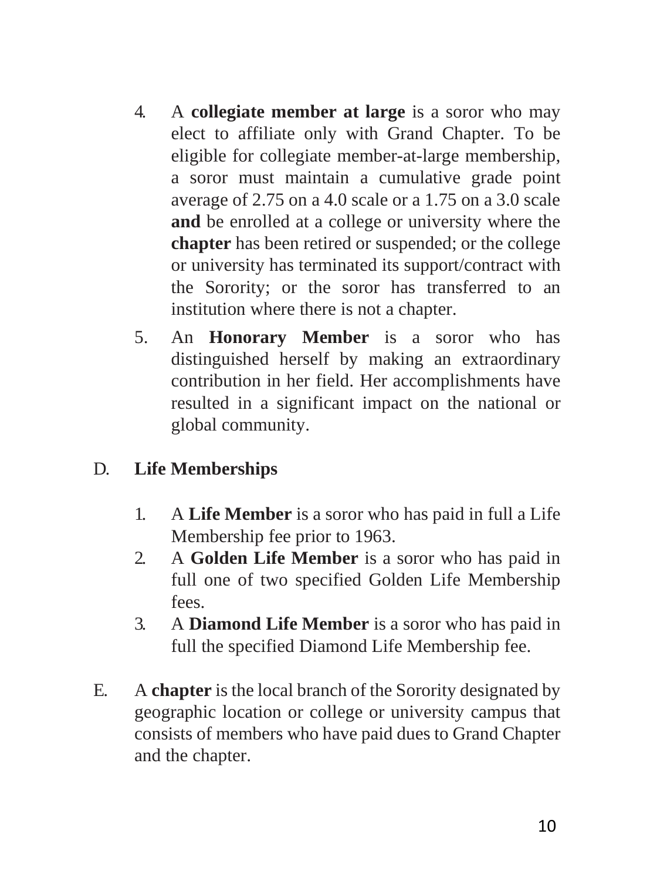4. A **collegiate member at large** is a soror who may elect to affiliate only with Grand Chapter. To be eligible for collegiate member-at-large membership, a soror must maintain a cumulative grade point average of 2.75 on a 4.0 scale or a 1.75 on a 3.0 scale **and** be enrolled at a college or university where the **chapter** has been retired or suspended; or the college or university has terminated its support/contract with the Sorority; or the soror has transferred to an institution where there is not a chapter.

5. An **Honorary Member** is a soror who has distinguished herself by making an extraordinary contribution in her field. Her accomplishments have resulted in a significant impact on the national or global community.

D. **Life Memberships**

1. A **Life Member** is a soror who has paid in full a Life Membership fee prior to 1963.
2. A **Golden Life Member** is a soror who has paid in full one of two specified Golden Life Membership fees.
3. A **Diamond Life Member** is a soror who has paid in full the specified Diamond Life Membership fee.

E. A **chapter** is the local branch of the Sorority designated by geographic location or college or university campus that consists of members who have paid dues to Grand Chapter and the chapter.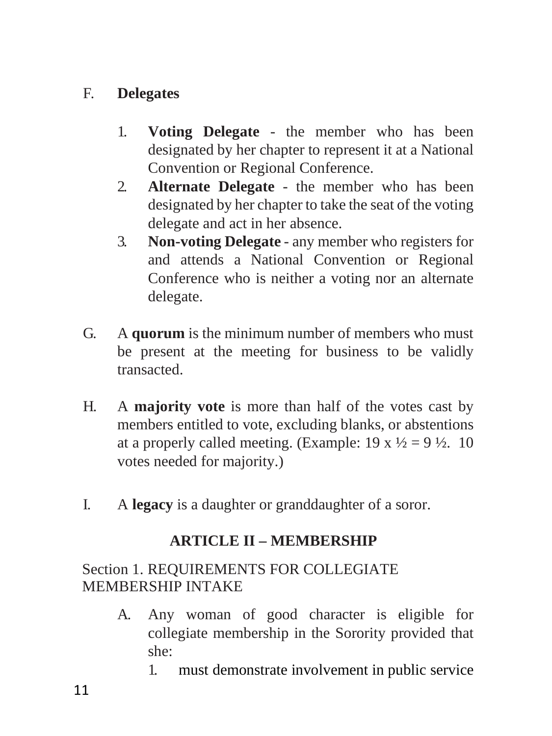F. **Delegates**

1. **Voting Delegate** - the member who has been designated by her chapter to represent it at a National Convention or Regional Conference.
2. **Alternate Delegate** - the member who has been designated by her chapter to take the seat of the voting delegate and act in her absence.
3. **Non-voting Delegate** - any member who registers for and attends a National Convention or Regional Conference who is neither a voting nor an alternate delegate.

G. A **quorum** is the minimum number of members who must be present at the meeting for business to be validly transacted.

H. A **majority vote** is more than half of the votes cast by members entitled to vote, excluding blanks, or abstentions at a properly called meeting. (Example: 19 x ½ = 9 ½. 10 votes needed for majority.)

I. A **legacy** is a daughter or granddaughter of a soror.

## ARTICLE II – MEMBERSHIP

Section 1. REQUIREMENTS FOR COLLEGIATE MEMBERSHIP INTAKE

A. Any woman of good character is eligible for collegiate membership in the Sorority provided that she:

1. must demonstrate involvement in public service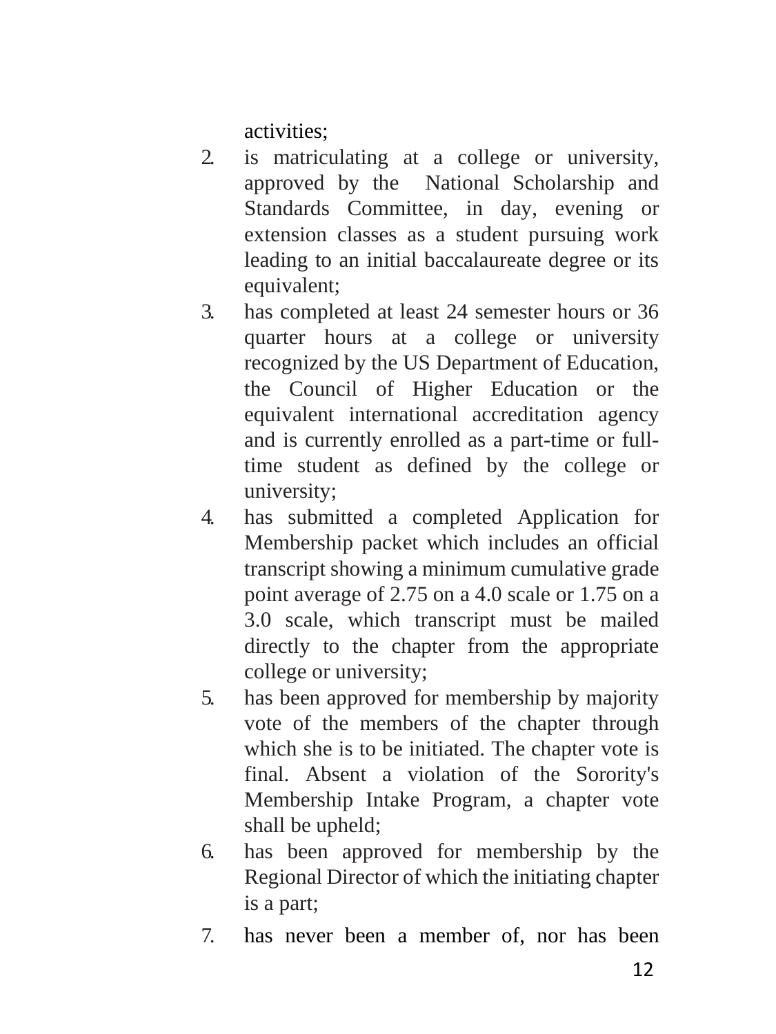activities;

2. is matriculating at a college or university, approved by the National Scholarship and Standards Committee, in day, evening or extension classes as a student pursuing work leading to an initial baccalaureate degree or its equivalent;
3. has completed at least 24 semester hours or 36 quarter hours at a college or university recognized by the US Department of Education, the Council of Higher Education or the equivalent international accreditation agency and is currently enrolled as a part-time or full-time student as defined by the college or university;
4. has submitted a completed Application for Membership packet which includes an official transcript showing a minimum cumulative grade point average of 2.75 on a 4.0 scale or 1.75 on a 3.0 scale, which transcript must be mailed directly to the chapter from the appropriate college or university;
5. has been approved for membership by majority vote of the members of the chapter through which she is to be initiated. The chapter vote is final. Absent a violation of the Sorority's Membership Intake Program, a chapter vote shall be upheld;
6. has been approved for membership by the Regional Director of which the initiating chapter is a part;
7. has never been a member of, nor has been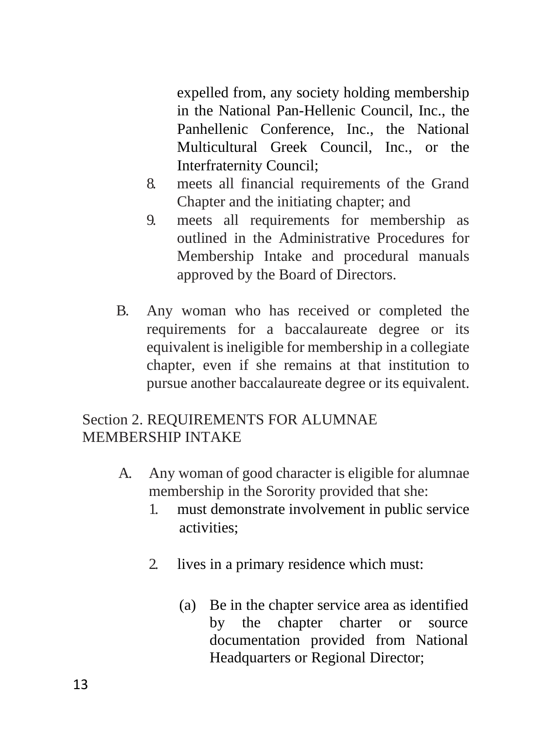expelled from, any society holding membership in the National Pan-Hellenic Council, Inc., the Panhellenic Conference, Inc., the National Multicultural Greek Council, Inc., or the Interfraternity Council;

8. meets all financial requirements of the Grand Chapter and the initiating chapter; and
9. meets all requirements for membership as outlined in the Administrative Procedures for Membership Intake and procedural manuals approved by the Board of Directors.

B. Any woman who has received or completed the requirements for a baccalaureate degree or its equivalent is ineligible for membership in a collegiate chapter, even if she remains at that institution to pursue another baccalaureate degree or its equivalent.

Section 2. REQUIREMENTS FOR ALUMNAE MEMBERSHIP INTAKE

A. Any woman of good character is eligible for alumnae membership in the Sorority provided that she:
   1. must demonstrate involvement in public service activities;
   2. lives in a primary residence which must:
      (a) Be in the chapter service area as identified by the chapter charter or source documentation provided from National Headquarters or Regional Director;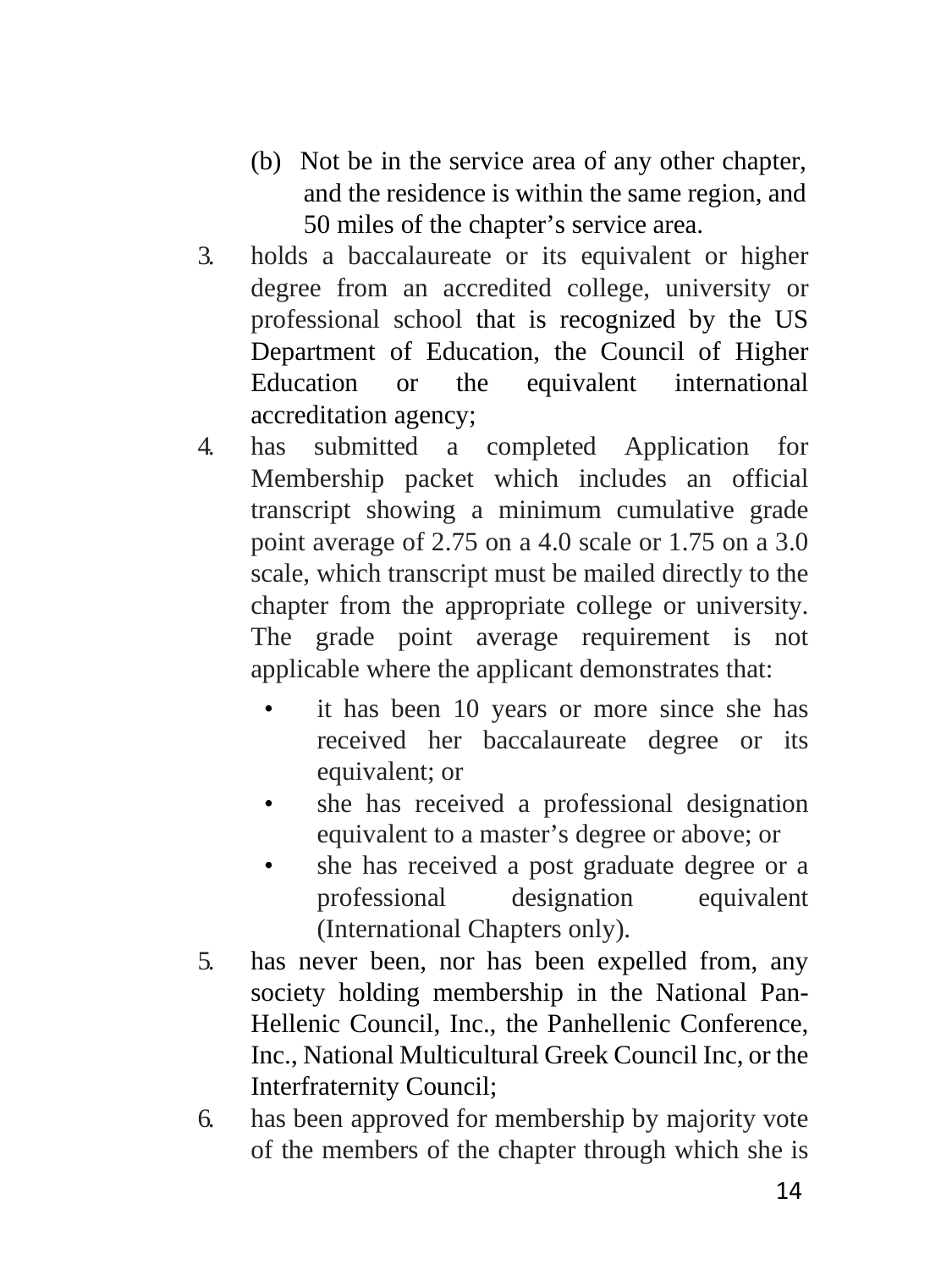(b) Not be in the service area of any other chapter, and the residence is within the same region, and 50 miles of the chapter's service area.

3. holds a baccalaureate or its equivalent or higher degree from an accredited college, university or professional school that is recognized by the US Department of Education, the Council of Higher Education or the equivalent international accreditation agency;

4. has submitted a completed Application for Membership packet which includes an official transcript showing a minimum cumulative grade point average of 2.75 on a 4.0 scale or 1.75 on a 3.0 scale, which transcript must be mailed directly to the chapter from the appropriate college or university. The grade point average requirement is not applicable where the applicant demonstrates that:

   - it has been 10 years or more since she has received her baccalaureate degree or its equivalent; or
   - she has received a professional designation equivalent to a master's degree or above; or
   - she has received a post graduate degree or a professional designation equivalent (International Chapters only).

5. has never been, nor has been expelled from, any society holding membership in the National Pan-Hellenic Council, Inc., the Panhellenic Conference, Inc., National Multicultural Greek Council Inc, or the Interfraternity Council;

6. has been approved for membership by majority vote of the members of the chapter through which she is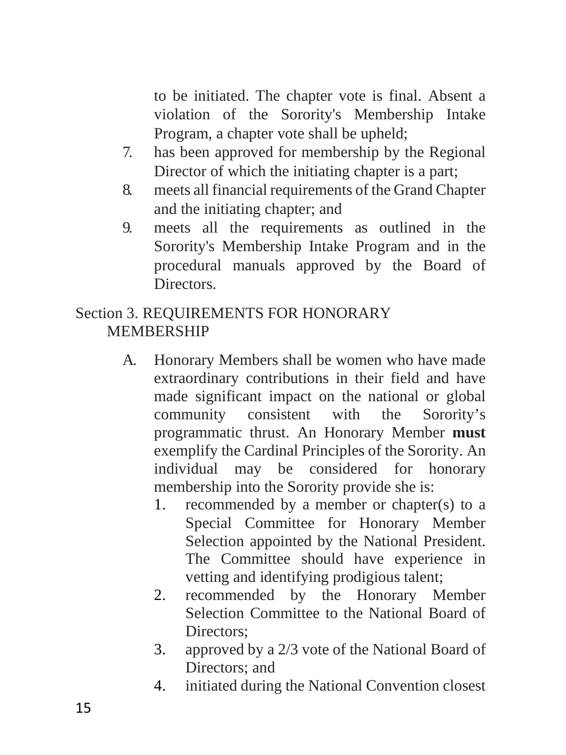to be initiated. The chapter vote is final. Absent a violation of the Sorority's Membership Intake Program, a chapter vote shall be upheld;

7. has been approved for membership by the Regional Director of which the initiating chapter is a part;
8. meets all financial requirements of the Grand Chapter and the initiating chapter; and
9. meets all the requirements as outlined in the Sorority's Membership Intake Program and in the procedural manuals approved by the Board of Directors.

## Section 3. REQUIREMENTS FOR HONORARY MEMBERSHIP

A. Honorary Members shall be women who have made extraordinary contributions in their field and have made significant impact on the national or global community consistent with the Sorority's programmatic thrust. An Honorary Member **must** exemplify the Cardinal Principles of the Sorority. An individual may be considered for honorary membership into the Sorority provide she is:

1. recommended by a member or chapter(s) to a Special Committee for Honorary Member Selection appointed by the National President. The Committee should have experience in vetting and identifying prodigious talent;
2. recommended by the Honorary Member Selection Committee to the National Board of Directors;
3. approved by a 2/3 vote of the National Board of Directors; and
4. initiated during the National Convention closest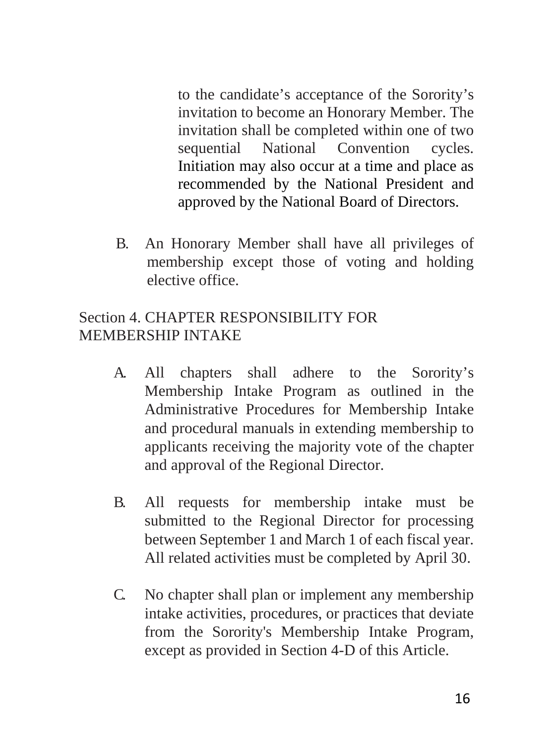to the candidate's acceptance of the Sorority's invitation to become an Honorary Member. The invitation shall be completed within one of two sequential National Convention cycles. Initiation may also occur at a time and place as recommended by the National President and approved by the National Board of Directors.

B. An Honorary Member shall have all privileges of membership except those of voting and holding elective office.

## Section 4. CHAPTER RESPONSIBILITY FOR MEMBERSHIP INTAKE

A. All chapters shall adhere to the Sorority's Membership Intake Program as outlined in the Administrative Procedures for Membership Intake and procedural manuals in extending membership to applicants receiving the majority vote of the chapter and approval of the Regional Director.

B. All requests for membership intake must be submitted to the Regional Director for processing between September 1 and March 1 of each fiscal year. All related activities must be completed by April 30.

C. No chapter shall plan or implement any membership intake activities, procedures, or practices that deviate from the Sorority's Membership Intake Program, except as provided in Section 4-D of this Article.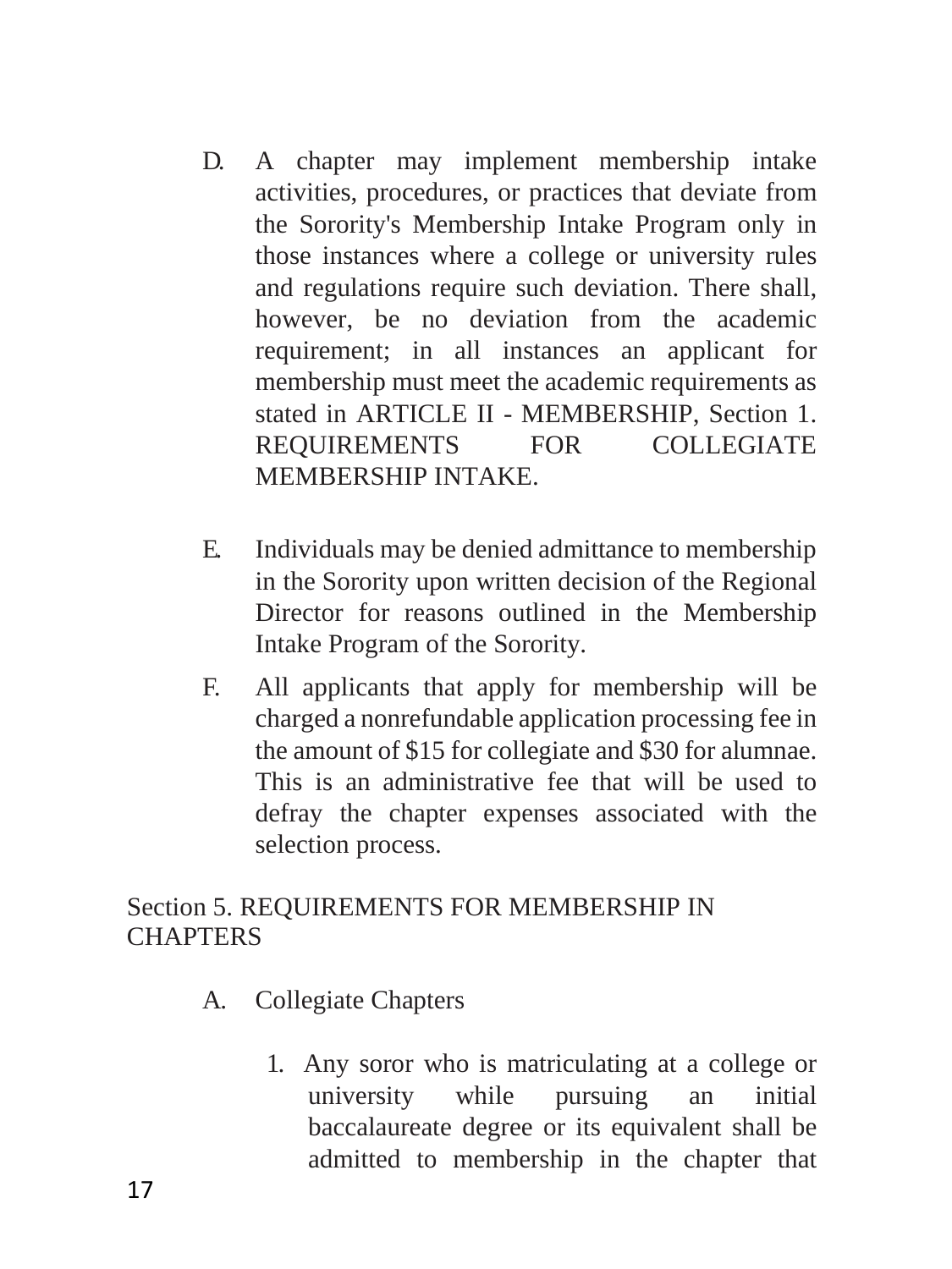D. A chapter may implement membership intake activities, procedures, or practices that deviate from the Sorority's Membership Intake Program only in those instances where a college or university rules and regulations require such deviation. There shall, however, be no deviation from the academic requirement; in all instances an applicant for membership must meet the academic requirements as stated in ARTICLE II - MEMBERSHIP, Section 1. REQUIREMENTS FOR COLLEGIATE MEMBERSHIP INTAKE.

E. Individuals may be denied admittance to membership in the Sorority upon written decision of the Regional Director for reasons outlined in the Membership Intake Program of the Sorority.

F. All applicants that apply for membership will be charged a nonrefundable application processing fee in the amount of $15 for collegiate and $30 for alumnae. This is an administrative fee that will be used to defray the chapter expenses associated with the selection process.

Section 5. REQUIREMENTS FOR MEMBERSHIP IN CHAPTERS

A. Collegiate Chapters

1. Any soror who is matriculating at a college or university while pursuing an initial baccalaureate degree or its equivalent shall be admitted to membership in the chapter that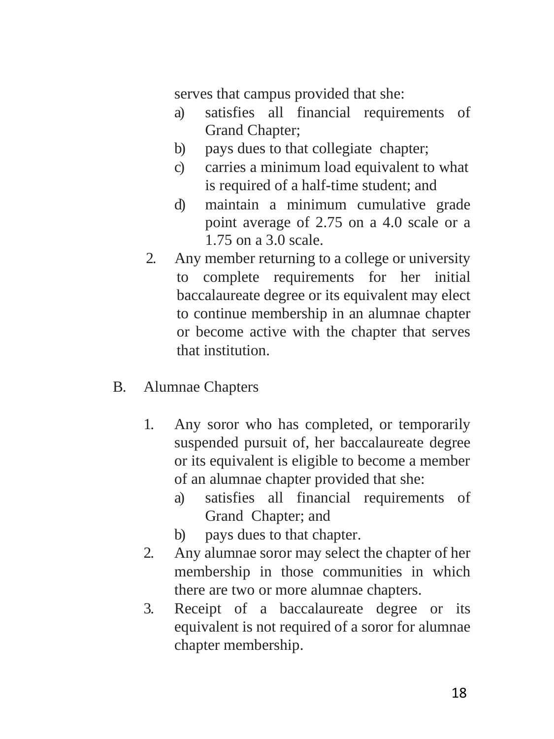serves that campus provided that she:

a) satisfies all financial requirements of Grand Chapter;
b) pays dues to that collegiate chapter;
c) carries a minimum load equivalent to what is required of a half-time student; and
d) maintain a minimum cumulative grade point average of 2.75 on a 4.0 scale or a 1.75 on a 3.0 scale.

2. Any member returning to a college or university to complete requirements for her initial baccalaureate degree or its equivalent may elect to continue membership in an alumnae chapter or become active with the chapter that serves that institution.

B. Alumnae Chapters

1. Any soror who has completed, or temporarily suspended pursuit of, her baccalaureate degree or its equivalent is eligible to become a member of an alumnae chapter provided that she:
   a) satisfies all financial requirements of Grand Chapter; and
   b) pays dues to that chapter.
2. Any alumnae soror may select the chapter of her membership in those communities in which there are two or more alumnae chapters.
3. Receipt of a baccalaureate degree or its equivalent is not required of a soror for alumnae chapter membership.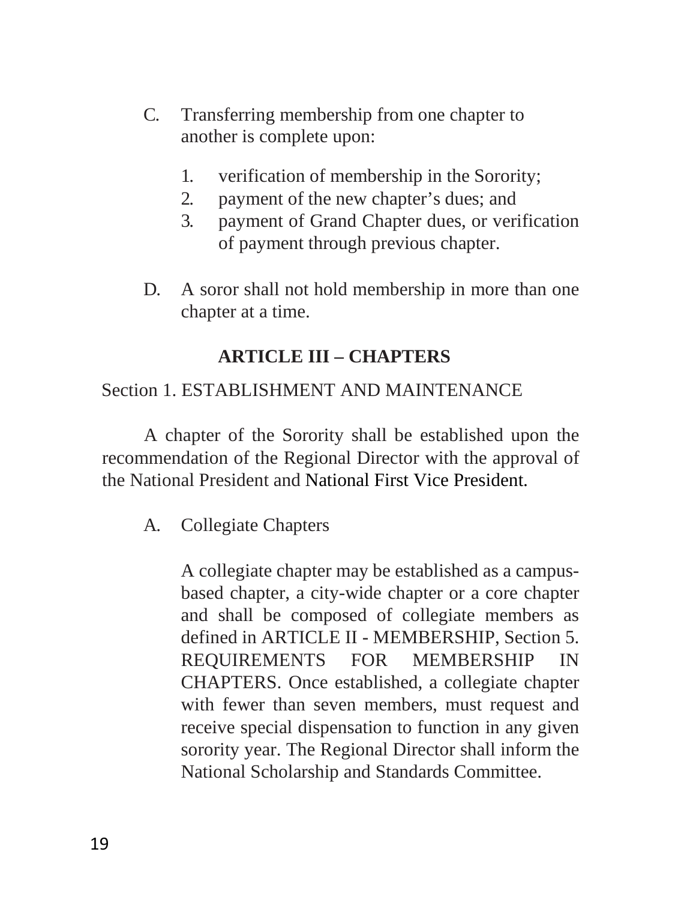C. Transferring membership from one chapter to another is complete upon:

   1. verification of membership in the Sorority;
   2. payment of the new chapter's dues; and
   3. payment of Grand Chapter dues, or verification of payment through previous chapter.

D. A soror shall not hold membership in more than one chapter at a time.

## ARTICLE III – CHAPTERS

### Section 1. ESTABLISHMENT AND MAINTENANCE

A chapter of the Sorority shall be established upon the recommendation of the Regional Director with the approval of the National President and National First Vice President.

A. Collegiate Chapters

   A collegiate chapter may be established as a campus-based chapter, a city-wide chapter or a core chapter and shall be composed of collegiate members as defined in ARTICLE II - MEMBERSHIP, Section 5. REQUIREMENTS FOR MEMBERSHIP IN CHAPTERS. Once established, a collegiate chapter with fewer than seven members, must request and receive special dispensation to function in any given sorority year. The Regional Director shall inform the National Scholarship and Standards Committee.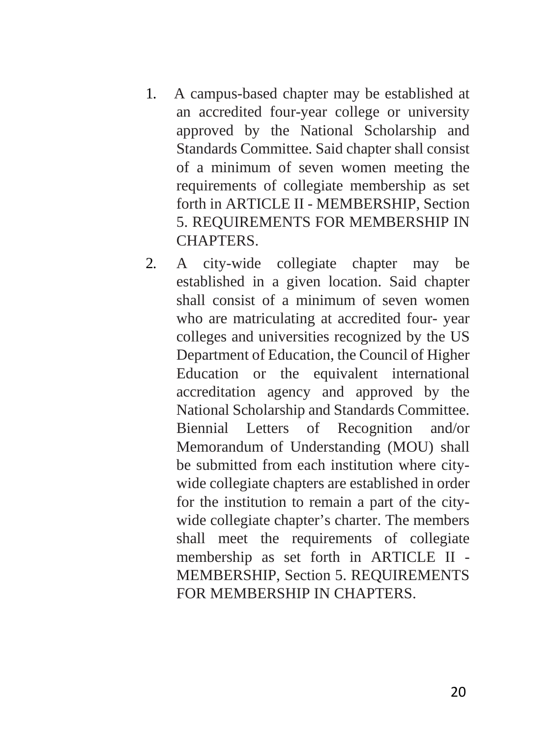1. A campus-based chapter may be established at an accredited four-year college or university approved by the National Scholarship and Standards Committee. Said chapter shall consist of a minimum of seven women meeting the requirements of collegiate membership as set forth in ARTICLE II - MEMBERSHIP, Section 5. REQUIREMENTS FOR MEMBERSHIP IN CHAPTERS.
2. A city-wide collegiate chapter may be established in a given location. Said chapter shall consist of a minimum of seven women who are matriculating at accredited four- year colleges and universities recognized by the US Department of Education, the Council of Higher Education or the equivalent international accreditation agency and approved by the National Scholarship and Standards Committee. Biennial Letters of Recognition and/or Memorandum of Understanding (MOU) shall be submitted from each institution where city-wide collegiate chapters are established in order for the institution to remain a part of the city-wide collegiate chapter's charter. The members shall meet the requirements of collegiate membership as set forth in ARTICLE II - MEMBERSHIP, Section 5. REQUIREMENTS FOR MEMBERSHIP IN CHAPTERS.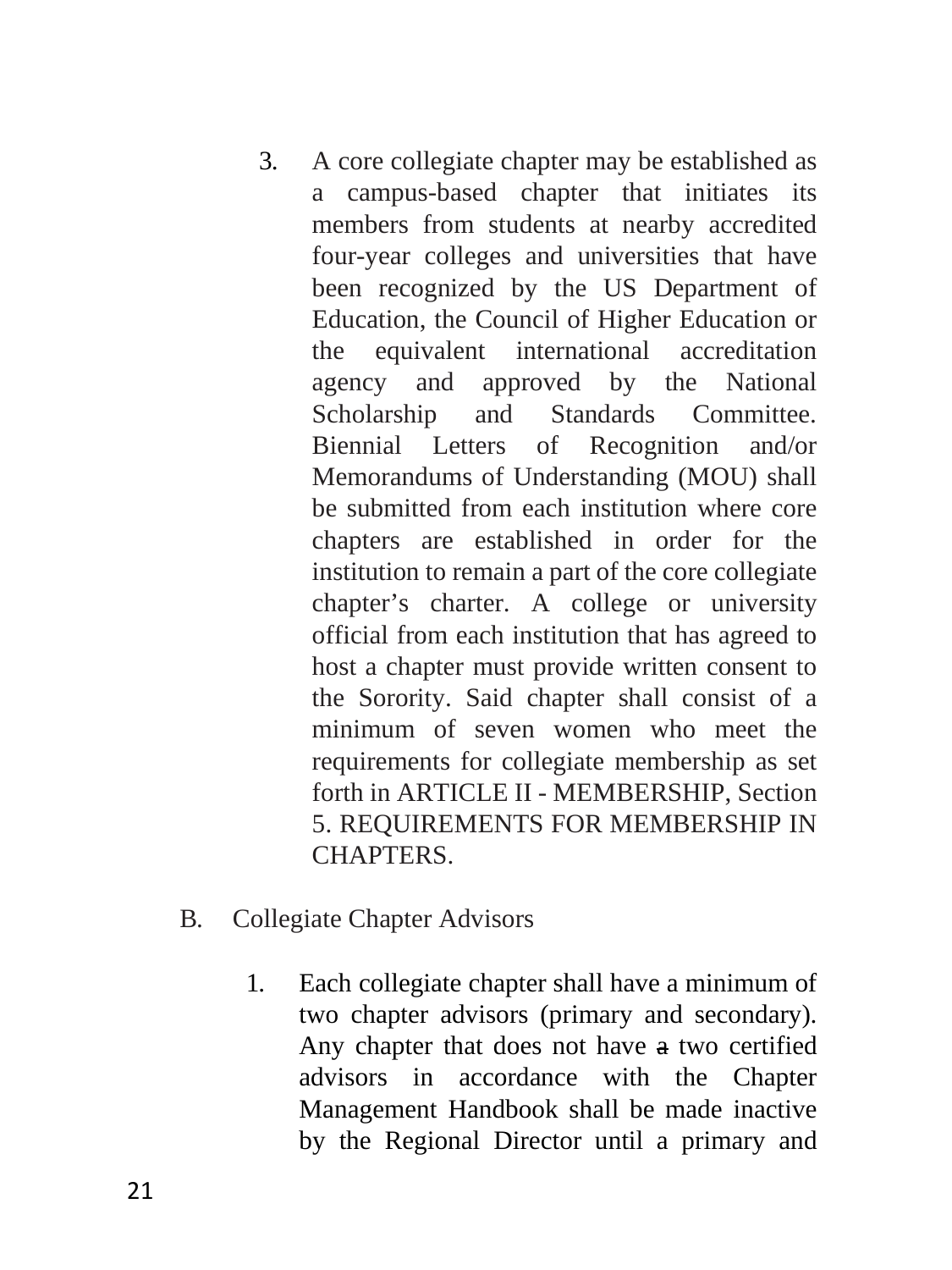3. A core collegiate chapter may be established as a campus-based chapter that initiates its members from students at nearby accredited four-year colleges and universities that have been recognized by the US Department of Education, the Council of Higher Education or the equivalent international accreditation agency and approved by the National Scholarship and Standards Committee. Biennial Letters of Recognition and/or Memorandums of Understanding (MOU) shall be submitted from each institution where core chapters are established in order for the institution to remain a part of the core collegiate chapter's charter. A college or university official from each institution that has agreed to host a chapter must provide written consent to the Sorority. Said chapter shall consist of a minimum of seven women who meet the requirements for collegiate membership as set forth in ARTICLE II - MEMBERSHIP, Section 5. REQUIREMENTS FOR MEMBERSHIP IN CHAPTERS.

B. Collegiate Chapter Advisors

1. Each collegiate chapter shall have a minimum of two chapter advisors (primary and secondary). Any chapter that does not have ~~a~~ two certified advisors in accordance with the Chapter Management Handbook shall be made inactive by the Regional Director until a primary and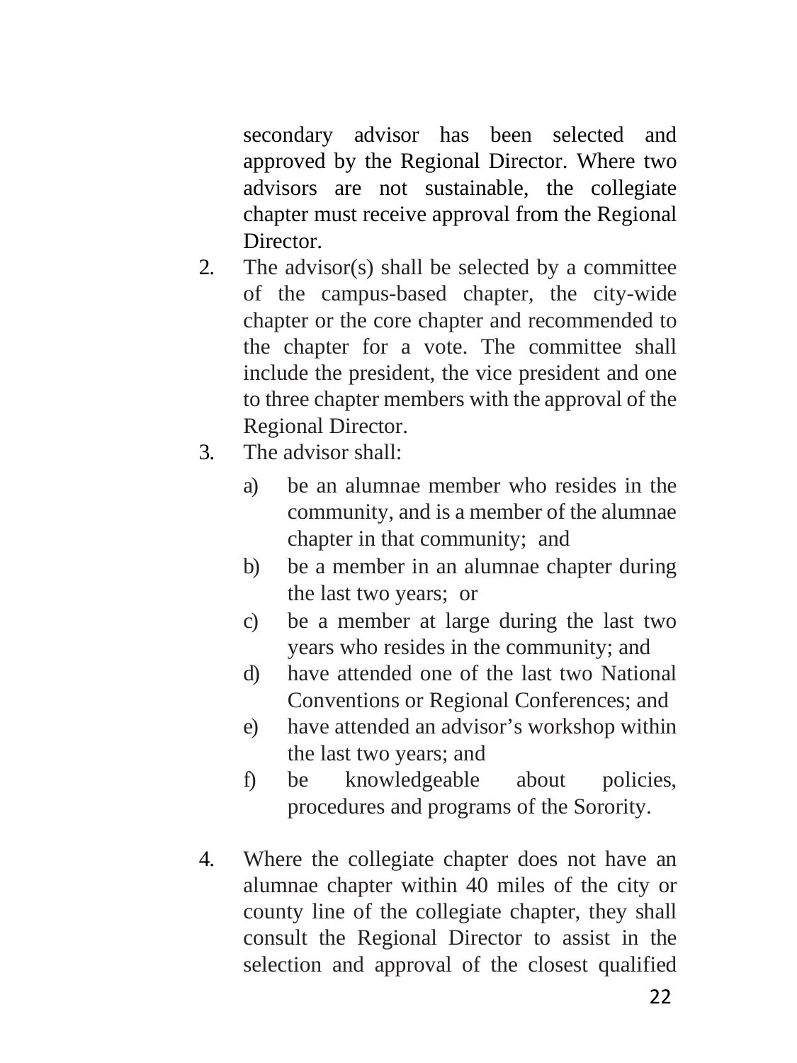secondary advisor has been selected and approved by the Regional Director. Where two advisors are not sustainable, the collegiate chapter must receive approval from the Regional Director.

2. The advisor(s) shall be selected by a committee of the campus-based chapter, the city-wide chapter or the core chapter and recommended to the chapter for a vote. The committee shall include the president, the vice president and one to three chapter members with the approval of the Regional Director.
3. The advisor shall:
   a) be an alumnae member who resides in the community, and is a member of the alumnae chapter in that community; and
   b) be a member in an alumnae chapter during the last two years; or
   c) be a member at large during the last two years who resides in the community; and
   d) have attended one of the last two National Conventions or Regional Conferences; and
   e) have attended an advisor's workshop within the last two years; and
   f) be knowledgeable about policies, procedures and programs of the Sorority.

4. Where the collegiate chapter does not have an alumnae chapter within 40 miles of the city or county line of the collegiate chapter, they shall consult the Regional Director to assist in the selection and approval of the closest qualified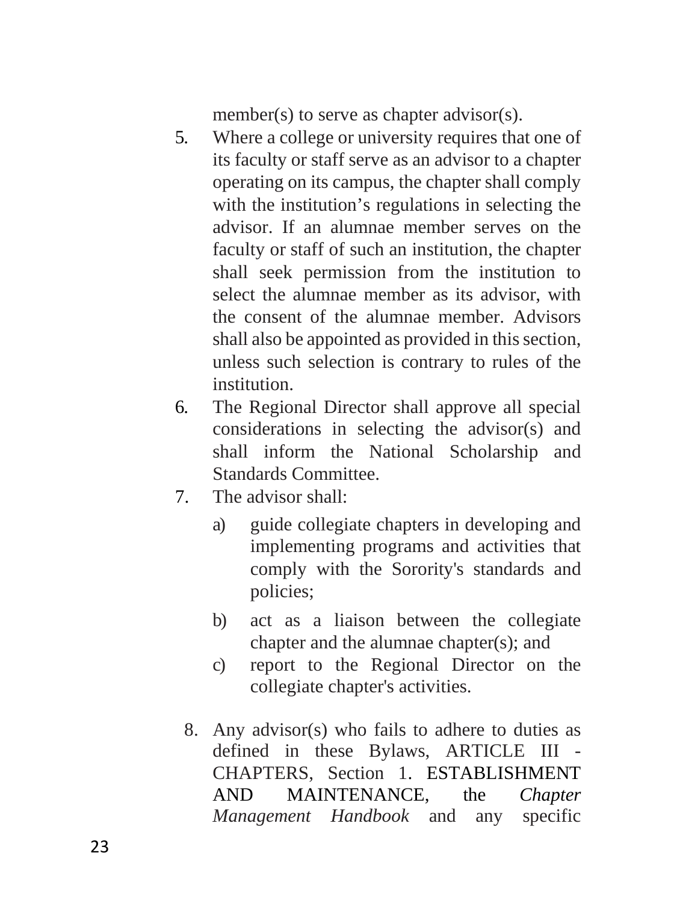member(s) to serve as chapter advisor(s).

5. Where a college or university requires that one of its faculty or staff serve as an advisor to a chapter operating on its campus, the chapter shall comply with the institution's regulations in selecting the advisor. If an alumnae member serves on the faculty or staff of such an institution, the chapter shall seek permission from the institution to select the alumnae member as its advisor, with the consent of the alumnae member. Advisors shall also be appointed as provided in this section, unless such selection is contrary to rules of the institution.
6. The Regional Director shall approve all special considerations in selecting the advisor(s) and shall inform the National Scholarship and Standards Committee.
7. The advisor shall:
    a) guide collegiate chapters in developing and implementing programs and activities that comply with the Sorority's standards and policies;
    b) act as a liaison between the collegiate chapter and the alumnae chapter(s); and
    c) report to the Regional Director on the collegiate chapter's activities.
8. Any advisor(s) who fails to adhere to duties as defined in these Bylaws, ARTICLE III - CHAPTERS, Section 1. ESTABLISHMENT AND MAINTENANCE, the *Chapter Management Handbook* and any specific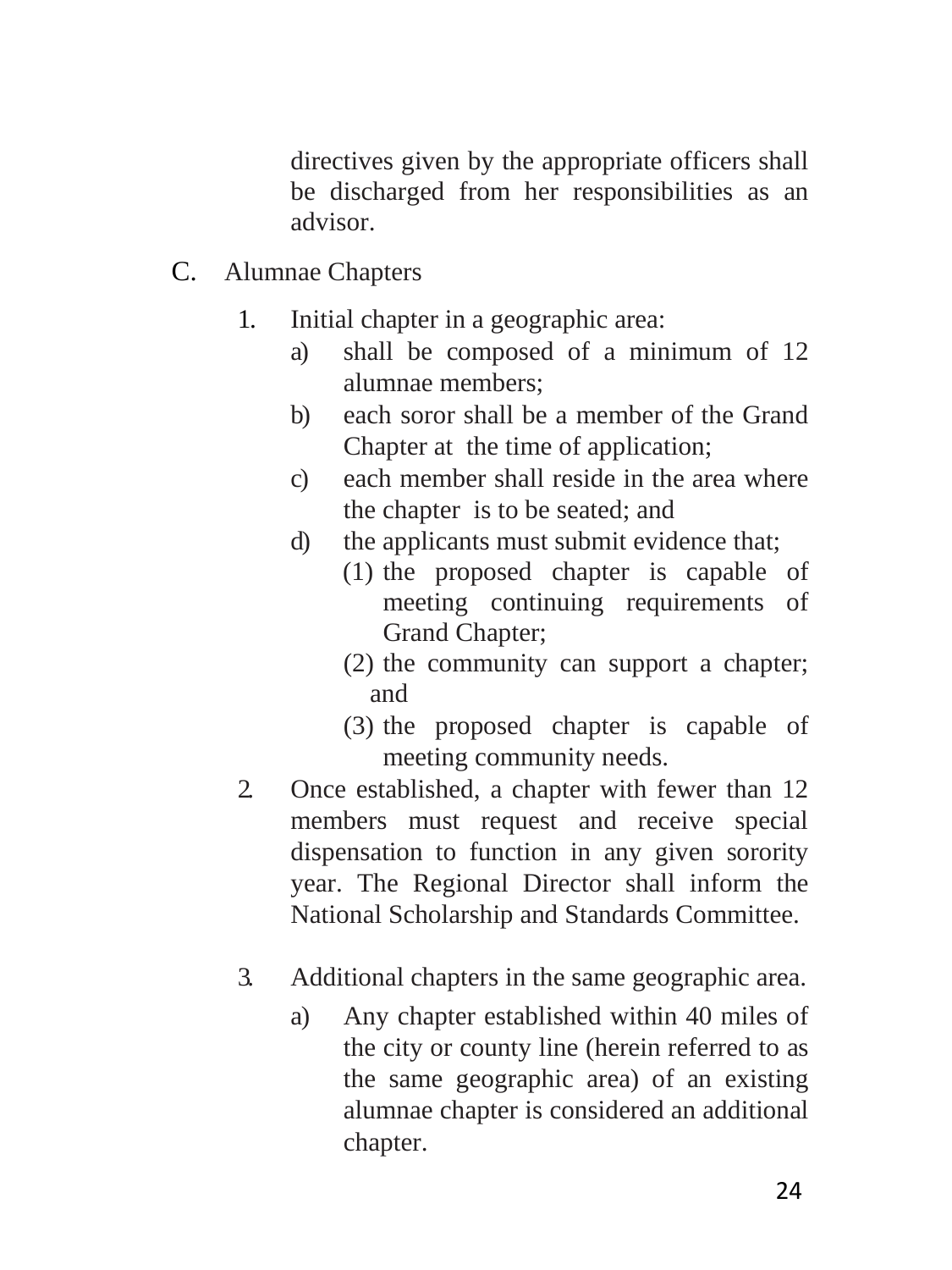directives given by the appropriate officers shall be discharged from her responsibilities as an advisor.

C. Alumnae Chapters

1. Initial chapter in a geographic area:
   a) shall be composed of a minimum of 12 alumnae members;
   b) each soror shall be a member of the Grand Chapter at the time of application;
   c) each member shall reside in the area where the chapter is to be seated; and
   d) the applicants must submit evidence that;
      (1) the proposed chapter is capable of meeting continuing requirements of Grand Chapter;
      (2) the community can support a chapter; and
      (3) the proposed chapter is capable of meeting community needs.
2. Once established, a chapter with fewer than 12 members must request and receive special dispensation to function in any given sorority year. The Regional Director shall inform the National Scholarship and Standards Committee.

3. Additional chapters in the same geographic area.
   a) Any chapter established within 40 miles of the city or county line (herein referred to as the same geographic area) of an existing alumnae chapter is considered an additional chapter.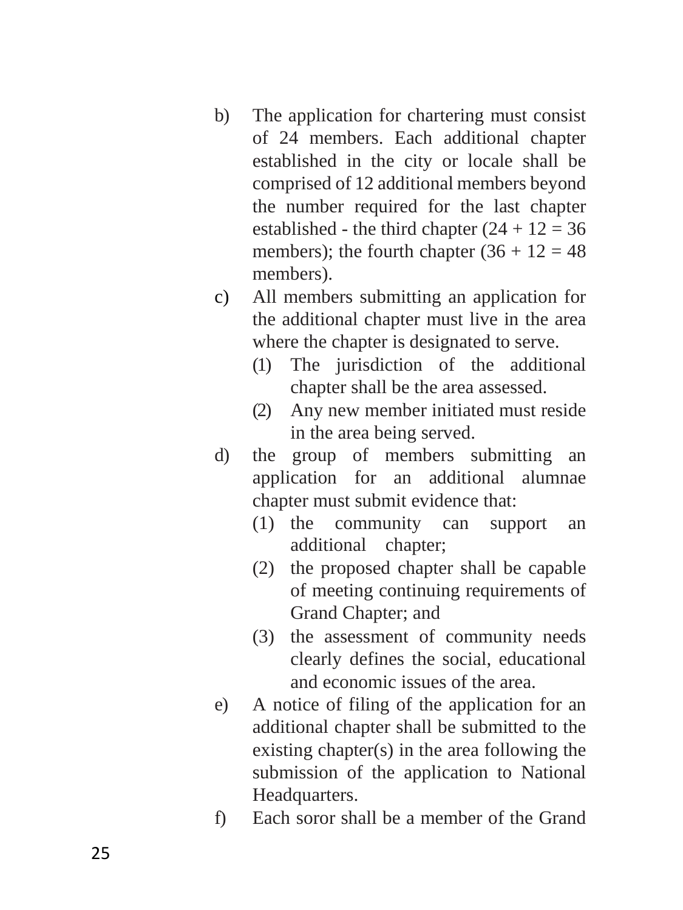b) The application for chartering must consist of 24 members. Each additional chapter established in the city or locale shall be comprised of 12 additional members beyond the number required for the last chapter established - the third chapter (24 + 12 = 36 members); the fourth chapter (36 + 12 = 48 members).

c) All members submitting an application for the additional chapter must live in the area where the chapter is designated to serve.
   (1) The jurisdiction of the additional chapter shall be the area assessed.
   (2) Any new member initiated must reside in the area being served.

d) the group of members submitting an application for an additional alumnae chapter must submit evidence that:
   (1) the community can support an additional chapter;
   (2) the proposed chapter shall be capable of meeting continuing requirements of Grand Chapter; and
   (3) the assessment of community needs clearly defines the social, educational and economic issues of the area.

e) A notice of filing of the application for an additional chapter shall be submitted to the existing chapter(s) in the area following the submission of the application to National Headquarters.

f) Each soror shall be a member of the Grand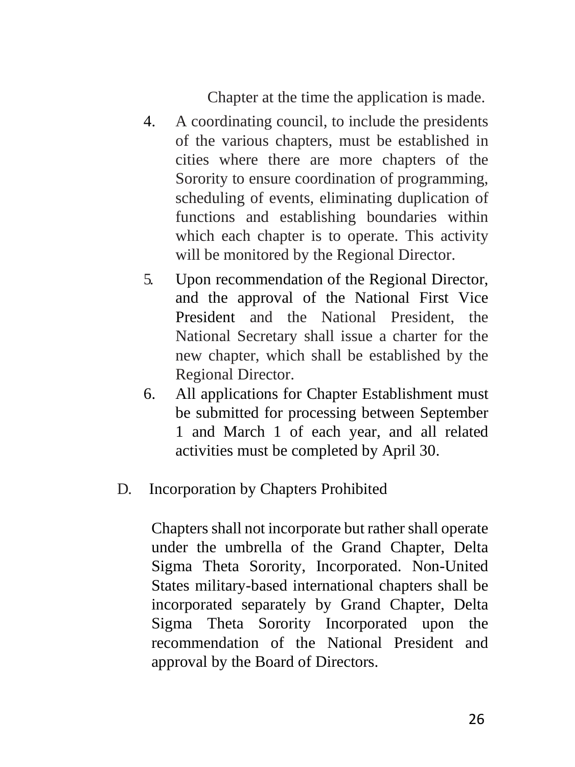Chapter at the time the application is made.

4. A coordinating council, to include the presidents of the various chapters, must be established in cities where there are more chapters of the Sorority to ensure coordination of programming, scheduling of events, eliminating duplication of functions and establishing boundaries within which each chapter is to operate. This activity will be monitored by the Regional Director.
5. Upon recommendation of the Regional Director, and the approval of the National First Vice President and the National President, the National Secretary shall issue a charter for the new chapter, which shall be established by the Regional Director.
6. All applications for Chapter Establishment must be submitted for processing between September 1 and March 1 of each year, and all related activities must be completed by April 30.

D. Incorporation by Chapters Prohibited

Chapters shall not incorporate but rather shall operate under the umbrella of the Grand Chapter, Delta Sigma Theta Sorority, Incorporated. Non-United States military-based international chapters shall be incorporated separately by Grand Chapter, Delta Sigma Theta Sorority Incorporated upon the recommendation of the National President and approval by the Board of Directors.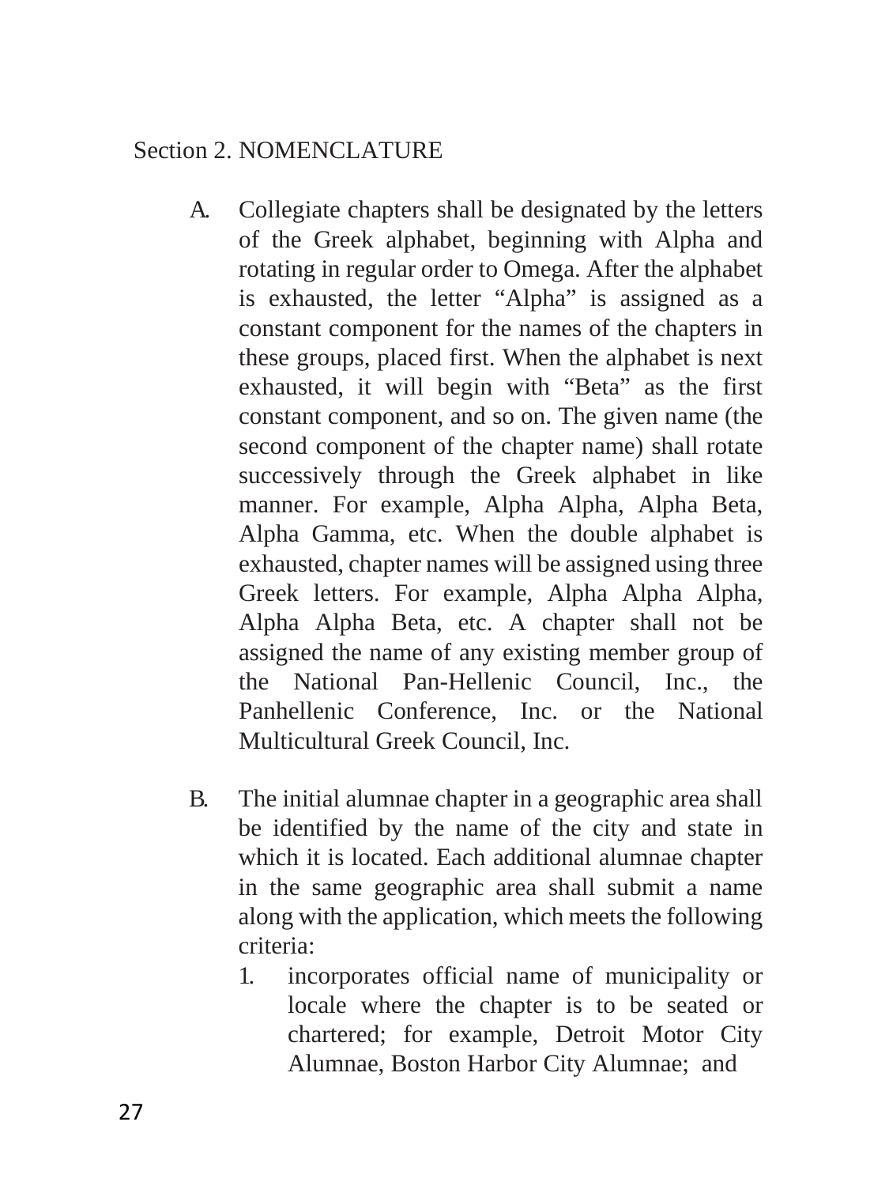Section 2. NOMENCLATURE

A. Collegiate chapters shall be designated by the letters of the Greek alphabet, beginning with Alpha and rotating in regular order to Omega. After the alphabet is exhausted, the letter "Alpha" is assigned as a constant component for the names of the chapters in these groups, placed first. When the alphabet is next exhausted, it will begin with "Beta" as the first constant component, and so on. The given name (the second component of the chapter name) shall rotate successively through the Greek alphabet in like manner. For example, Alpha Alpha, Alpha Beta, Alpha Gamma, etc. When the double alphabet is exhausted, chapter names will be assigned using three Greek letters. For example, Alpha Alpha Alpha, Alpha Alpha Beta, etc. A chapter shall not be assigned the name of any existing member group of the National Pan-Hellenic Council, Inc., the Panhellenic Conference, Inc. or the National Multicultural Greek Council, Inc.

B. The initial alumnae chapter in a geographic area shall be identified by the name of the city and state in which it is located. Each additional alumnae chapter in the same geographic area shall submit a name along with the application, which meets the following criteria:

   1. incorporates official name of municipality or locale where the chapter is to be seated or chartered; for example, Detroit Motor City Alumnae, Boston Harbor City Alumnae; and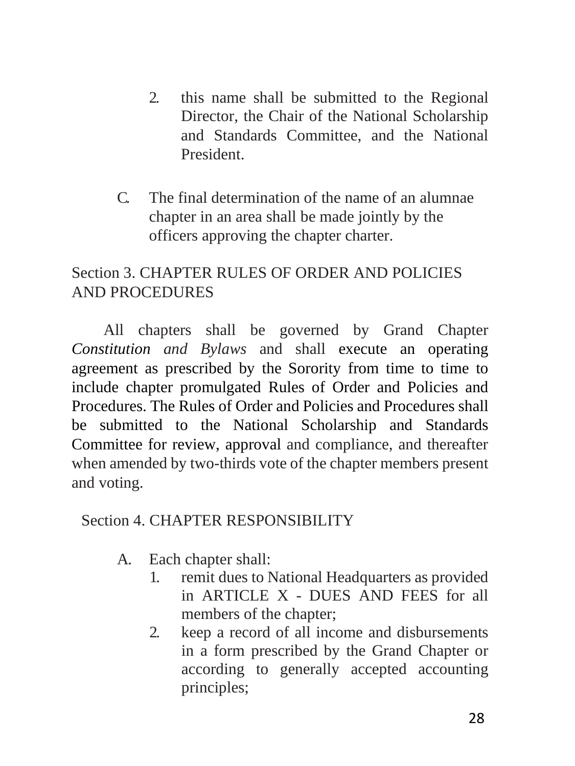2. this name shall be submitted to the Regional Director, the Chair of the National Scholarship and Standards Committee, and the National President.

C. The final determination of the name of an alumnae chapter in an area shall be made jointly by the officers approving the chapter charter.

Section 3. CHAPTER RULES OF ORDER AND POLICIES AND PROCEDURES

All chapters shall be governed by Grand Chapter *Constitution and Bylaws* and shall execute an operating agreement as prescribed by the Sorority from time to time to include chapter promulgated Rules of Order and Policies and Procedures. The Rules of Order and Policies and Procedures shall be submitted to the National Scholarship and Standards Committee for review, approval and compliance, and thereafter when amended by two-thirds vote of the chapter members present and voting.

Section 4. CHAPTER RESPONSIBILITY

A. Each chapter shall:
   1. remit dues to National Headquarters as provided in ARTICLE X - DUES AND FEES for all members of the chapter;
   2. keep a record of all income and disbursements in a form prescribed by the Grand Chapter or according to generally accepted accounting principles;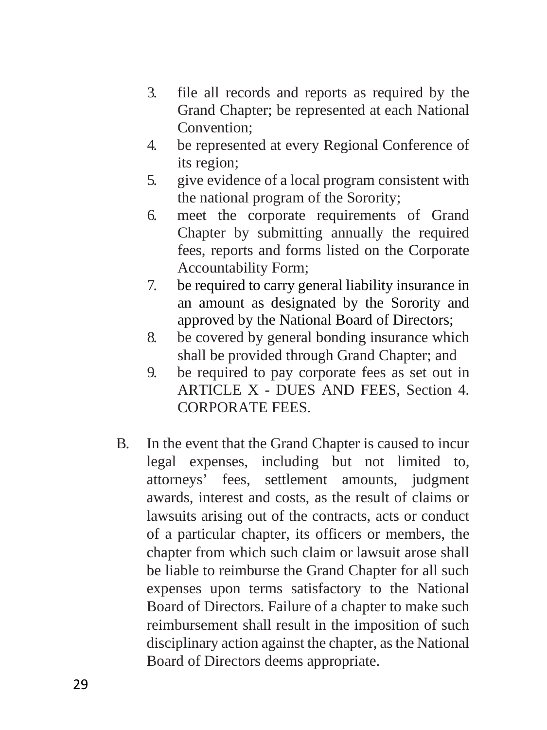3. file all records and reports as required by the Grand Chapter; be represented at each National Convention;
4. be represented at every Regional Conference of its region;
5. give evidence of a local program consistent with the national program of the Sorority;
6. meet the corporate requirements of Grand Chapter by submitting annually the required fees, reports and forms listed on the Corporate Accountability Form;
7. be required to carry general liability insurance in an amount as designated by the Sorority and approved by the National Board of Directors;
8. be covered by general bonding insurance which shall be provided through Grand Chapter; and
9. be required to pay corporate fees as set out in ARTICLE X - DUES AND FEES, Section 4. CORPORATE FEES.

B. In the event that the Grand Chapter is caused to incur legal expenses, including but not limited to, attorneys' fees, settlement amounts, judgment awards, interest and costs, as the result of claims or lawsuits arising out of the contracts, acts or conduct of a particular chapter, its officers or members, the chapter from which such claim or lawsuit arose shall be liable to reimburse the Grand Chapter for all such expenses upon terms satisfactory to the National Board of Directors. Failure of a chapter to make such reimbursement shall result in the imposition of such disciplinary action against the chapter, as the National Board of Directors deems appropriate.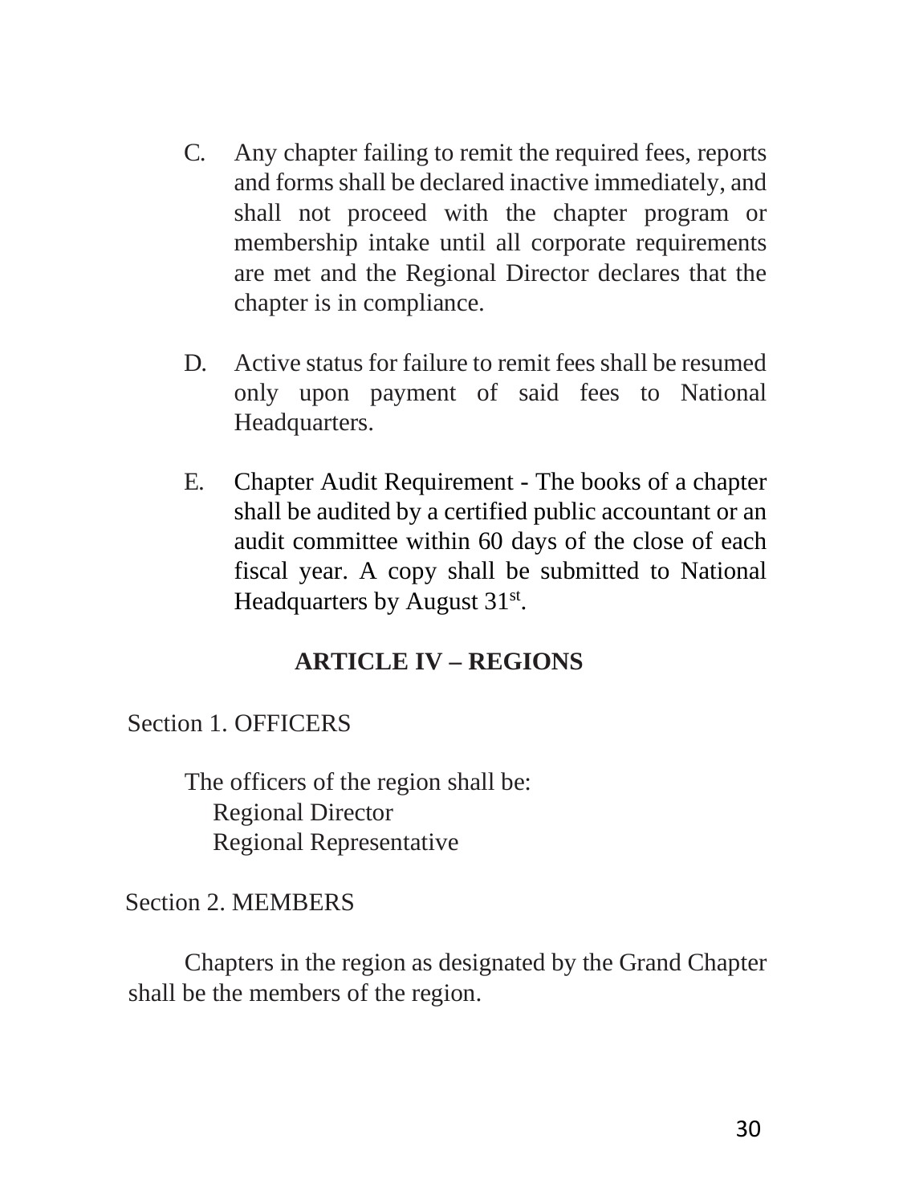C. Any chapter failing to remit the required fees, reports and forms shall be declared inactive immediately, and shall not proceed with the chapter program or membership intake until all corporate requirements are met and the Regional Director declares that the chapter is in compliance.

D. Active status for failure to remit fees shall be resumed only upon payment of said fees to National Headquarters.

E. Chapter Audit Requirement - The books of a chapter shall be audited by a certified public accountant or an audit committee within 60 days of the close of each fiscal year. A copy shall be submitted to National Headquarters by August 31st.

## ARTICLE IV – REGIONS

Section 1. OFFICERS

The officers of the region shall be:
- Regional Director
- Regional Representative

Section 2. MEMBERS

Chapters in the region as designated by the Grand Chapter shall be the members of the region.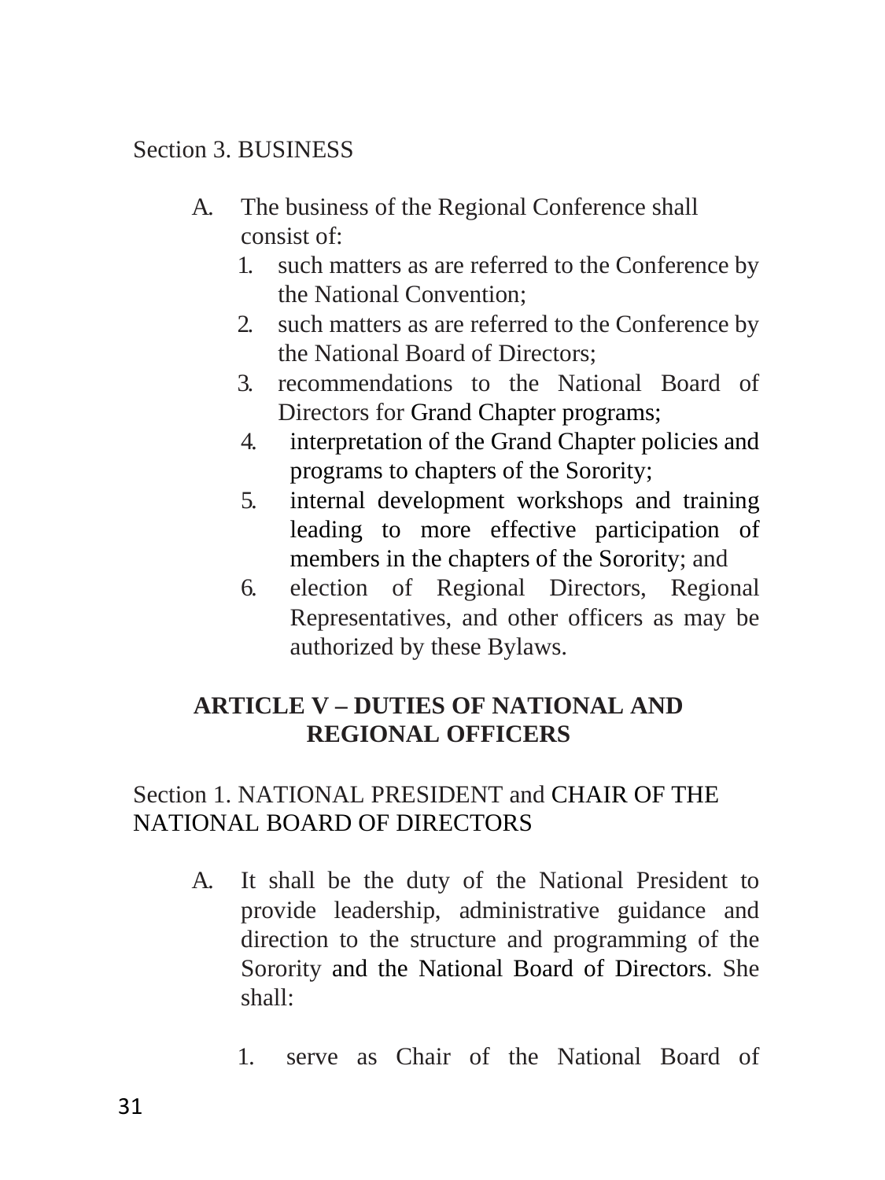Section 3. BUSINESS

A. The business of the Regional Conference shall consist of:
   1. such matters as are referred to the Conference by the National Convention;
   2. such matters as are referred to the Conference by the National Board of Directors;
   3. recommendations to the National Board of Directors for Grand Chapter programs;
   4. interpretation of the Grand Chapter policies and programs to chapters of the Sorority;
   5. internal development workshops and training leading to more effective participation of members in the chapters of the Sorority; and
   6. election of Regional Directors, Regional Representatives, and other officers as may be authorized by these Bylaws.

## ARTICLE V – DUTIES OF NATIONAL AND REGIONAL OFFICERS

Section 1. NATIONAL PRESIDENT and CHAIR OF THE NATIONAL BOARD OF DIRECTORS

A. It shall be the duty of the National President to provide leadership, administrative guidance and direction to the structure and programming of the Sorority and the National Board of Directors. She shall:

   1. serve as Chair of the National Board of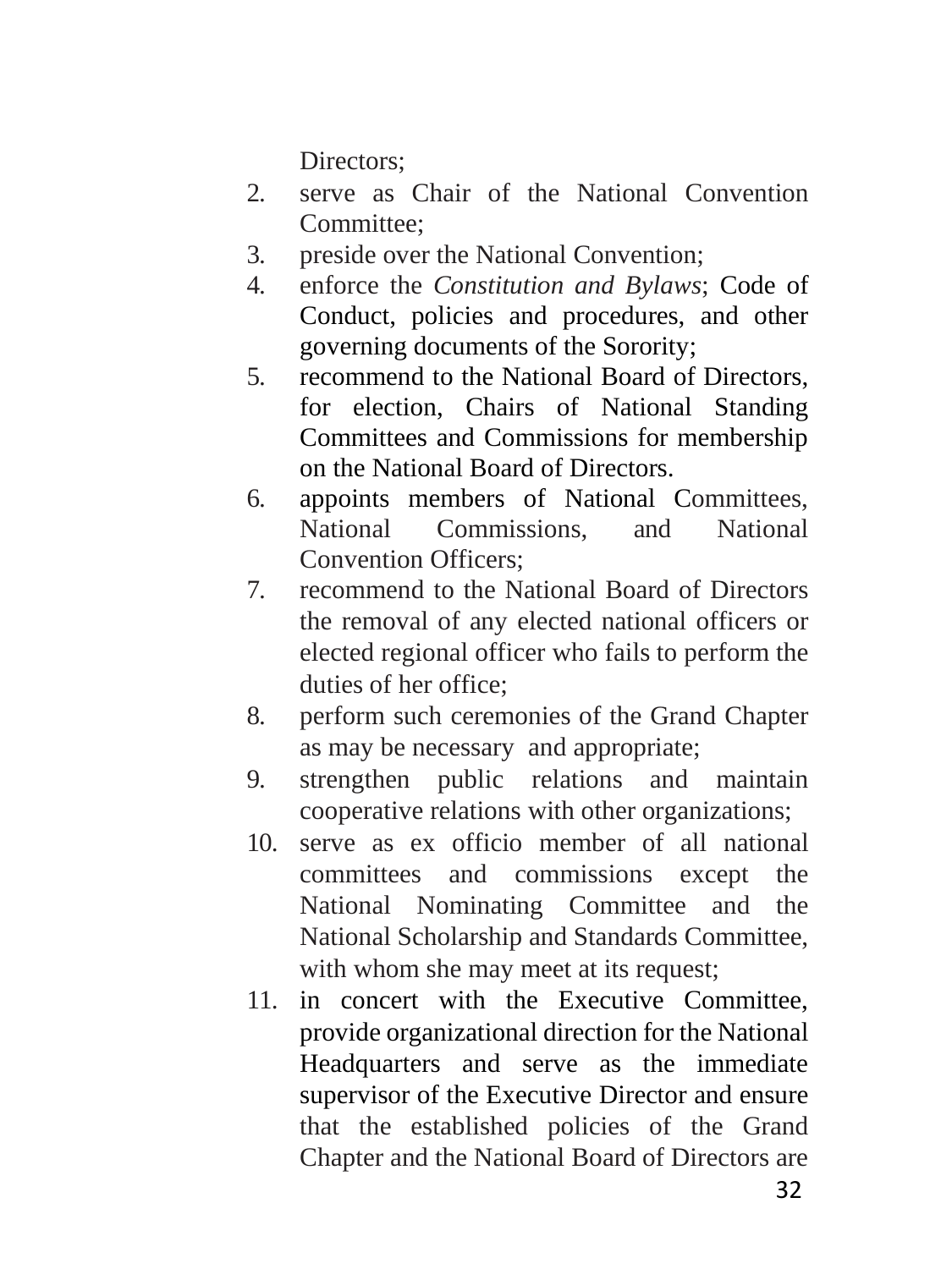Directors;

2. serve as Chair of the National Convention Committee;
3. preside over the National Convention;
4. enforce the *Constitution and Bylaws*; Code of Conduct, policies and procedures, and other governing documents of the Sorority;
5. recommend to the National Board of Directors, for election, Chairs of National Standing Committees and Commissions for membership on the National Board of Directors.
6. appoints members of National Committees, National Commissions, and National Convention Officers;
7. recommend to the National Board of Directors the removal of any elected national officers or elected regional officer who fails to perform the duties of her office;
8. perform such ceremonies of the Grand Chapter as may be necessary and appropriate;
9. strengthen public relations and maintain cooperative relations with other organizations;
10. serve as ex officio member of all national committees and commissions except the National Nominating Committee and the National Scholarship and Standards Committee, with whom she may meet at its request;
11. in concert with the Executive Committee, provide organizational direction for the National Headquarters and serve as the immediate supervisor of the Executive Director and ensure that the established policies of the Grand Chapter and the National Board of Directors are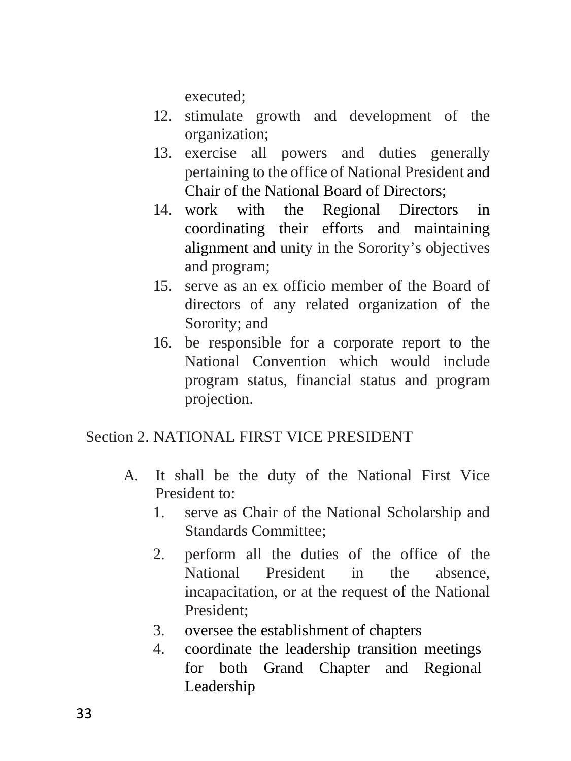executed;

12. stimulate growth and development of the organization;
13. exercise all powers and duties generally pertaining to the office of National President and Chair of the National Board of Directors;
14. work with the Regional Directors in coordinating their efforts and maintaining alignment and unity in the Sorority's objectives and program;
15. serve as an ex officio member of the Board of directors of any related organization of the Sorority; and
16. be responsible for a corporate report to the National Convention which would include program status, financial status and program projection.

Section 2. NATIONAL FIRST VICE PRESIDENT

A. It shall be the duty of the National First Vice President to:
   1. serve as Chair of the National Scholarship and Standards Committee;
   2. perform all the duties of the office of the National President in the absence, incapacitation, or at the request of the National President;
   3. oversee the establishment of chapters
   4. coordinate the leadership transition meetings for both Grand Chapter and Regional Leadership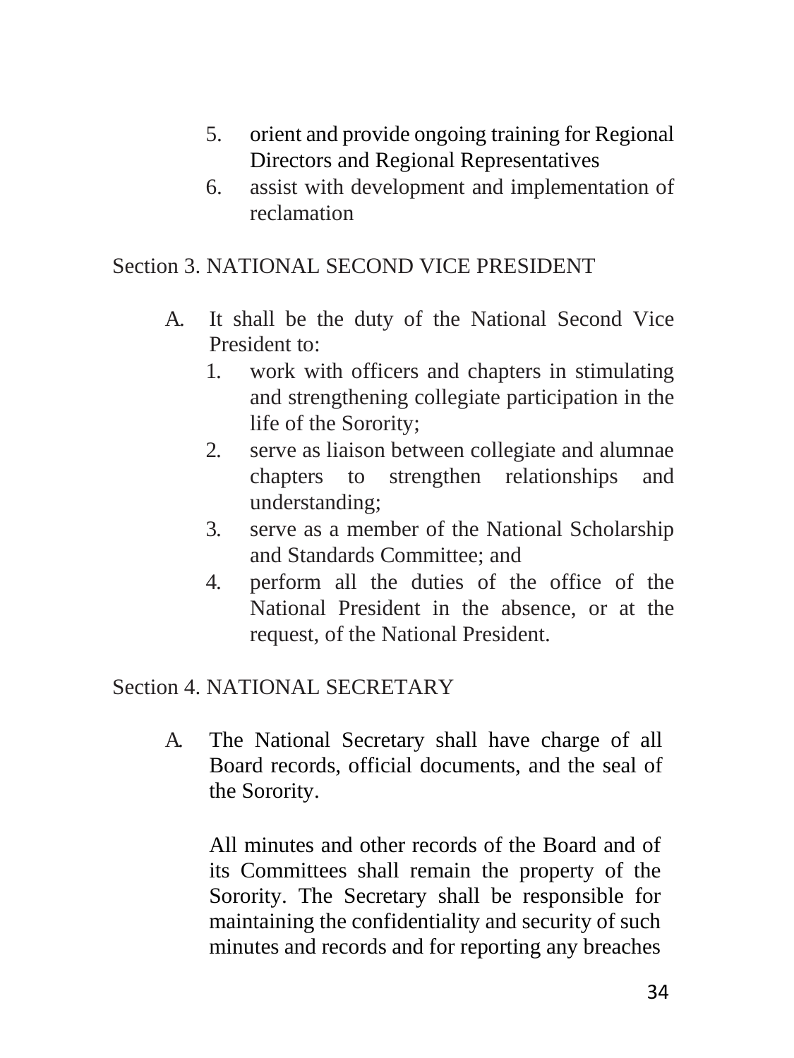5. orient and provide ongoing training for Regional Directors and Regional Representatives
6. assist with development and implementation of reclamation

Section 3. NATIONAL SECOND VICE PRESIDENT

A. It shall be the duty of the National Second Vice President to:
   1. work with officers and chapters in stimulating and strengthening collegiate participation in the life of the Sorority;
   2. serve as liaison between collegiate and alumnae chapters to strengthen relationships and understanding;
   3. serve as a member of the National Scholarship and Standards Committee; and
   4. perform all the duties of the office of the National President in the absence, or at the request, of the National President.

Section 4. NATIONAL SECRETARY

A. The National Secretary shall have charge of all Board records, official documents, and the seal of the Sorority.

   All minutes and other records of the Board and of its Committees shall remain the property of the Sorority. The Secretary shall be responsible for maintaining the confidentiality and security of such minutes and records and for reporting any breaches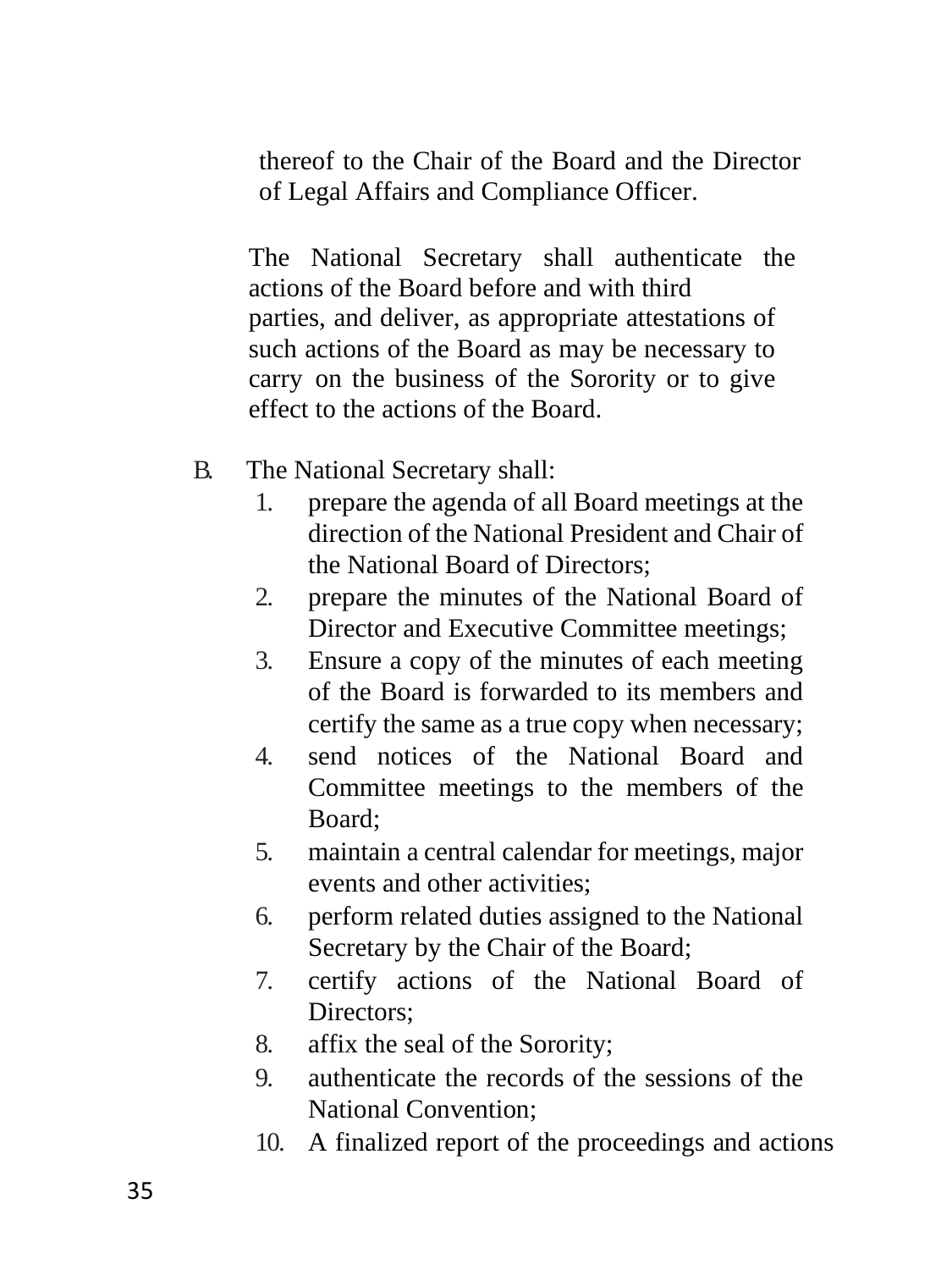thereof to the Chair of the Board and the Director of Legal Affairs and Compliance Officer.

The National Secretary shall authenticate the actions of the Board before and with third parties, and deliver, as appropriate attestations of such actions of the Board as may be necessary to carry on the business of the Sorority or to give effect to the actions of the Board.

B. The National Secretary shall:

1. prepare the agenda of all Board meetings at the direction of the National President and Chair of the National Board of Directors;
2. prepare the minutes of the National Board of Director and Executive Committee meetings;
3. Ensure a copy of the minutes of each meeting of the Board is forwarded to its members and certify the same as a true copy when necessary;
4. send notices of the National Board and Committee meetings to the members of the Board;
5. maintain a central calendar for meetings, major events and other activities;
6. perform related duties assigned to the National Secretary by the Chair of the Board;
7. certify actions of the National Board of Directors;
8. affix the seal of the Sorority;
9. authenticate the records of the sessions of the National Convention;
10. A finalized report of the proceedings and actions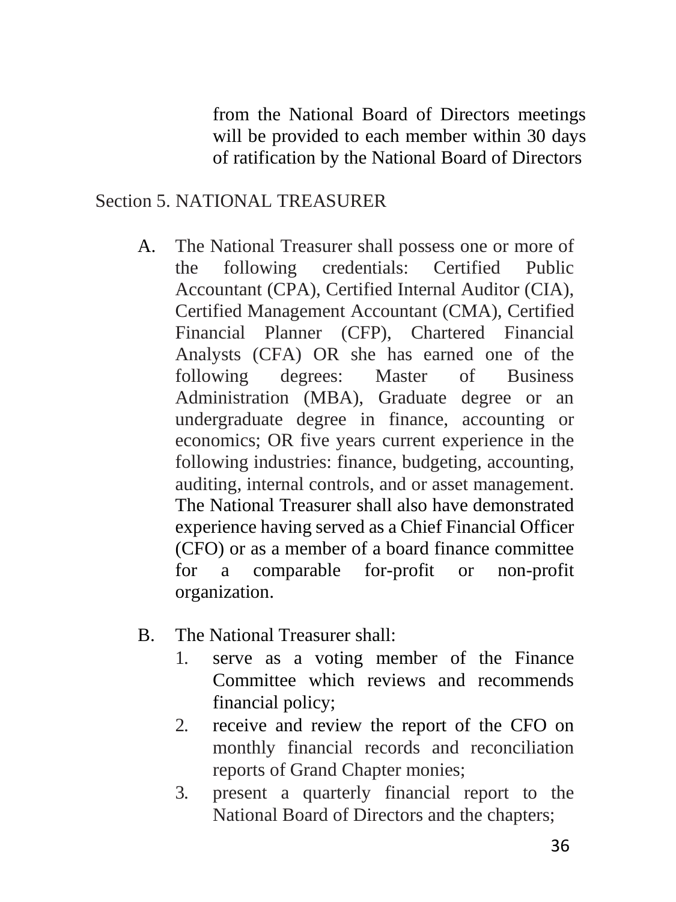from the National Board of Directors meetings will be provided to each member within 30 days of ratification by the National Board of Directors

## Section 5. NATIONAL TREASURER

A. The National Treasurer shall possess one or more of the following credentials: Certified Public Accountant (CPA), Certified Internal Auditor (CIA), Certified Management Accountant (CMA), Certified Financial Planner (CFP), Chartered Financial Analysts (CFA) OR she has earned one of the following degrees: Master of Business Administration (MBA), Graduate degree or an undergraduate degree in finance, accounting or economics; OR five years current experience in the following industries: finance, budgeting, accounting, auditing, internal controls, and or asset management. The National Treasurer shall also have demonstrated experience having served as a Chief Financial Officer (CFO) or as a member of a board finance committee for a comparable for-profit or non-profit organization.

B. The National Treasurer shall:
   1. serve as a voting member of the Finance Committee which reviews and recommends financial policy;
   2. receive and review the report of the CFO on monthly financial records and reconciliation reports of Grand Chapter monies;
   3. present a quarterly financial report to the National Board of Directors and the chapters;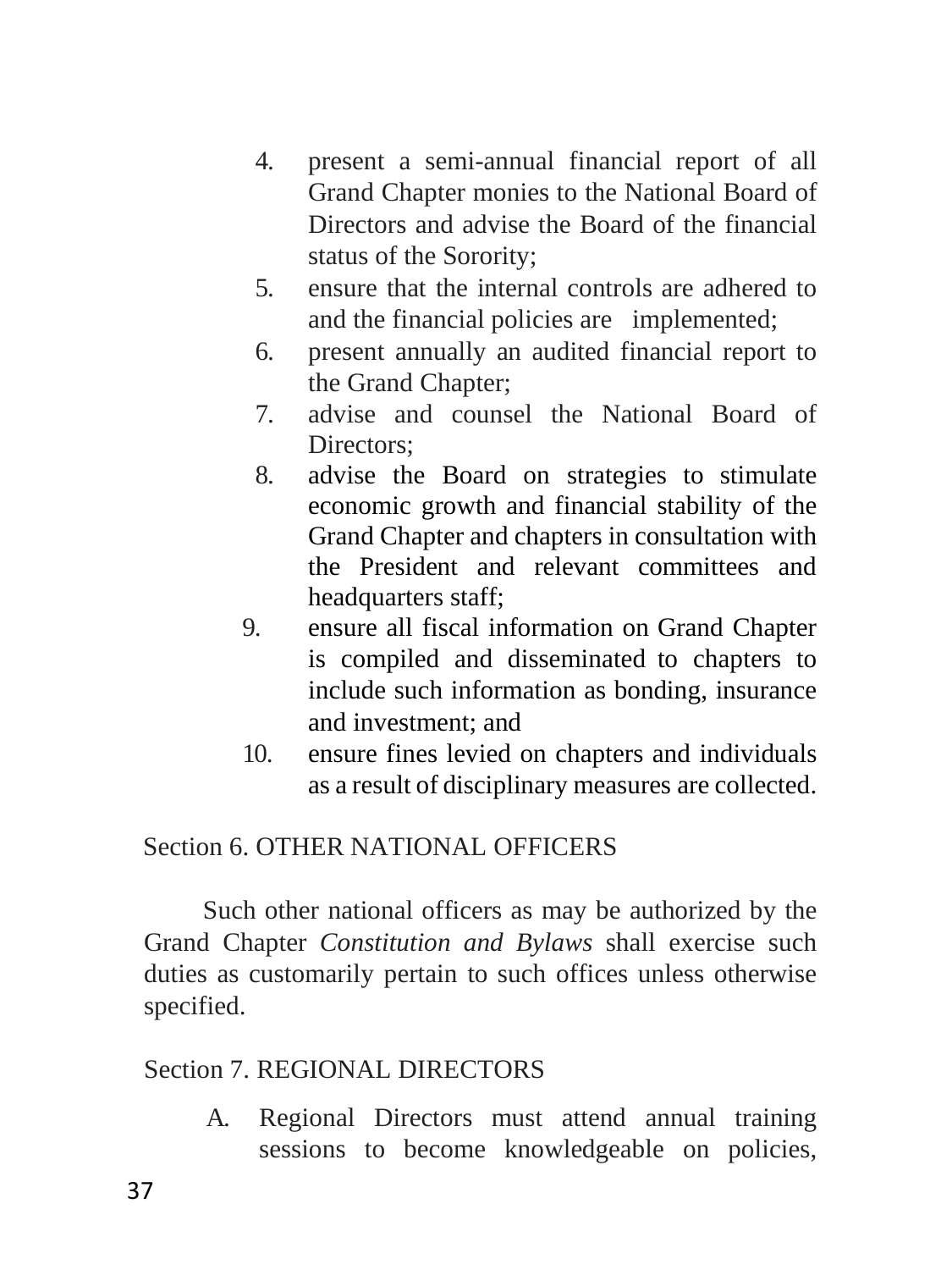4. present a semi-annual financial report of all Grand Chapter monies to the National Board of Directors and advise the Board of the financial status of the Sorority;
5. ensure that the internal controls are adhered to and the financial policies are implemented;
6. present annually an audited financial report to the Grand Chapter;
7. advise and counsel the National Board of Directors;
8. advise the Board on strategies to stimulate economic growth and financial stability of the Grand Chapter and chapters in consultation with the President and relevant committees and headquarters staff;
9. ensure all fiscal information on Grand Chapter is compiled and disseminated to chapters to include such information as bonding, insurance and investment; and
10. ensure fines levied on chapters and individuals as a result of disciplinary measures are collected.

Section 6. OTHER NATIONAL OFFICERS

Such other national officers as may be authorized by the Grand Chapter *Constitution and Bylaws* shall exercise such duties as customarily pertain to such offices unless otherwise specified.

Section 7. REGIONAL DIRECTORS

A. Regional Directors must attend annual training sessions to become knowledgeable on policies,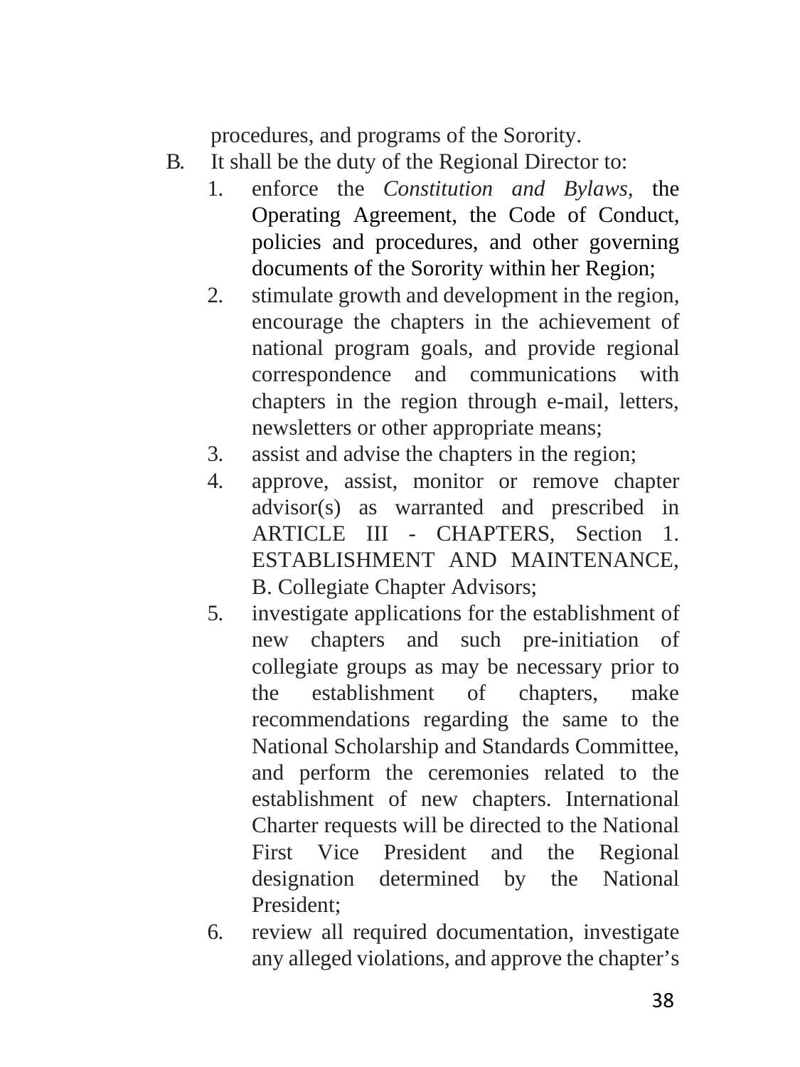procedures, and programs of the Sorority.

B. It shall be the duty of the Regional Director to:

1. enforce the *Constitution and Bylaws,* the Operating Agreement, the Code of Conduct, policies and procedures, and other governing documents of the Sorority within her Region;
2. stimulate growth and development in the region, encourage the chapters in the achievement of national program goals, and provide regional correspondence and communications with chapters in the region through e-mail, letters, newsletters or other appropriate means;
3. assist and advise the chapters in the region;
4. approve, assist, monitor or remove chapter advisor(s) as warranted and prescribed in ARTICLE III - CHAPTERS, Section 1. ESTABLISHMENT AND MAINTENANCE, B. Collegiate Chapter Advisors;
5. investigate applications for the establishment of new chapters and such pre-initiation of collegiate groups as may be necessary prior to the establishment of chapters, make recommendations regarding the same to the National Scholarship and Standards Committee, and perform the ceremonies related to the establishment of new chapters. International Charter requests will be directed to the National First Vice President and the Regional designation determined by the National President;
6. review all required documentation, investigate any alleged violations, and approve the chapter's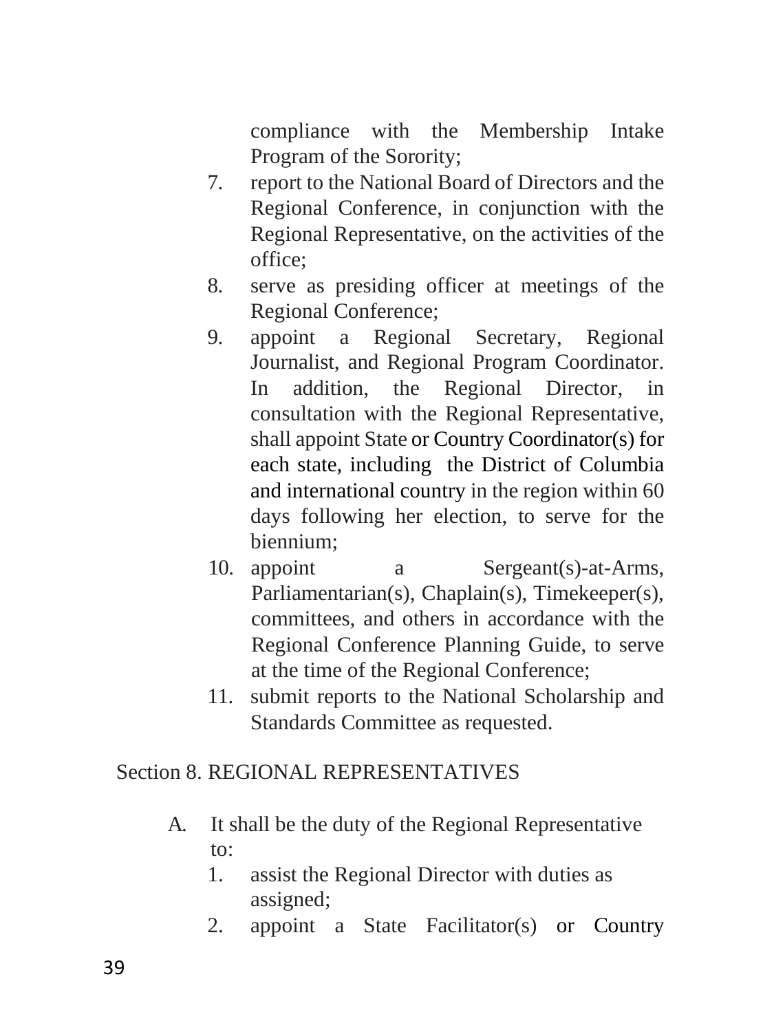compliance with the Membership Intake Program of the Sorority;

7. report to the National Board of Directors and the Regional Conference, in conjunction with the Regional Representative, on the activities of the office;
8. serve as presiding officer at meetings of the Regional Conference;
9. appoint a Regional Secretary, Regional Journalist, and Regional Program Coordinator. In addition, the Regional Director, in consultation with the Regional Representative, shall appoint State or Country Coordinator(s) for each state, including the District of Columbia and international country in the region within 60 days following her election, to serve for the biennium;
10. appoint a Sergeant(s)-at-Arms, Parliamentarian(s), Chaplain(s), Timekeeper(s), committees, and others in accordance with the Regional Conference Planning Guide, to serve at the time of the Regional Conference;
11. submit reports to the National Scholarship and Standards Committee as requested.

Section 8. REGIONAL REPRESENTATIVES

A. It shall be the duty of the Regional Representative to:
   1. assist the Regional Director with duties as assigned;
   2. appoint a State Facilitator(s) or Country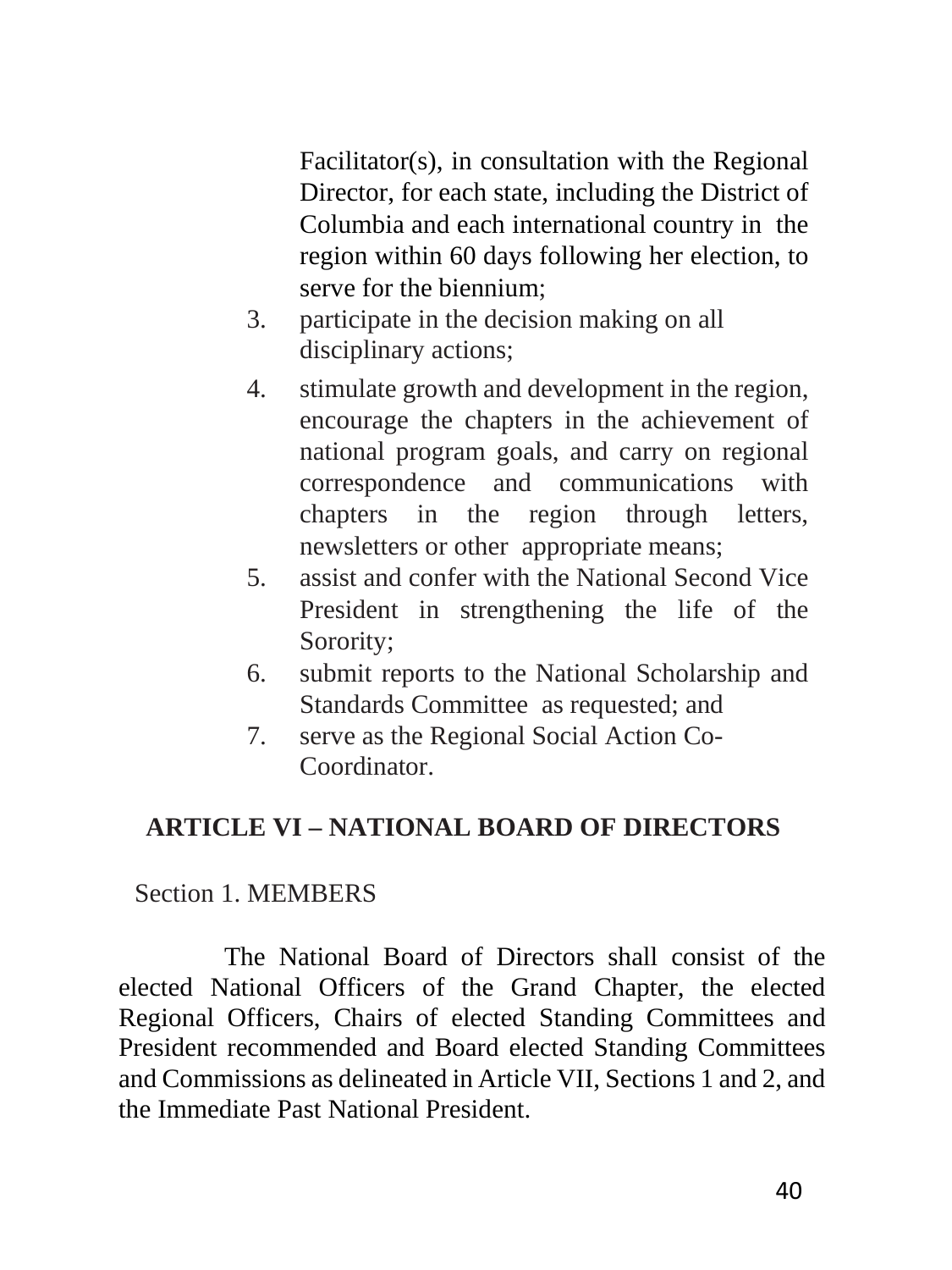Facilitator(s), in consultation with the Regional Director, for each state, including the District of Columbia and each international country in the region within 60 days following her election, to serve for the biennium;

3. participate in the decision making on all disciplinary actions;
4. stimulate growth and development in the region, encourage the chapters in the achievement of national program goals, and carry on regional correspondence and communications with chapters in the region through letters, newsletters or other appropriate means;
5. assist and confer with the National Second Vice President in strengthening the life of the Sorority;
6. submit reports to the National Scholarship and Standards Committee as requested; and
7. serve as the Regional Social Action Co-Coordinator.

## ARTICLE VI – NATIONAL BOARD OF DIRECTORS

### Section 1. MEMBERS

The National Board of Directors shall consist of the elected National Officers of the Grand Chapter, the elected Regional Officers, Chairs of elected Standing Committees and President recommended and Board elected Standing Committees and Commissions as delineated in Article VII, Sections 1 and 2, and the Immediate Past National President.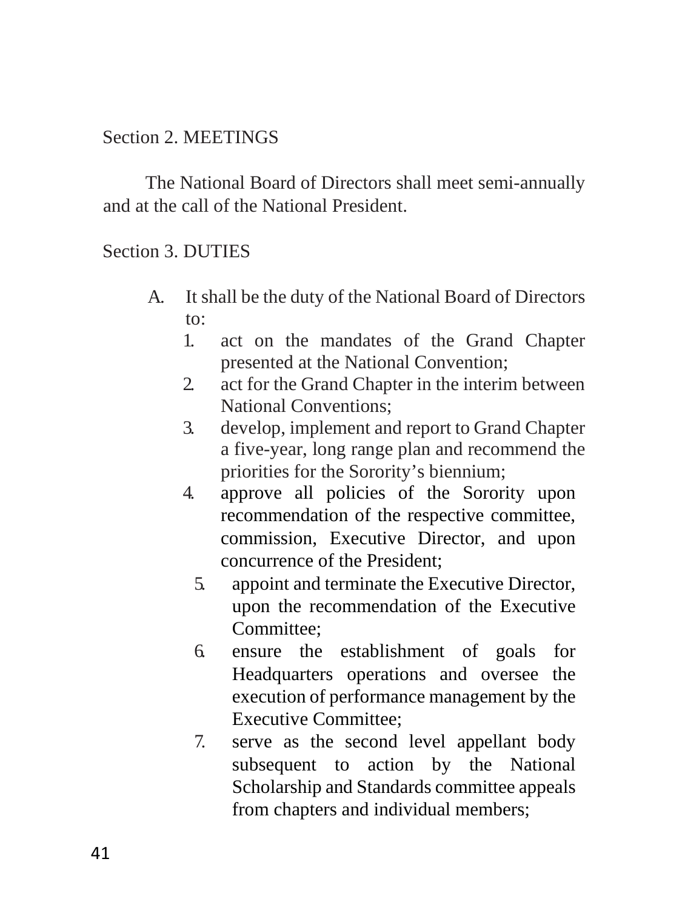Section 2. MEETINGS

The National Board of Directors shall meet semi-annually and at the call of the National President.

Section 3. DUTIES

A. It shall be the duty of the National Board of Directors to:
   1. act on the mandates of the Grand Chapter presented at the National Convention;
   2. act for the Grand Chapter in the interim between National Conventions;
   3. develop, implement and report to Grand Chapter a five-year, long range plan and recommend the priorities for the Sorority's biennium;
   4. approve all policies of the Sorority upon recommendation of the respective committee, commission, Executive Director, and upon concurrence of the President;
   5. appoint and terminate the Executive Director, upon the recommendation of the Executive Committee;
   6. ensure the establishment of goals for Headquarters operations and oversee the execution of performance management by the Executive Committee;
   7. serve as the second level appellant body subsequent to action by the National Scholarship and Standards committee appeals from chapters and individual members;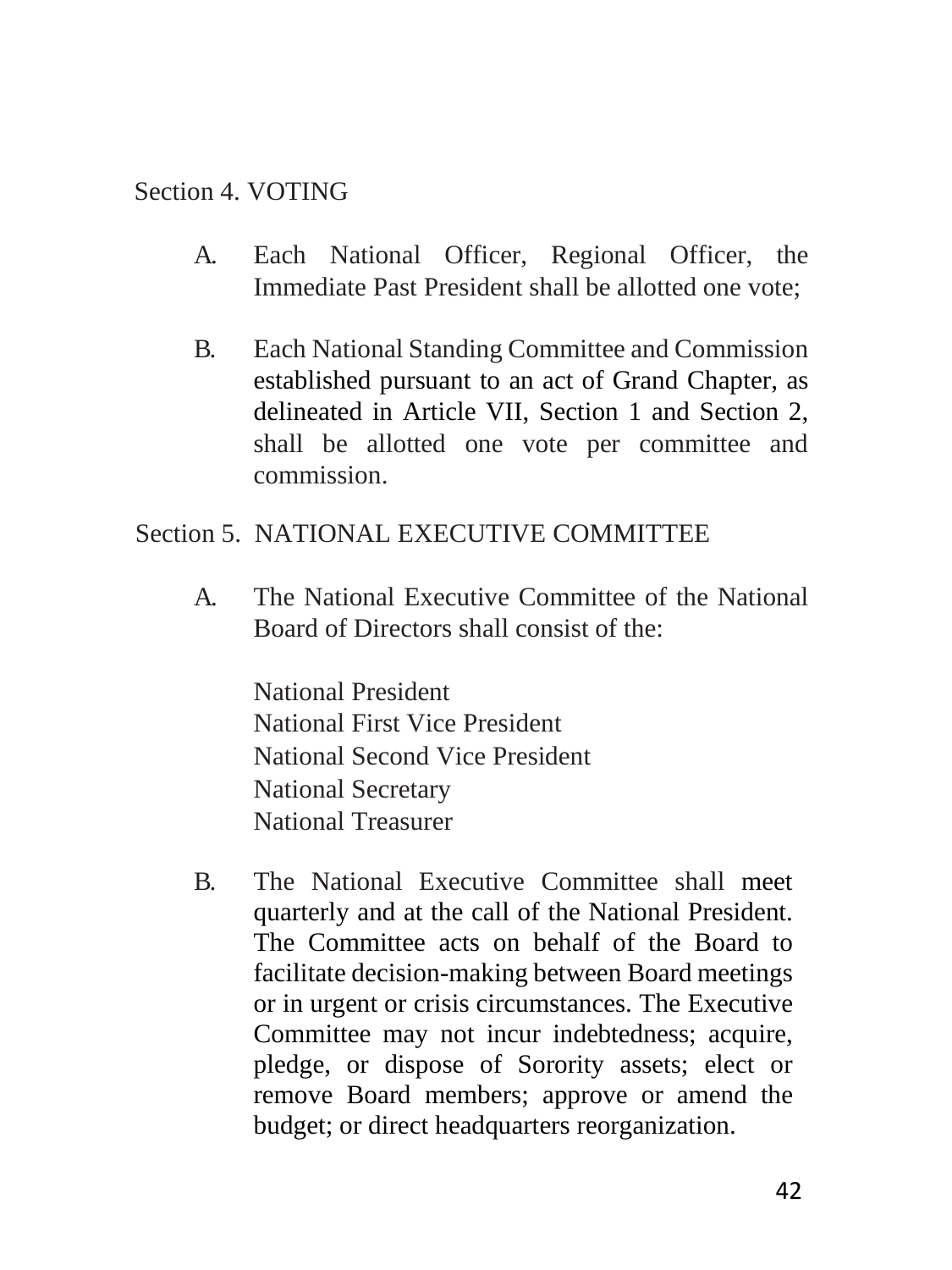## Section 4. VOTING

A. Each National Officer, Regional Officer, the Immediate Past President shall be allotted one vote;

B. Each National Standing Committee and Commission established pursuant to an act of Grand Chapter, as delineated in Article VII, Section 1 and Section 2, shall be allotted one vote per committee and commission.

## Section 5. NATIONAL EXECUTIVE COMMITTEE

A. The National Executive Committee of the National Board of Directors shall consist of the:

   National President
   National First Vice President
   National Second Vice President
   National Secretary
   National Treasurer

B. The National Executive Committee shall meet quarterly and at the call of the National President. The Committee acts on behalf of the Board to facilitate decision-making between Board meetings or in urgent or crisis circumstances. The Executive Committee may not incur indebtedness; acquire, pledge, or dispose of Sorority assets; elect or remove Board members; approve or amend the budget; or direct headquarters reorganization.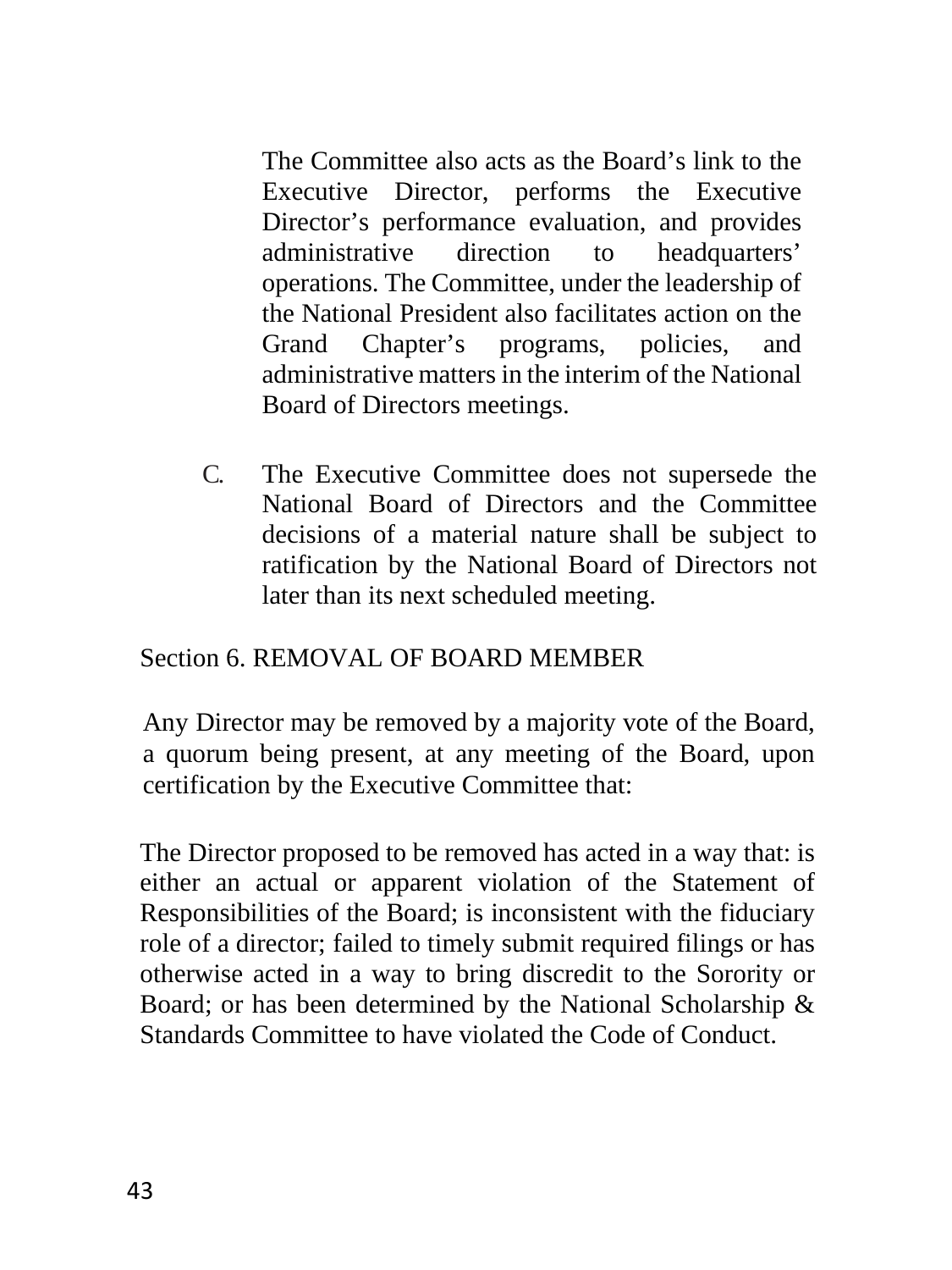The Committee also acts as the Board's link to the Executive Director, performs the Executive Director's performance evaluation, and provides administrative direction to headquarters' operations. The Committee, under the leadership of the National President also facilitates action on the Grand Chapter's programs, policies, and administrative matters in the interim of the National Board of Directors meetings.

C. The Executive Committee does not supersede the National Board of Directors and the Committee decisions of a material nature shall be subject to ratification by the National Board of Directors not later than its next scheduled meeting.

Section 6. REMOVAL OF BOARD MEMBER

Any Director may be removed by a majority vote of the Board, a quorum being present, at any meeting of the Board, upon certification by the Executive Committee that:

The Director proposed to be removed has acted in a way that: is either an actual or apparent violation of the Statement of Responsibilities of the Board; is inconsistent with the fiduciary role of a director; failed to timely submit required filings or has otherwise acted in a way to bring discredit to the Sorority or Board; or has been determined by the National Scholarship & Standards Committee to have violated the Code of Conduct.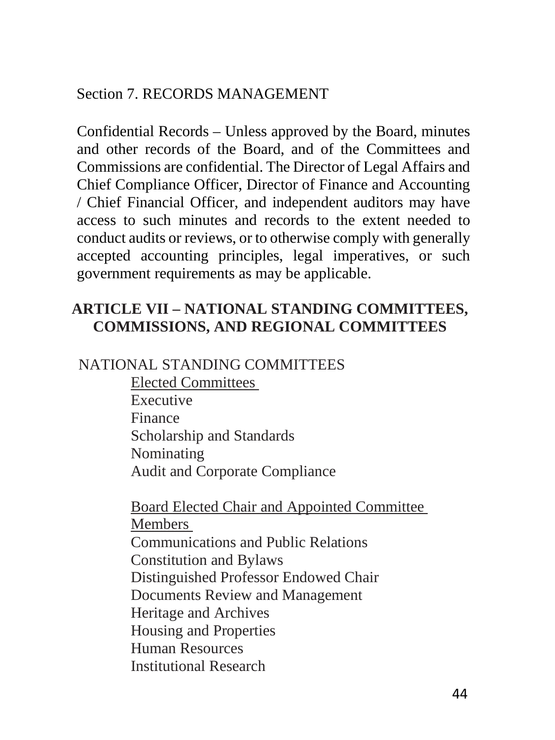Section 7. RECORDS MANAGEMENT

Confidential Records – Unless approved by the Board, minutes and other records of the Board, and of the Committees and Commissions are confidential. The Director of Legal Affairs and Chief Compliance Officer, Director of Finance and Accounting / Chief Financial Officer, and independent auditors may have access to such minutes and records to the extent needed to conduct audits or reviews, or to otherwise comply with generally accepted accounting principles, legal imperatives, or such government requirements as may be applicable.

## ARTICLE VII – NATIONAL STANDING COMMITTEES, COMMISSIONS, AND REGIONAL COMMITTEES

NATIONAL STANDING COMMITTEES

<u>Elected Committees</u>

- Executive
- Finance
- Scholarship and Standards
- Nominating
- Audit and Corporate Compliance

<u>Board Elected Chair and Appointed Committee Members</u>

- Communications and Public Relations
- Constitution and Bylaws
- Distinguished Professor Endowed Chair
- Documents Review and Management
- Heritage and Archives
- Housing and Properties
- Human Resources
- Institutional Research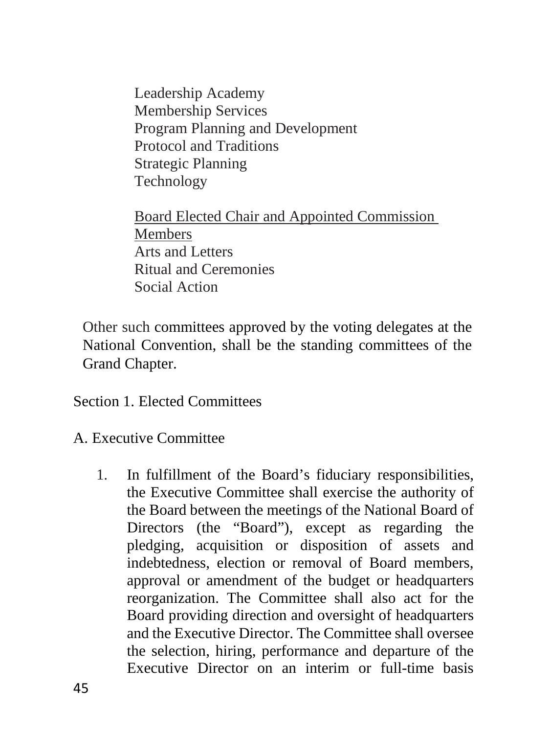Leadership Academy
Membership Services
Program Planning and Development
Protocol and Traditions
Strategic Planning
Technology

Board Elected Chair and Appointed Commission Members
Arts and Letters
Ritual and Ceremonies
Social Action

Other such committees approved by the voting delegates at the National Convention, shall be the standing committees of the Grand Chapter.

Section 1. Elected Committees

A. Executive Committee

1. In fulfillment of the Board's fiduciary responsibilities, the Executive Committee shall exercise the authority of the Board between the meetings of the National Board of Directors (the "Board"), except as regarding the pledging, acquisition or disposition of assets and indebtedness, election or removal of Board members, approval or amendment of the budget or headquarters reorganization. The Committee shall also act for the Board providing direction and oversight of headquarters and the Executive Director. The Committee shall oversee the selection, hiring, performance and departure of the Executive Director on an interim or full-time basis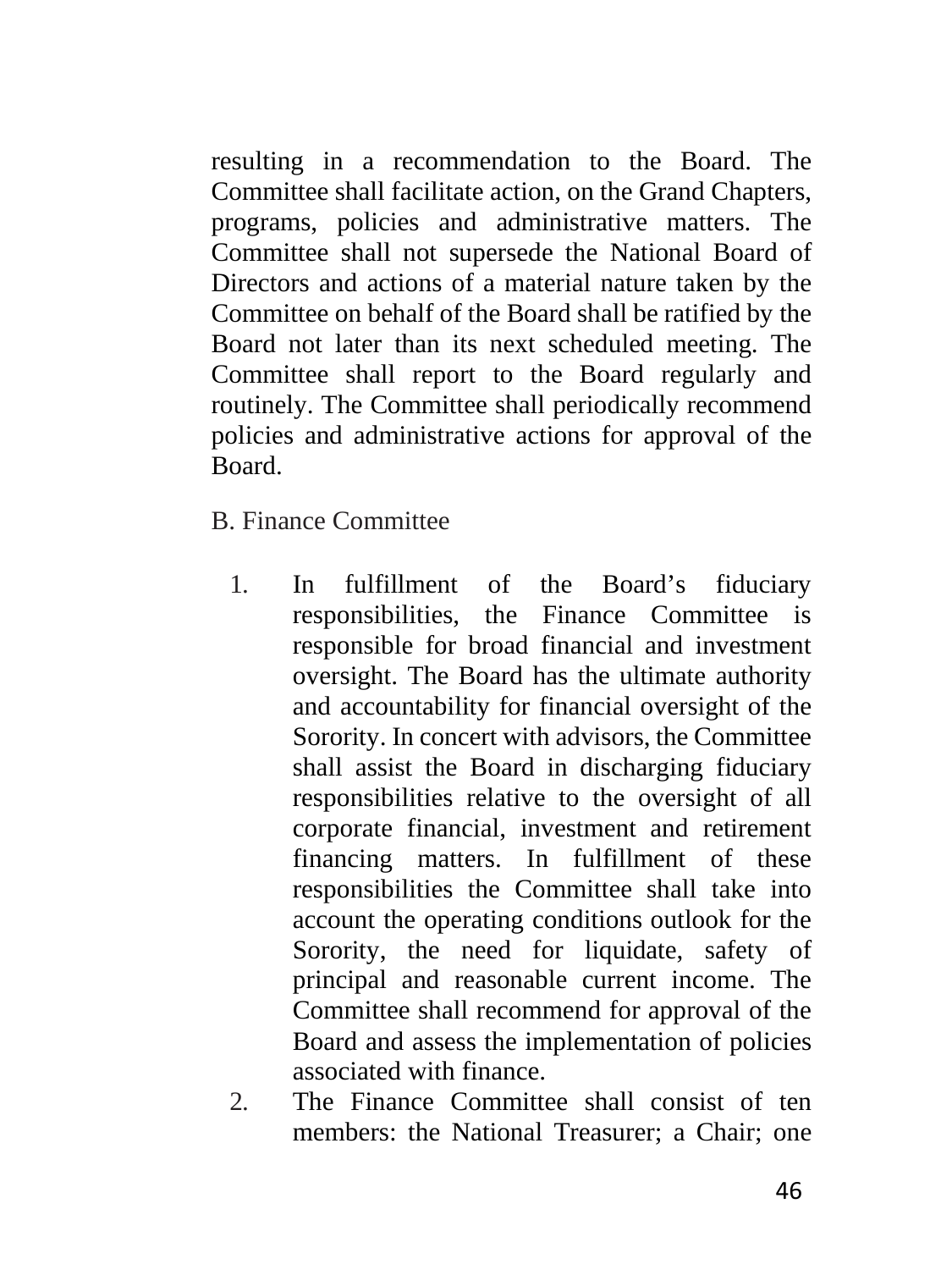resulting in a recommendation to the Board. The Committee shall facilitate action, on the Grand Chapters, programs, policies and administrative matters. The Committee shall not supersede the National Board of Directors and actions of a material nature taken by the Committee on behalf of the Board shall be ratified by the Board not later than its next scheduled meeting. The Committee shall report to the Board regularly and routinely. The Committee shall periodically recommend policies and administrative actions for approval of the Board.

B. Finance Committee

1. In fulfillment of the Board's fiduciary responsibilities, the Finance Committee is responsible for broad financial and investment oversight. The Board has the ultimate authority and accountability for financial oversight of the Sorority. In concert with advisors, the Committee shall assist the Board in discharging fiduciary responsibilities relative to the oversight of all corporate financial, investment and retirement financing matters. In fulfillment of these responsibilities the Committee shall take into account the operating conditions outlook for the Sorority, the need for liquidate, safety of principal and reasonable current income. The Committee shall recommend for approval of the Board and assess the implementation of policies associated with finance.
2. The Finance Committee shall consist of ten members: the National Treasurer; a Chair; one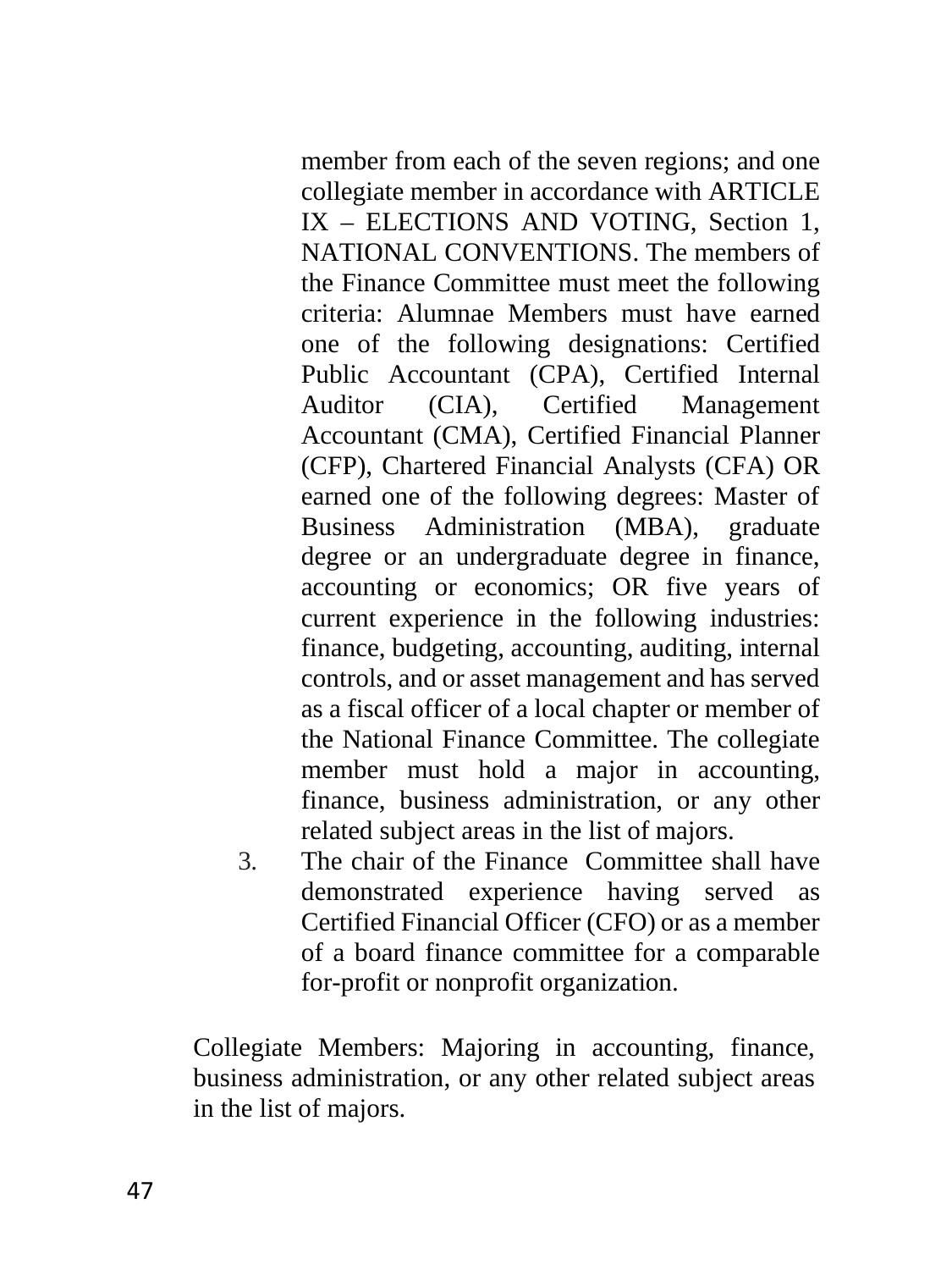member from each of the seven regions; and one collegiate member in accordance with ARTICLE IX – ELECTIONS AND VOTING, Section 1, NATIONAL CONVENTIONS. The members of the Finance Committee must meet the following criteria: Alumnae Members must have earned one of the following designations: Certified Public Accountant (CPA), Certified Internal Auditor (CIA), Certified Management Accountant (CMA), Certified Financial Planner (CFP), Chartered Financial Analysts (CFA) OR earned one of the following degrees: Master of Business Administration (MBA), graduate degree or an undergraduate degree in finance, accounting or economics; OR five years of current experience in the following industries: finance, budgeting, accounting, auditing, internal controls, and or asset management and has served as a fiscal officer of a local chapter or member of the National Finance Committee. The collegiate member must hold a major in accounting, finance, business administration, or any other related subject areas in the list of majors.

3. The chair of the Finance Committee shall have demonstrated experience having served as Certified Financial Officer (CFO) or as a member of a board finance committee for a comparable for-profit or nonprofit organization.

Collegiate Members: Majoring in accounting, finance, business administration, or any other related subject areas in the list of majors.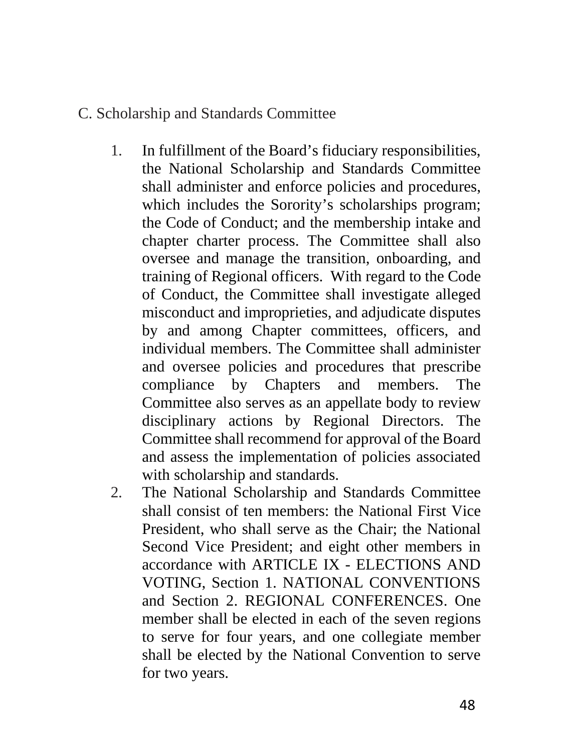C. Scholarship and Standards Committee

1. In fulfillment of the Board's fiduciary responsibilities, the National Scholarship and Standards Committee shall administer and enforce policies and procedures, which includes the Sorority's scholarships program; the Code of Conduct; and the membership intake and chapter charter process. The Committee shall also oversee and manage the transition, onboarding, and training of Regional officers. With regard to the Code of Conduct, the Committee shall investigate alleged misconduct and improprieties, and adjudicate disputes by and among Chapter committees, officers, and individual members. The Committee shall administer and oversee policies and procedures that prescribe compliance by Chapters and members. The Committee also serves as an appellate body to review disciplinary actions by Regional Directors. The Committee shall recommend for approval of the Board and assess the implementation of policies associated with scholarship and standards.
2. The National Scholarship and Standards Committee shall consist of ten members: the National First Vice President, who shall serve as the Chair; the National Second Vice President; and eight other members in accordance with ARTICLE IX - ELECTIONS AND VOTING, Section 1. NATIONAL CONVENTIONS and Section 2. REGIONAL CONFERENCES. One member shall be elected in each of the seven regions to serve for four years, and one collegiate member shall be elected by the National Convention to serve for two years.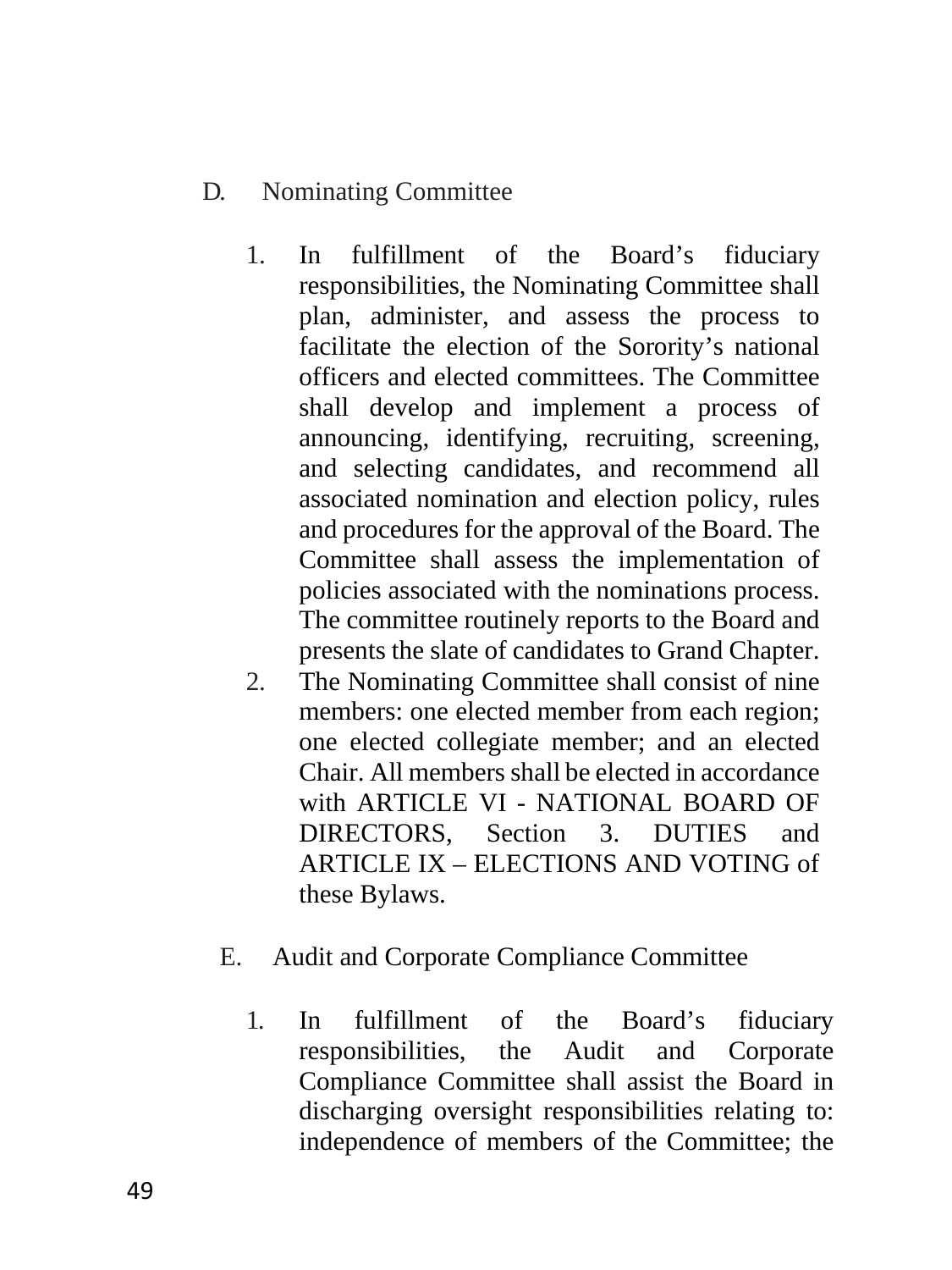D. Nominating Committee

1. In fulfillment of the Board's fiduciary responsibilities, the Nominating Committee shall plan, administer, and assess the process to facilitate the election of the Sorority's national officers and elected committees. The Committee shall develop and implement a process of announcing, identifying, recruiting, screening, and selecting candidates, and recommend all associated nomination and election policy, rules and procedures for the approval of the Board. The Committee shall assess the implementation of policies associated with the nominations process. The committee routinely reports to the Board and presents the slate of candidates to Grand Chapter.
2. The Nominating Committee shall consist of nine members: one elected member from each region; one elected collegiate member; and an elected Chair. All members shall be elected in accordance with ARTICLE VI - NATIONAL BOARD OF DIRECTORS, Section 3. DUTIES and ARTICLE IX – ELECTIONS AND VOTING of these Bylaws.

E. Audit and Corporate Compliance Committee

1. In fulfillment of the Board's fiduciary responsibilities, the Audit and Corporate Compliance Committee shall assist the Board in discharging oversight responsibilities relating to: independence of members of the Committee; the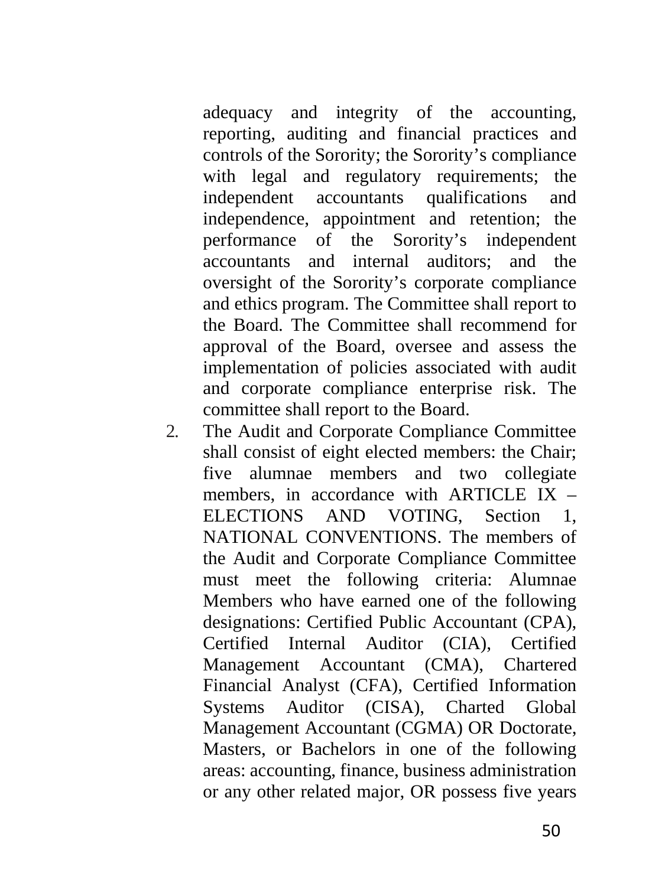adequacy and integrity of the accounting, reporting, auditing and financial practices and controls of the Sorority; the Sorority's compliance with legal and regulatory requirements; the independent accountants qualifications and independence, appointment and retention; the performance of the Sorority's independent accountants and internal auditors; and the oversight of the Sorority's corporate compliance and ethics program. The Committee shall report to the Board. The Committee shall recommend for approval of the Board, oversee and assess the implementation of policies associated with audit and corporate compliance enterprise risk. The committee shall report to the Board.

2. The Audit and Corporate Compliance Committee shall consist of eight elected members: the Chair; five alumnae members and two collegiate members, in accordance with ARTICLE IX – ELECTIONS AND VOTING, Section 1, NATIONAL CONVENTIONS. The members of the Audit and Corporate Compliance Committee must meet the following criteria: Alumnae Members who have earned one of the following designations: Certified Public Accountant (CPA), Certified Internal Auditor (CIA), Certified Management Accountant (CMA), Chartered Financial Analyst (CFA), Certified Information Systems Auditor (CISA), Charted Global Management Accountant (CGMA) OR Doctorate, Masters, or Bachelors in one of the following areas: accounting, finance, business administration or any other related major, OR possess five years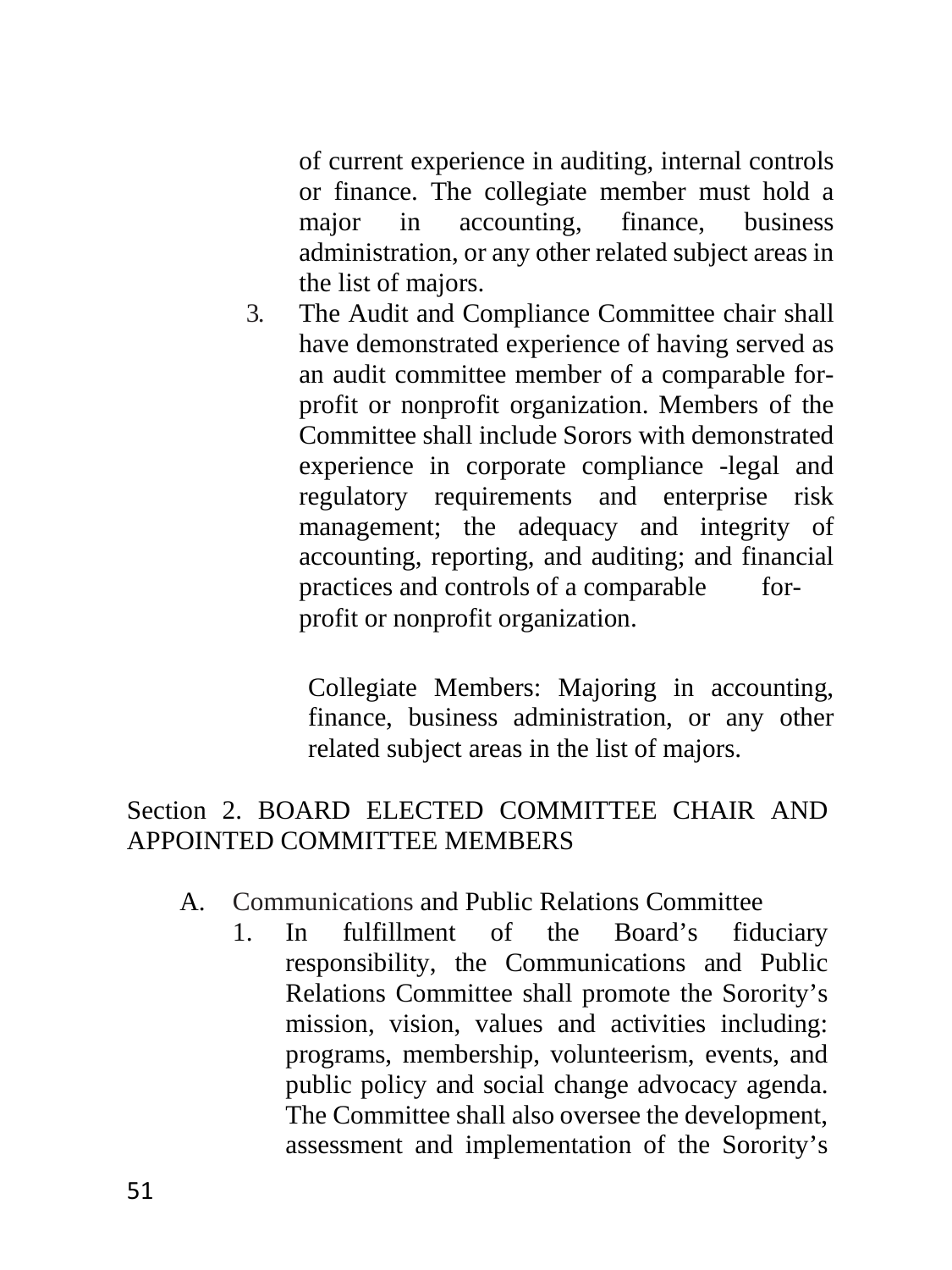of current experience in auditing, internal controls or finance. The collegiate member must hold a major in accounting, finance, business administration, or any other related subject areas in the list of majors.

3. The Audit and Compliance Committee chair shall have demonstrated experience of having served as an audit committee member of a comparable for-profit or nonprofit organization. Members of the Committee shall include Sorors with demonstrated experience in corporate compliance -legal and regulatory requirements and enterprise risk management; the adequacy and integrity of accounting, reporting, and auditing; and financial practices and controls of a comparable for-profit or nonprofit organization.

   Collegiate Members: Majoring in accounting, finance, business administration, or any other related subject areas in the list of majors.

Section 2. BOARD ELECTED COMMITTEE CHAIR AND APPOINTED COMMITTEE MEMBERS

A. Communications and Public Relations Committee
   1. In fulfillment of the Board's fiduciary responsibility, the Communications and Public Relations Committee shall promote the Sorority's mission, vision, values and activities including: programs, membership, volunteerism, events, and public policy and social change advocacy agenda. The Committee shall also oversee the development, assessment and implementation of the Sorority's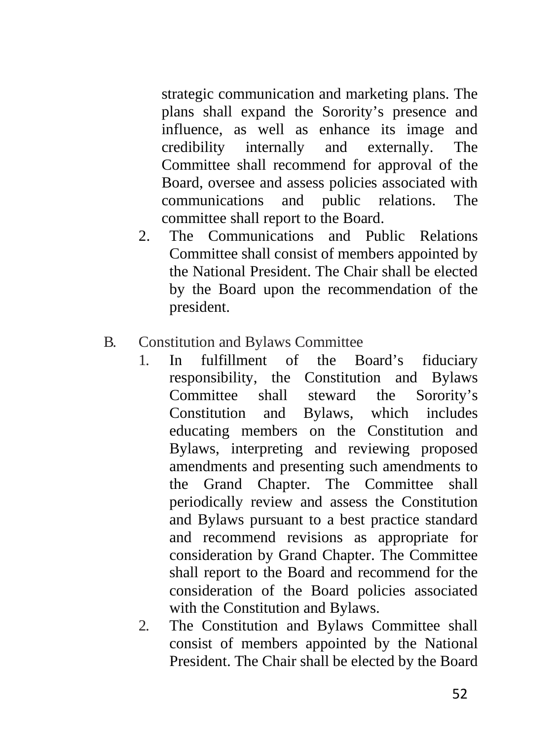strategic communication and marketing plans. The plans shall expand the Sorority's presence and influence, as well as enhance its image and credibility internally and externally. The Committee shall recommend for approval of the Board, oversee and assess policies associated with communications and public relations. The committee shall report to the Board.

2. The Communications and Public Relations Committee shall consist of members appointed by the National President. The Chair shall be elected by the Board upon the recommendation of the president.

B. Constitution and Bylaws Committee

1. In fulfillment of the Board's fiduciary responsibility, the Constitution and Bylaws Committee shall steward the Sorority's Constitution and Bylaws, which includes educating members on the Constitution and Bylaws, interpreting and reviewing proposed amendments and presenting such amendments to the Grand Chapter. The Committee shall periodically review and assess the Constitution and Bylaws pursuant to a best practice standard and recommend revisions as appropriate for consideration by Grand Chapter. The Committee shall report to the Board and recommend for the consideration of the Board policies associated with the Constitution and Bylaws.
2. The Constitution and Bylaws Committee shall consist of members appointed by the National President. The Chair shall be elected by the Board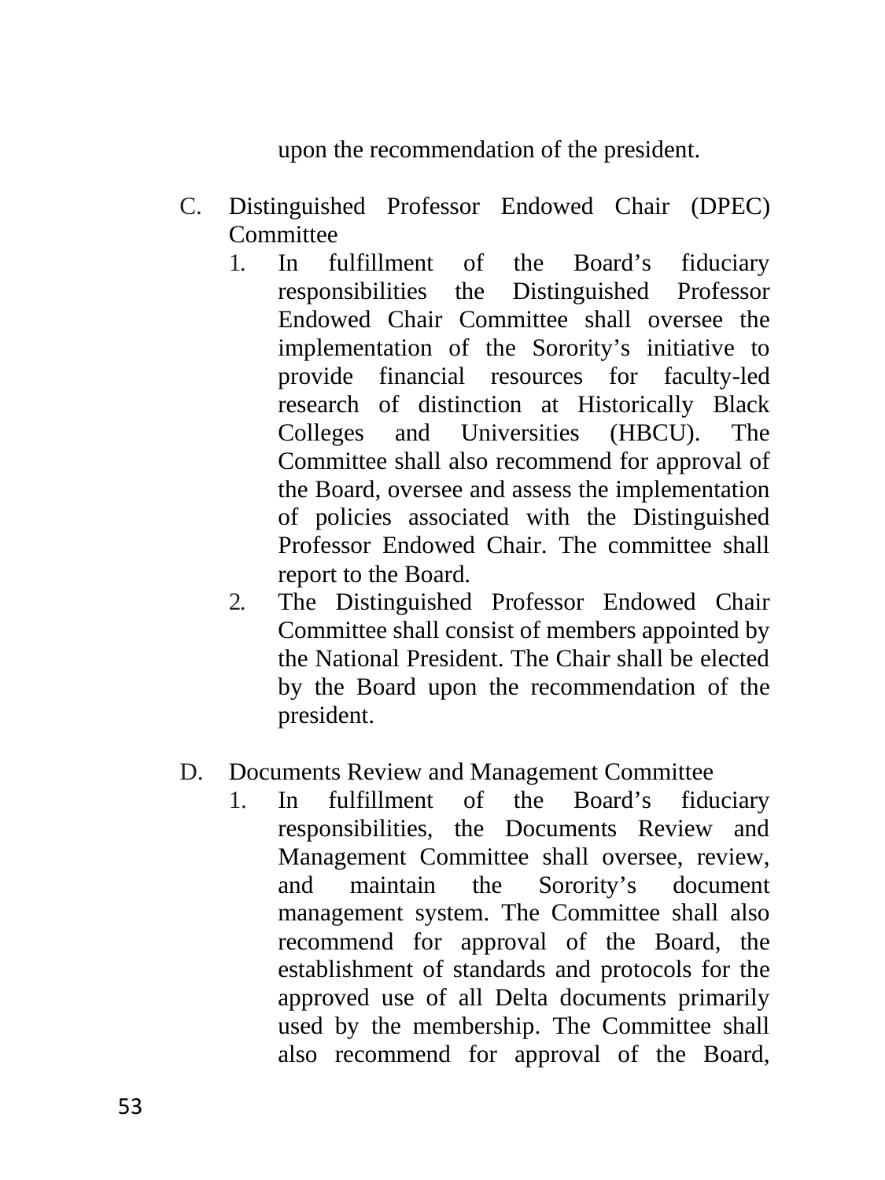upon the recommendation of the president.

C. Distinguished Professor Endowed Chair (DPEC) Committee

   1. In fulfillment of the Board's fiduciary responsibilities the Distinguished Professor Endowed Chair Committee shall oversee the implementation of the Sorority's initiative to provide financial resources for faculty-led research of distinction at Historically Black Colleges and Universities (HBCU). The Committee shall also recommend for approval of the Board, oversee and assess the implementation of policies associated with the Distinguished Professor Endowed Chair. The committee shall report to the Board.
   2. The Distinguished Professor Endowed Chair Committee shall consist of members appointed by the National President. The Chair shall be elected by the Board upon the recommendation of the president.

D. Documents Review and Management Committee

   1. In fulfillment of the Board's fiduciary responsibilities, the Documents Review and Management Committee shall oversee, review, and maintain the Sorority's document management system. The Committee shall also recommend for approval of the Board, the establishment of standards and protocols for the approved use of all Delta documents primarily used by the membership. The Committee shall also recommend for approval of the Board,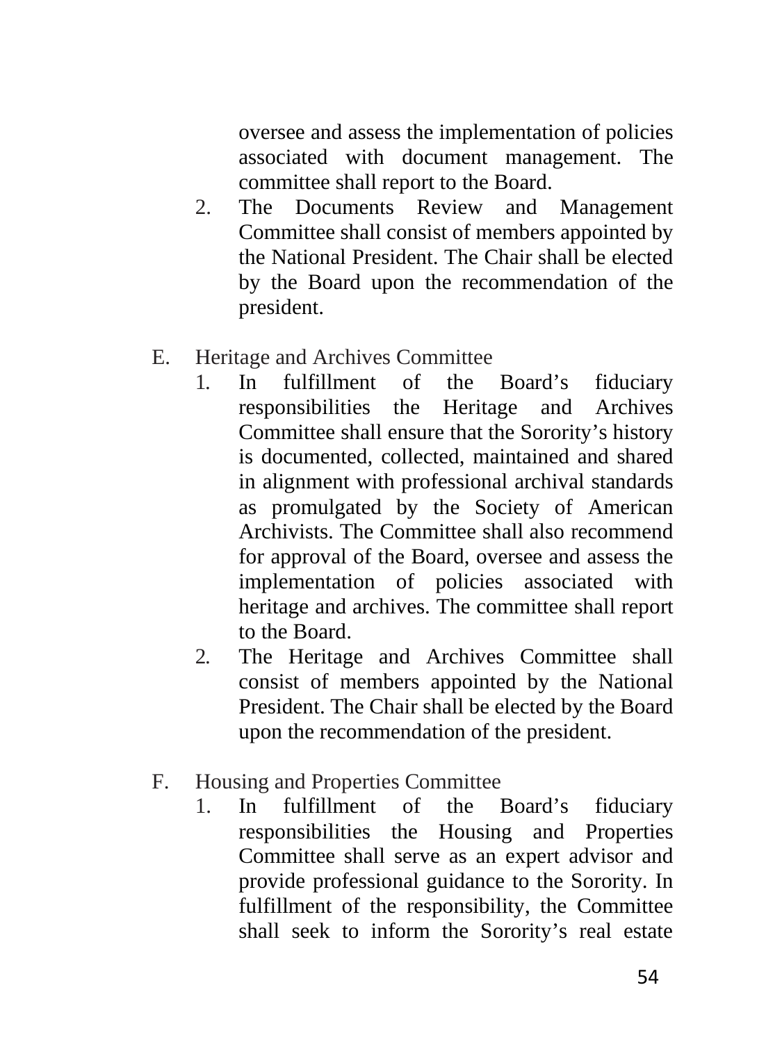oversee and assess the implementation of policies associated with document management. The committee shall report to the Board.

2. The Documents Review and Management Committee shall consist of members appointed by the National President. The Chair shall be elected by the Board upon the recommendation of the president.

E. Heritage and Archives Committee

1. In fulfillment of the Board's fiduciary responsibilities the Heritage and Archives Committee shall ensure that the Sorority's history is documented, collected, maintained and shared in alignment with professional archival standards as promulgated by the Society of American Archivists. The Committee shall also recommend for approval of the Board, oversee and assess the implementation of policies associated with heritage and archives. The committee shall report to the Board.
2. The Heritage and Archives Committee shall consist of members appointed by the National President. The Chair shall be elected by the Board upon the recommendation of the president.

F. Housing and Properties Committee

1. In fulfillment of the Board's fiduciary responsibilities the Housing and Properties Committee shall serve as an expert advisor and provide professional guidance to the Sorority. In fulfillment of the responsibility, the Committee shall seek to inform the Sorority's real estate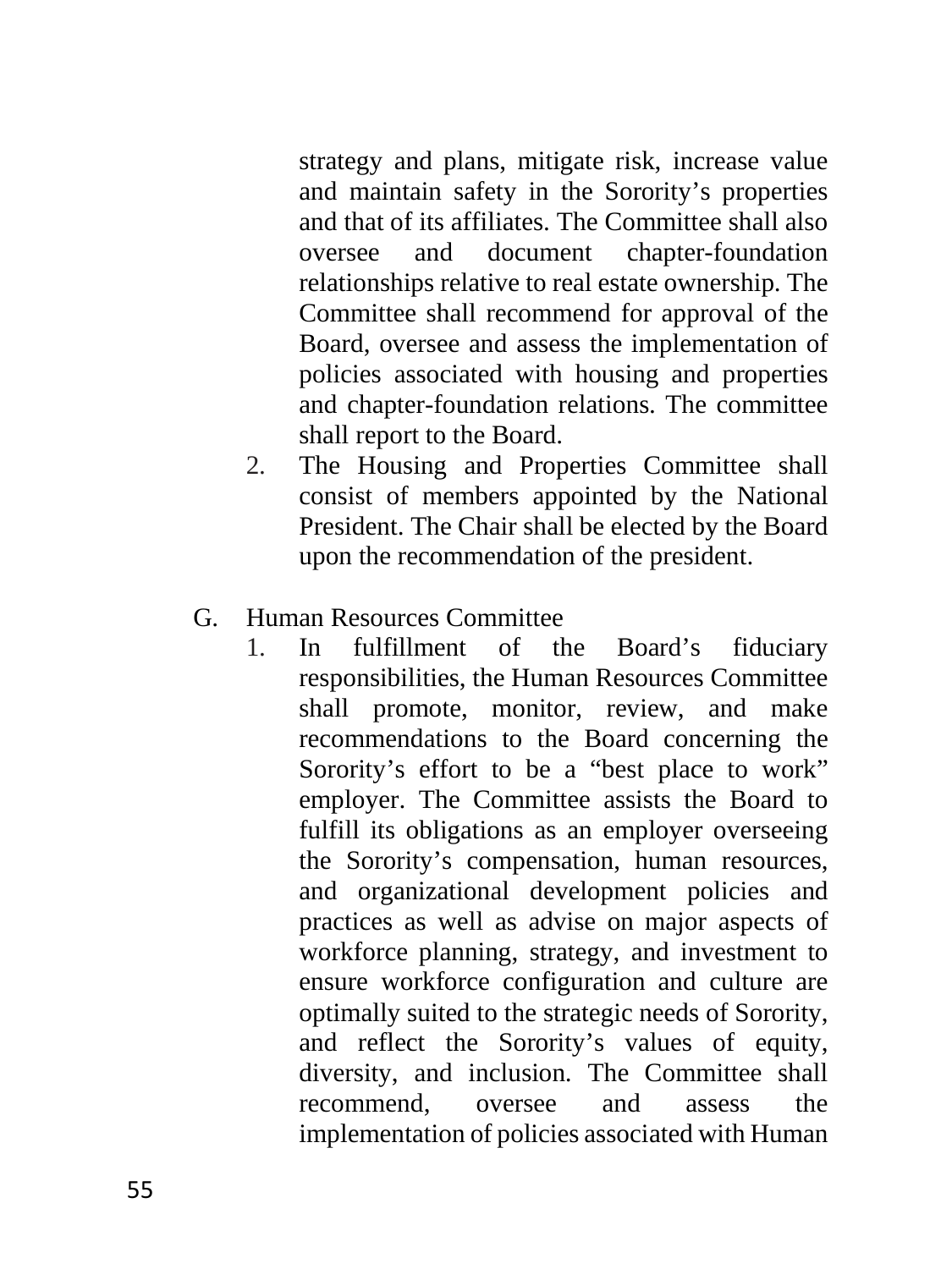strategy and plans, mitigate risk, increase value and maintain safety in the Sorority's properties and that of its affiliates. The Committee shall also oversee and document chapter-foundation relationships relative to real estate ownership. The Committee shall recommend for approval of the Board, oversee and assess the implementation of policies associated with housing and properties and chapter-foundation relations. The committee shall report to the Board.

2. The Housing and Properties Committee shall consist of members appointed by the National President. The Chair shall be elected by the Board upon the recommendation of the president.

G. Human Resources Committee

1. In fulfillment of the Board's fiduciary responsibilities, the Human Resources Committee shall promote, monitor, review, and make recommendations to the Board concerning the Sorority's effort to be a "best place to work" employer. The Committee assists the Board to fulfill its obligations as an employer overseeing the Sorority's compensation, human resources, and organizational development policies and practices as well as advise on major aspects of workforce planning, strategy, and investment to ensure workforce configuration and culture are optimally suited to the strategic needs of Sorority, and reflect the Sorority's values of equity, diversity, and inclusion. The Committee shall recommend, oversee and assess the implementation of policies associated with Human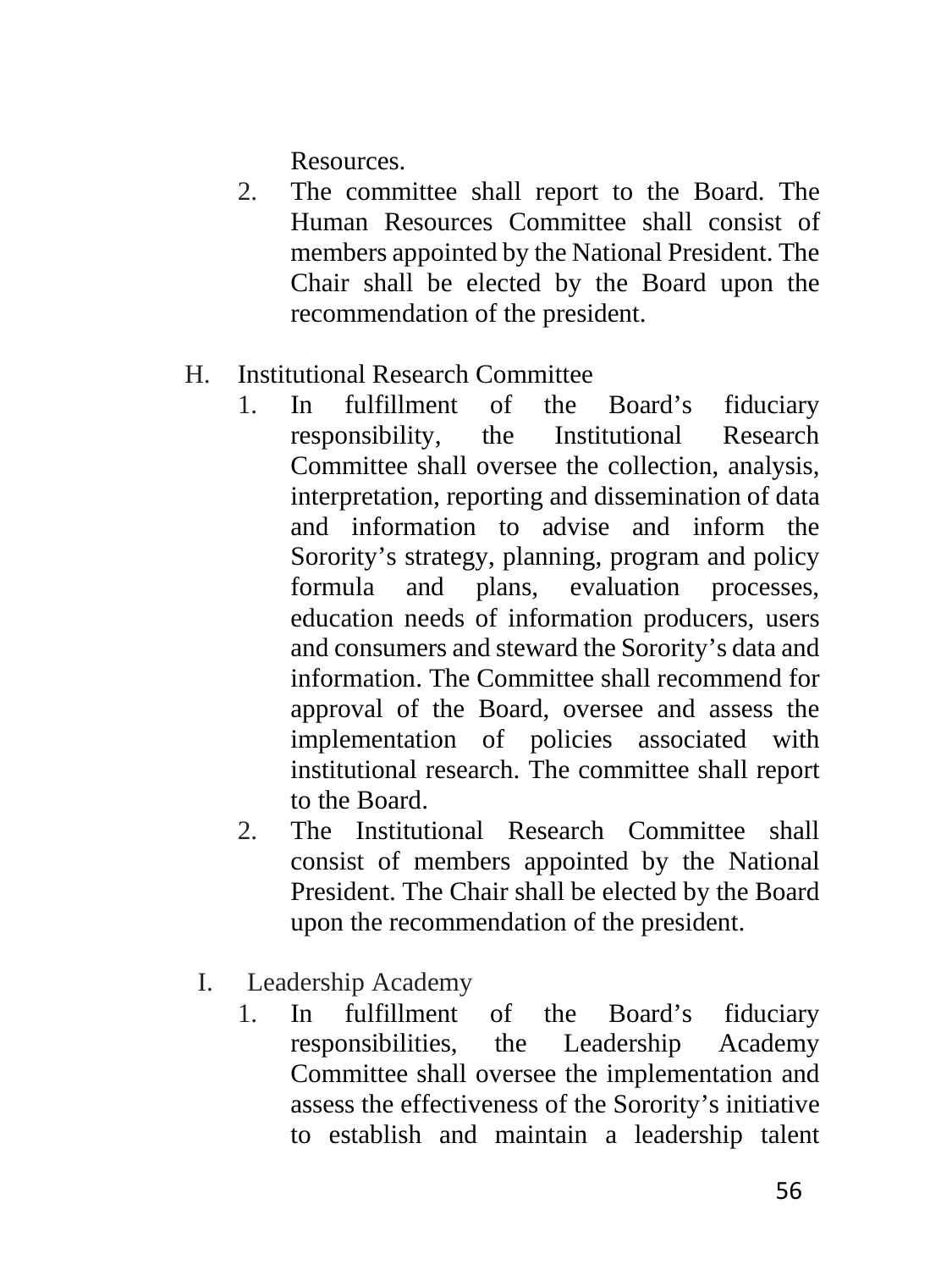Resources.

2. The committee shall report to the Board. The Human Resources Committee shall consist of members appointed by the National President. The Chair shall be elected by the Board upon the recommendation of the president.

H. Institutional Research Committee

1. In fulfillment of the Board's fiduciary responsibility, the Institutional Research Committee shall oversee the collection, analysis, interpretation, reporting and dissemination of data and information to advise and inform the Sorority's strategy, planning, program and policy formula and plans, evaluation processes, education needs of information producers, users and consumers and steward the Sorority's data and information. The Committee shall recommend for approval of the Board, oversee and assess the implementation of policies associated with institutional research. The committee shall report to the Board.
2. The Institutional Research Committee shall consist of members appointed by the National President. The Chair shall be elected by the Board upon the recommendation of the president.

I. Leadership Academy

1. In fulfillment of the Board's fiduciary responsibilities, the Leadership Academy Committee shall oversee the implementation and assess the effectiveness of the Sorority's initiative to establish and maintain a leadership talent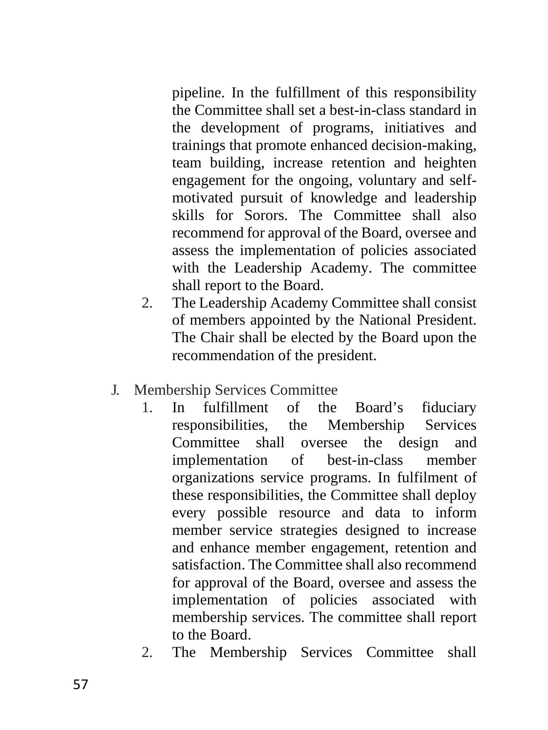pipeline. In the fulfillment of this responsibility the Committee shall set a best-in-class standard in the development of programs, initiatives and trainings that promote enhanced decision-making, team building, increase retention and heighten engagement for the ongoing, voluntary and self-motivated pursuit of knowledge and leadership skills for Sorors. The Committee shall also recommend for approval of the Board, oversee and assess the implementation of policies associated with the Leadership Academy. The committee shall report to the Board.

2. The Leadership Academy Committee shall consist of members appointed by the National President. The Chair shall be elected by the Board upon the recommendation of the president.

J. Membership Services Committee

1. In fulfillment of the Board's fiduciary responsibilities, the Membership Services Committee shall oversee the design and implementation of best-in-class member organizations service programs. In fulfilment of these responsibilities, the Committee shall deploy every possible resource and data to inform member service strategies designed to increase and enhance member engagement, retention and satisfaction. The Committee shall also recommend for approval of the Board, oversee and assess the implementation of policies associated with membership services. The committee shall report to the Board.
2. The Membership Services Committee shall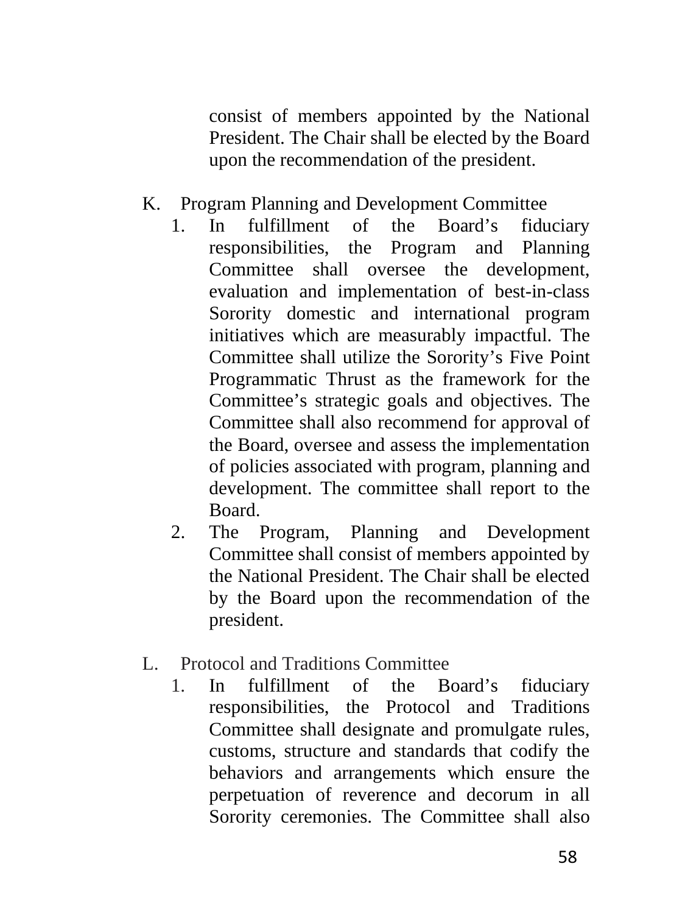consist of members appointed by the National President. The Chair shall be elected by the Board upon the recommendation of the president.

K. Program Planning and Development Committee

1. In fulfillment of the Board's fiduciary responsibilities, the Program and Planning Committee shall oversee the development, evaluation and implementation of best-in-class Sorority domestic and international program initiatives which are measurably impactful. The Committee shall utilize the Sorority's Five Point Programmatic Thrust as the framework for the Committee's strategic goals and objectives. The Committee shall also recommend for approval of the Board, oversee and assess the implementation of policies associated with program, planning and development. The committee shall report to the Board.
2. The Program, Planning and Development Committee shall consist of members appointed by the National President. The Chair shall be elected by the Board upon the recommendation of the president.

L. Protocol and Traditions Committee

1. In fulfillment of the Board's fiduciary responsibilities, the Protocol and Traditions Committee shall designate and promulgate rules, customs, structure and standards that codify the behaviors and arrangements which ensure the perpetuation of reverence and decorum in all Sorority ceremonies. The Committee shall also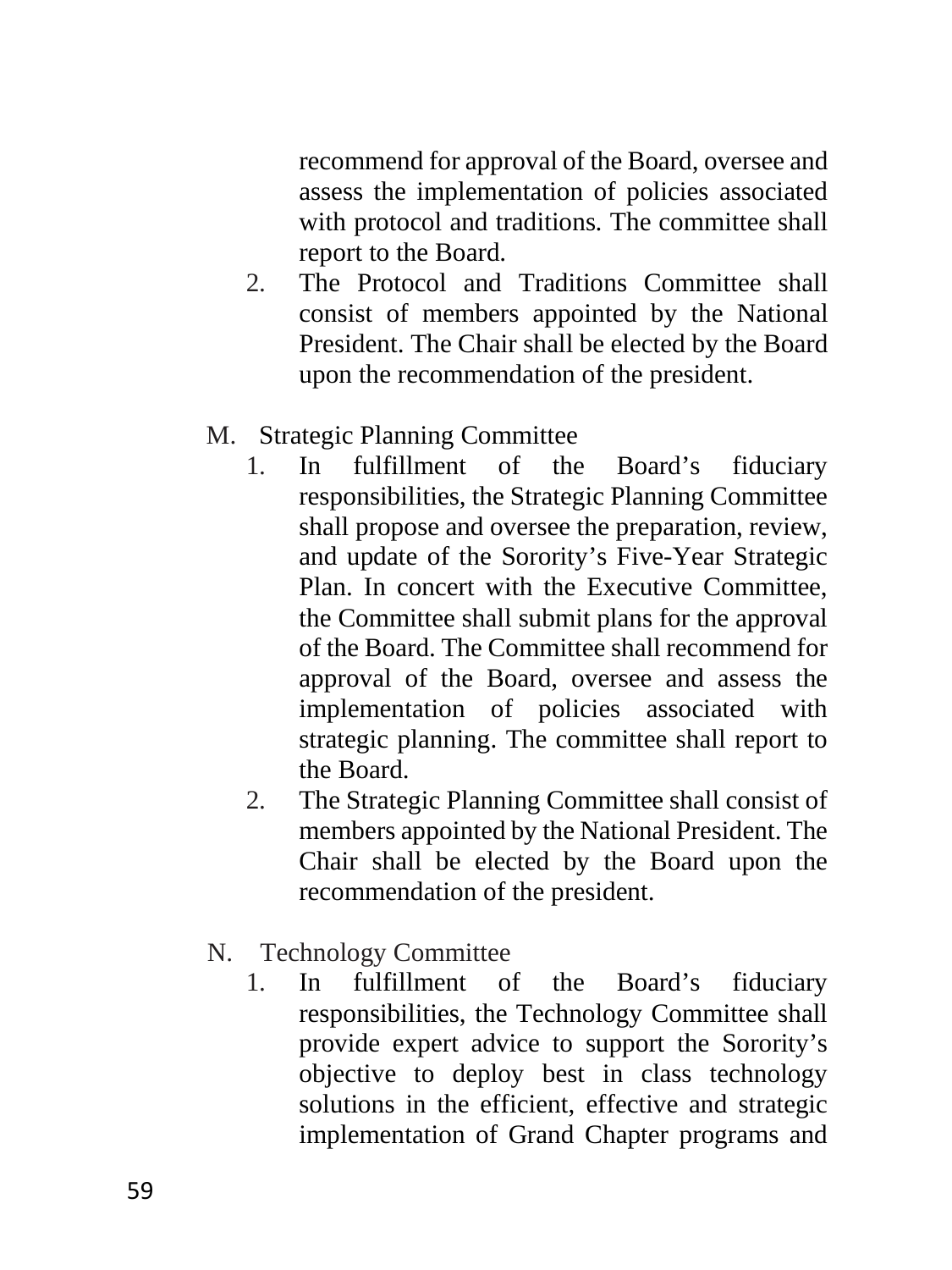recommend for approval of the Board, oversee and assess the implementation of policies associated with protocol and traditions. The committee shall report to the Board.

2. The Protocol and Traditions Committee shall consist of members appointed by the National President. The Chair shall be elected by the Board upon the recommendation of the president.

M. Strategic Planning Committee

1. In fulfillment of the Board's fiduciary responsibilities, the Strategic Planning Committee shall propose and oversee the preparation, review, and update of the Sorority's Five-Year Strategic Plan. In concert with the Executive Committee, the Committee shall submit plans for the approval of the Board. The Committee shall recommend for approval of the Board, oversee and assess the implementation of policies associated with strategic planning. The committee shall report to the Board.
2. The Strategic Planning Committee shall consist of members appointed by the National President. The Chair shall be elected by the Board upon the recommendation of the president.

N. Technology Committee

1. In fulfillment of the Board's fiduciary responsibilities, the Technology Committee shall provide expert advice to support the Sorority's objective to deploy best in class technology solutions in the efficient, effective and strategic implementation of Grand Chapter programs and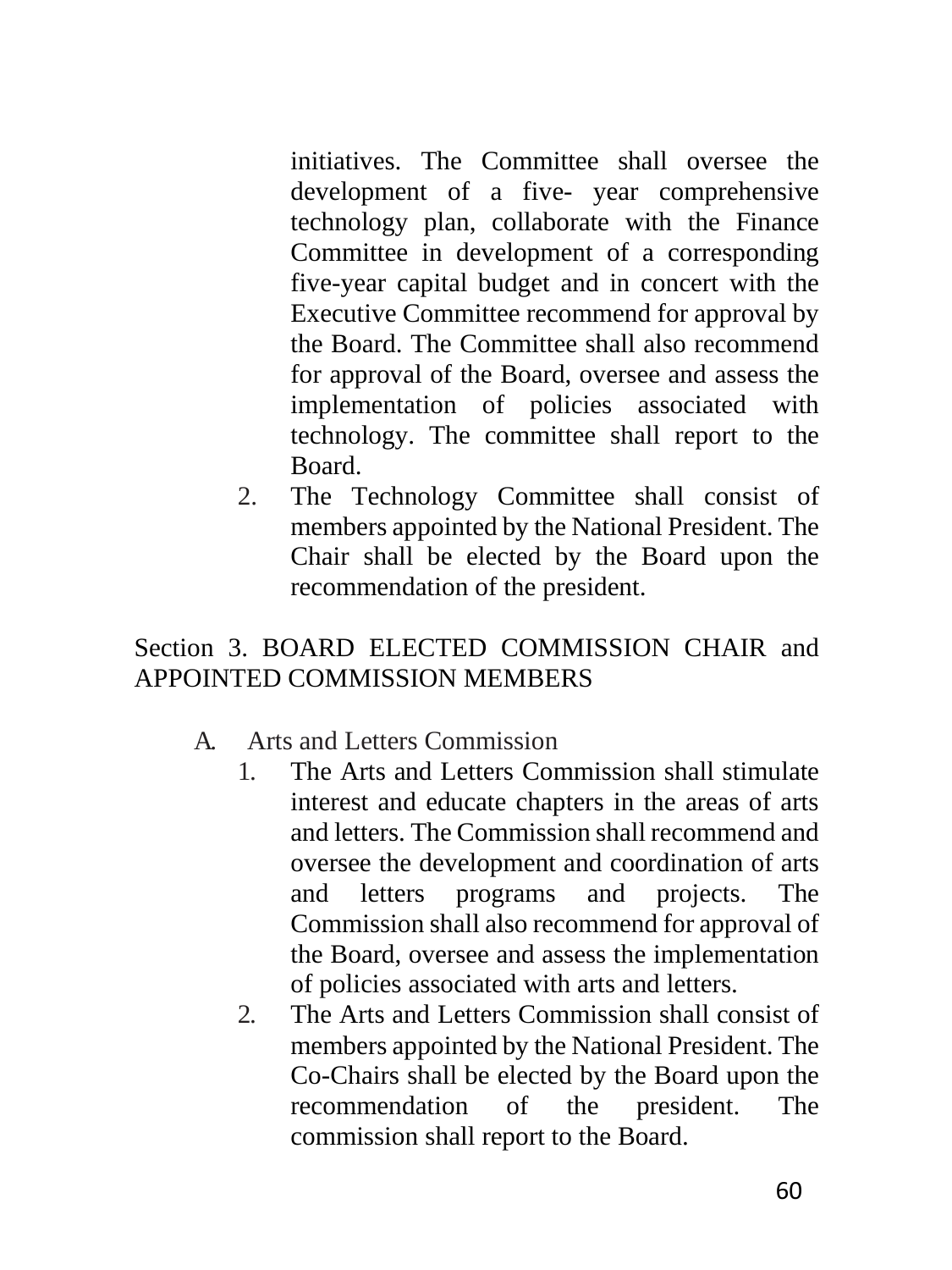initiatives. The Committee shall oversee the development of a five- year comprehensive technology plan, collaborate with the Finance Committee in development of a corresponding five-year capital budget and in concert with the Executive Committee recommend for approval by the Board. The Committee shall also recommend for approval of the Board, oversee and assess the implementation of policies associated with technology. The committee shall report to the Board.

2. The Technology Committee shall consist of members appointed by the National President. The Chair shall be elected by the Board upon the recommendation of the president.

Section 3. BOARD ELECTED COMMISSION CHAIR and APPOINTED COMMISSION MEMBERS

A. Arts and Letters Commission
   1. The Arts and Letters Commission shall stimulate interest and educate chapters in the areas of arts and letters. The Commission shall recommend and oversee the development and coordination of arts and letters programs and projects. The Commission shall also recommend for approval of the Board, oversee and assess the implementation of policies associated with arts and letters.
   2. The Arts and Letters Commission shall consist of members appointed by the National President. The Co-Chairs shall be elected by the Board upon the recommendation of the president. The commission shall report to the Board.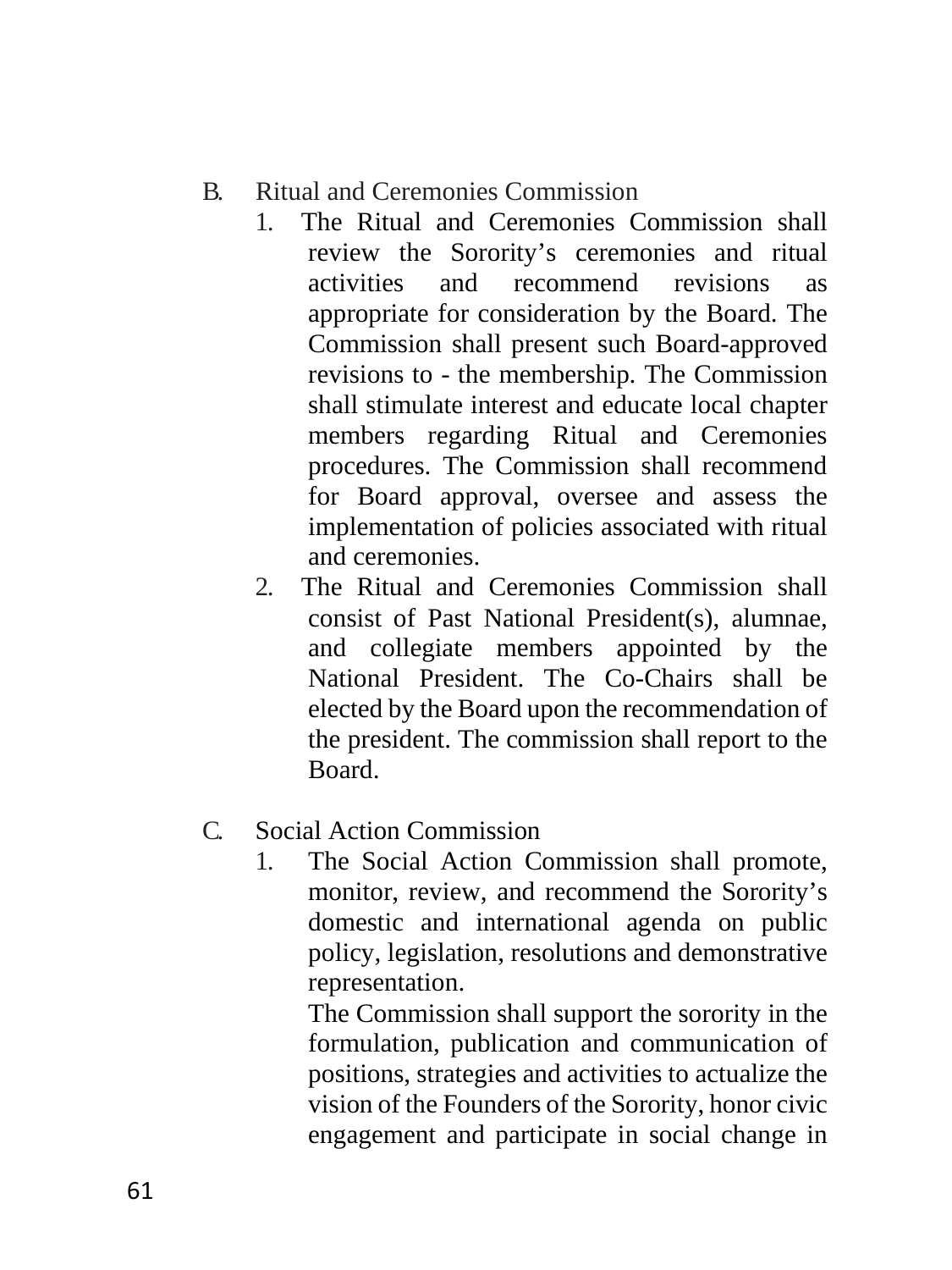B. Ritual and Ceremonies Commission

1. The Ritual and Ceremonies Commission shall review the Sorority's ceremonies and ritual activities and recommend revisions as appropriate for consideration by the Board. The Commission shall present such Board-approved revisions to - the membership. The Commission shall stimulate interest and educate local chapter members regarding Ritual and Ceremonies procedures. The Commission shall recommend for Board approval, oversee and assess the implementation of policies associated with ritual and ceremonies.
2. The Ritual and Ceremonies Commission shall consist of Past National President(s), alumnae, and collegiate members appointed by the National President. The Co-Chairs shall be elected by the Board upon the recommendation of the president. The commission shall report to the Board.

C. Social Action Commission

1. The Social Action Commission shall promote, monitor, review, and recommend the Sorority's domestic and international agenda on public policy, legislation, resolutions and demonstrative representation.

   The Commission shall support the sorority in the formulation, publication and communication of positions, strategies and activities to actualize the vision of the Founders of the Sorority, honor civic engagement and participate in social change in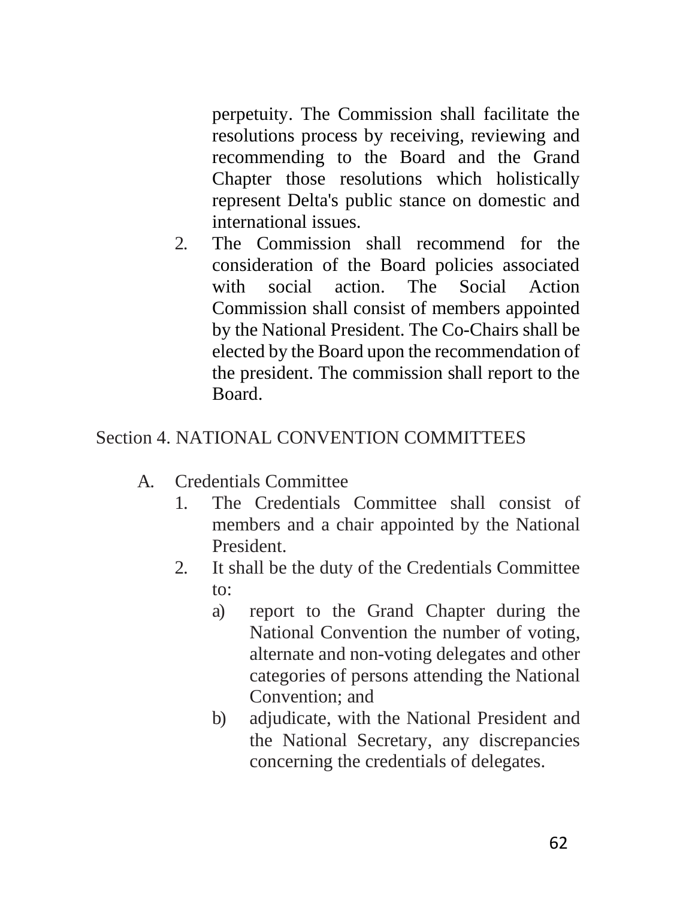perpetuity. The Commission shall facilitate the resolutions process by receiving, reviewing and recommending to the Board and the Grand Chapter those resolutions which holistically represent Delta's public stance on domestic and international issues.

2. The Commission shall recommend for the consideration of the Board policies associated with social action. The Social Action Commission shall consist of members appointed by the National President. The Co-Chairs shall be elected by the Board upon the recommendation of the president. The commission shall report to the Board.

## Section 4. NATIONAL CONVENTION COMMITTEES

A. Credentials Committee
   1. The Credentials Committee shall consist of members and a chair appointed by the National President.
   2. It shall be the duty of the Credentials Committee to:
      a) report to the Grand Chapter during the National Convention the number of voting, alternate and non-voting delegates and other categories of persons attending the National Convention; and
      b) adjudicate, with the National President and the National Secretary, any discrepancies concerning the credentials of delegates.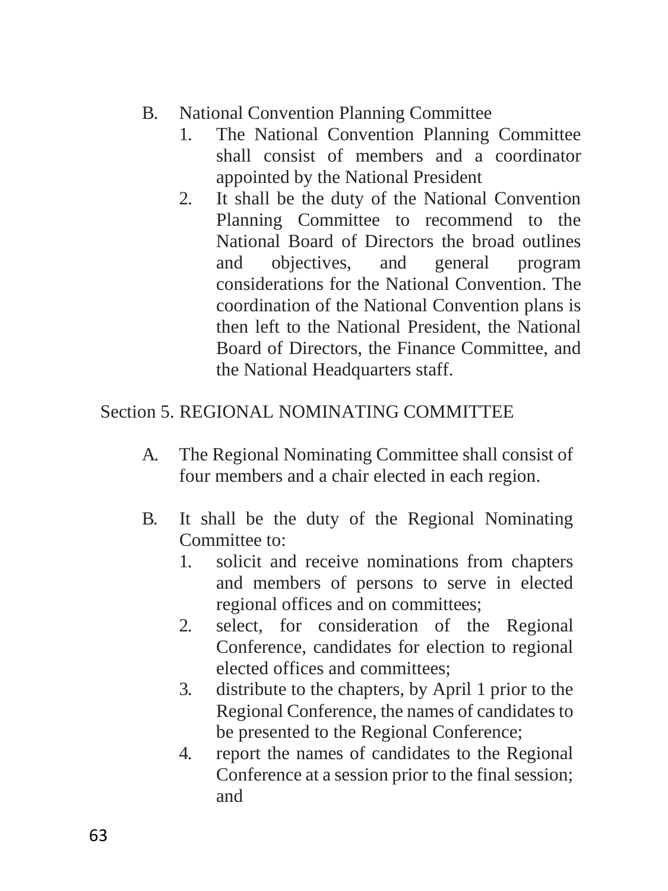B. National Convention Planning Committee
   1. The National Convention Planning Committee shall consist of members and a coordinator appointed by the National President
   2. It shall be the duty of the National Convention Planning Committee to recommend to the National Board of Directors the broad outlines and objectives, and general program considerations for the National Convention. The coordination of the National Convention plans is then left to the National President, the National Board of Directors, the Finance Committee, and the National Headquarters staff.

Section 5. REGIONAL NOMINATING COMMITTEE

A. The Regional Nominating Committee shall consist of four members and a chair elected in each region.

B. It shall be the duty of the Regional Nominating Committee to:
   1. solicit and receive nominations from chapters and members of persons to serve in elected regional offices and on committees;
   2. select, for consideration of the Regional Conference, candidates for election to regional elected offices and committees;
   3. distribute to the chapters, by April 1 prior to the Regional Conference, the names of candidates to be presented to the Regional Conference;
   4. report the names of candidates to the Regional Conference at a session prior to the final session; and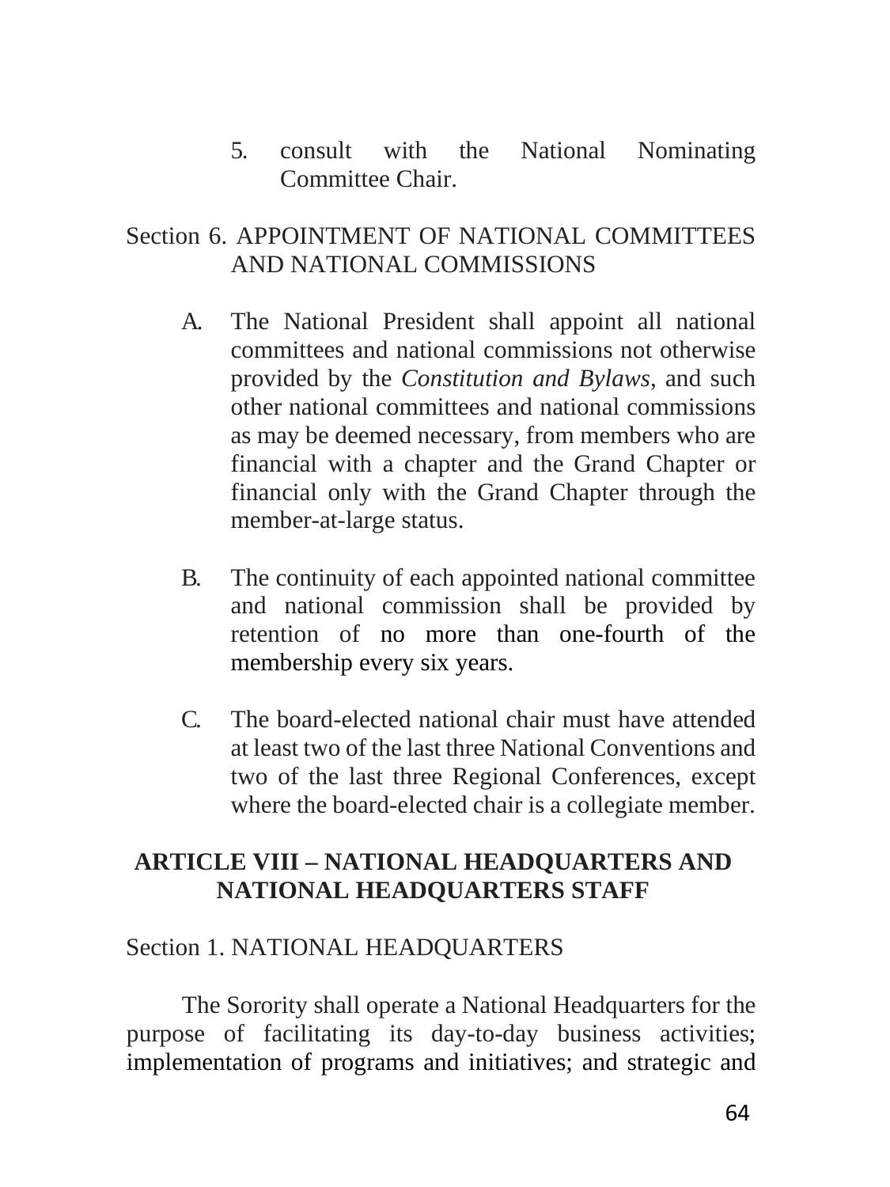5. consult with the National Nominating Committee Chair.

Section 6. APPOINTMENT OF NATIONAL COMMITTEES AND NATIONAL COMMISSIONS

A. The National President shall appoint all national committees and national commissions not otherwise provided by the *Constitution and Bylaws*, and such other national committees and national commissions as may be deemed necessary, from members who are financial with a chapter and the Grand Chapter or financial only with the Grand Chapter through the member-at-large status.

B. The continuity of each appointed national committee and national commission shall be provided by retention of no more than one-fourth of the membership every six years.

C. The board-elected national chair must have attended at least two of the last three National Conventions and two of the last three Regional Conferences, except where the board-elected chair is a collegiate member.

## ARTICLE VIII – NATIONAL HEADQUARTERS AND NATIONAL HEADQUARTERS STAFF

Section 1. NATIONAL HEADQUARTERS

The Sorority shall operate a National Headquarters for the purpose of facilitating its day-to-day business activities; implementation of programs and initiatives; and strategic and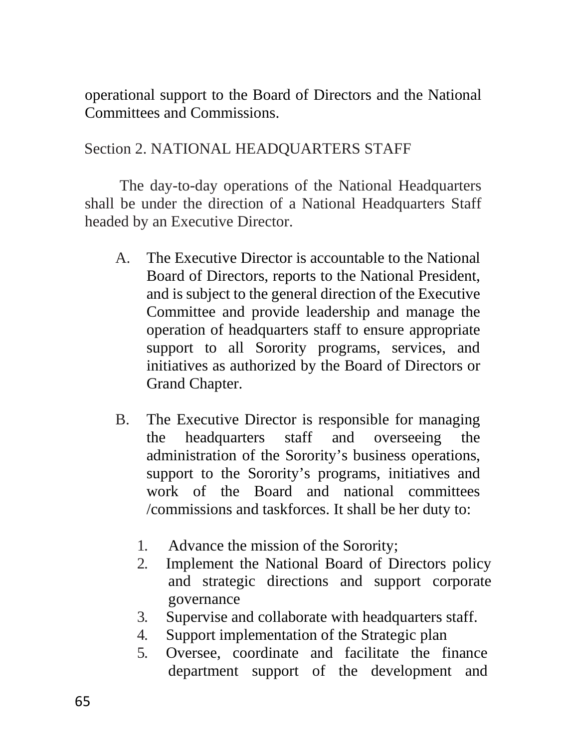operational support to the Board of Directors and the National Committees and Commissions.

Section 2. NATIONAL HEADQUARTERS STAFF

The day-to-day operations of the National Headquarters shall be under the direction of a National Headquarters Staff headed by an Executive Director.

A. The Executive Director is accountable to the National Board of Directors, reports to the National President, and is subject to the general direction of the Executive Committee and provide leadership and manage the operation of headquarters staff to ensure appropriate support to all Sorority programs, services, and initiatives as authorized by the Board of Directors or Grand Chapter.

B. The Executive Director is responsible for managing the headquarters staff and overseeing the administration of the Sorority's business operations, support to the Sorority's programs, initiatives and work of the Board and national committees /commissions and taskforces. It shall be her duty to:

   1. Advance the mission of the Sorority;
   2. Implement the National Board of Directors policy and strategic directions and support corporate governance
   3. Supervise and collaborate with headquarters staff.
   4. Support implementation of the Strategic plan
   5. Oversee, coordinate and facilitate the finance department support of the development and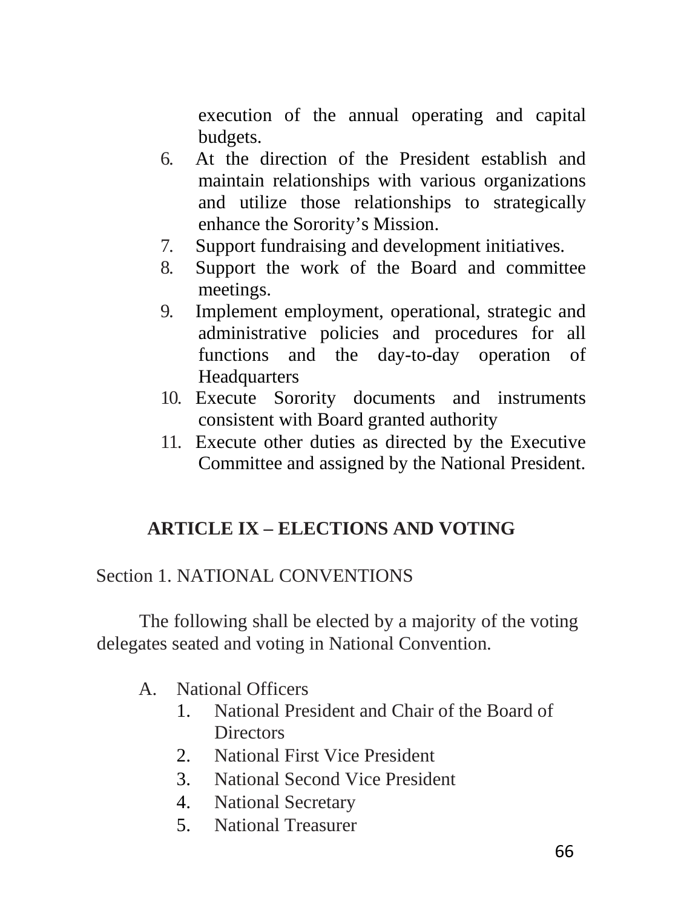execution of the annual operating and capital budgets.

6. At the direction of the President establish and maintain relationships with various organizations and utilize those relationships to strategically enhance the Sorority's Mission.
7. Support fundraising and development initiatives.
8. Support the work of the Board and committee meetings.
9. Implement employment, operational, strategic and administrative policies and procedures for all functions and the day-to-day operation of Headquarters
10. Execute Sorority documents and instruments consistent with Board granted authority
11. Execute other duties as directed by the Executive Committee and assigned by the National President.

## ARTICLE IX – ELECTIONS AND VOTING

Section 1. NATIONAL CONVENTIONS

The following shall be elected by a majority of the voting delegates seated and voting in National Convention.

A. National Officers
   1. National President and Chair of the Board of Directors
   2. National First Vice President
   3. National Second Vice President
   4. National Secretary
   5. National Treasurer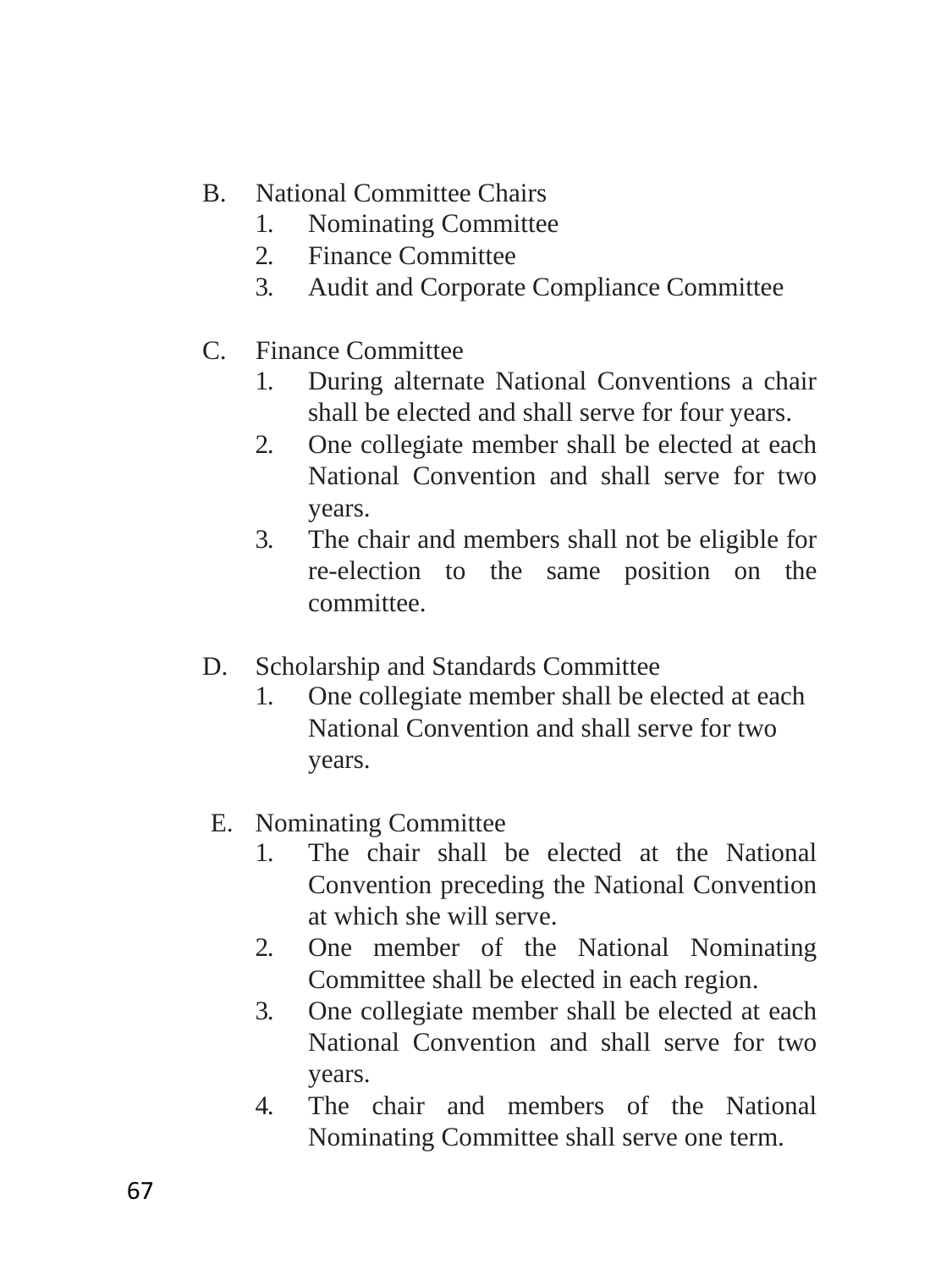B. National Committee Chairs
   1. Nominating Committee
   2. Finance Committee
   3. Audit and Corporate Compliance Committee

C. Finance Committee
   1. During alternate National Conventions a chair shall be elected and shall serve for four years.
   2. One collegiate member shall be elected at each National Convention and shall serve for two years.
   3. The chair and members shall not be eligible for re-election to the same position on the committee.

D. Scholarship and Standards Committee
   1. One collegiate member shall be elected at each National Convention and shall serve for two years.

E. Nominating Committee
   1. The chair shall be elected at the National Convention preceding the National Convention at which she will serve.
   2. One member of the National Nominating Committee shall be elected in each region.
   3. One collegiate member shall be elected at each National Convention and shall serve for two years.
   4. The chair and members of the National Nominating Committee shall serve one term.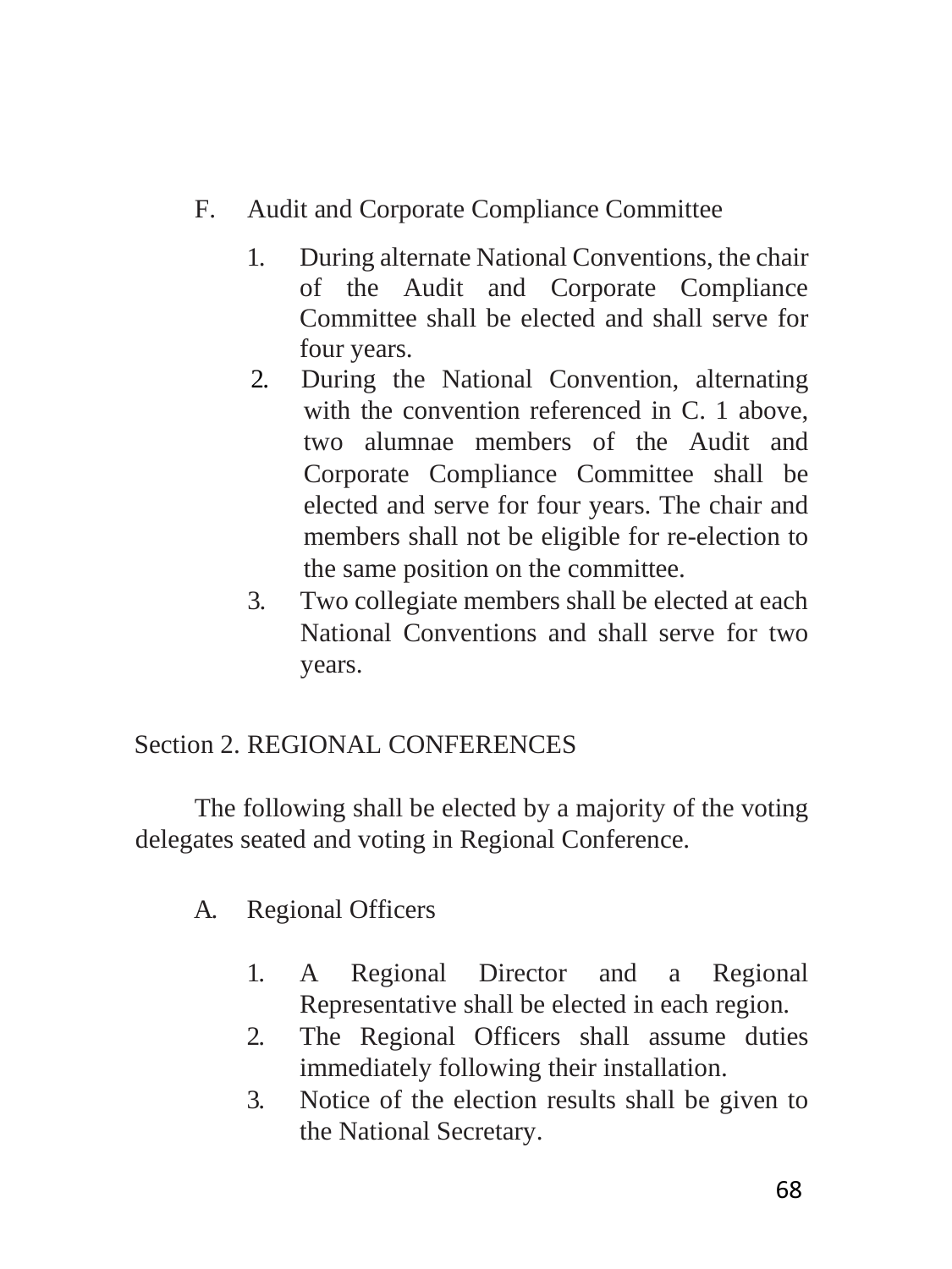F. Audit and Corporate Compliance Committee

1. During alternate National Conventions, the chair of the Audit and Corporate Compliance Committee shall be elected and shall serve for four years.
2. During the National Convention, alternating with the convention referenced in C. 1 above, two alumnae members of the Audit and Corporate Compliance Committee shall be elected and serve for four years. The chair and members shall not be eligible for re-election to the same position on the committee.
3. Two collegiate members shall be elected at each National Conventions and shall serve for two years.

Section 2. REGIONAL CONFERENCES

The following shall be elected by a majority of the voting delegates seated and voting in Regional Conference.

A. Regional Officers

1. A Regional Director and a Regional Representative shall be elected in each region.
2. The Regional Officers shall assume duties immediately following their installation.
3. Notice of the election results shall be given to the National Secretary.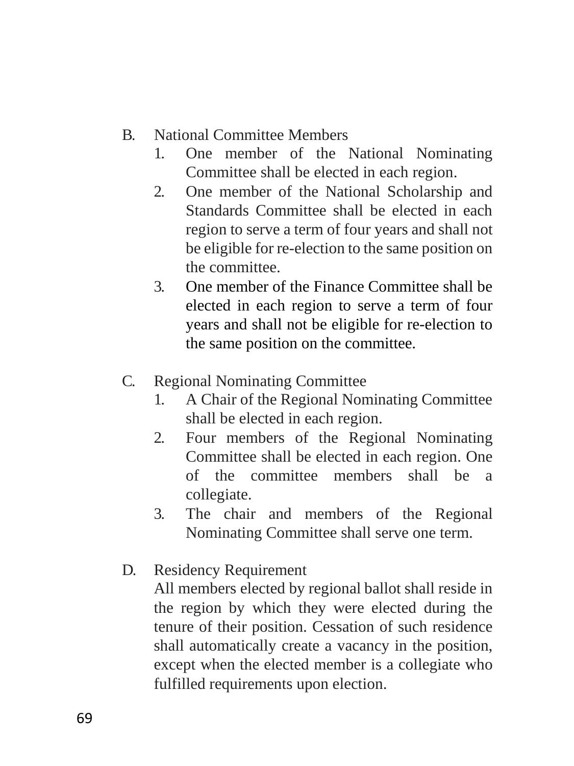B. National Committee Members
   1. One member of the National Nominating Committee shall be elected in each region.
   2. One member of the National Scholarship and Standards Committee shall be elected in each region to serve a term of four years and shall not be eligible for re-election to the same position on the committee.
   3. One member of the Finance Committee shall be elected in each region to serve a term of four years and shall not be eligible for re-election to the same position on the committee.

C. Regional Nominating Committee
   1. A Chair of the Regional Nominating Committee shall be elected in each region.
   2. Four members of the Regional Nominating Committee shall be elected in each region. One of the committee members shall be a collegiate.
   3. The chair and members of the Regional Nominating Committee shall serve one term.

D. Residency Requirement

   All members elected by regional ballot shall reside in the region by which they were elected during the tenure of their position. Cessation of such residence shall automatically create a vacancy in the position, except when the elected member is a collegiate who fulfilled requirements upon election.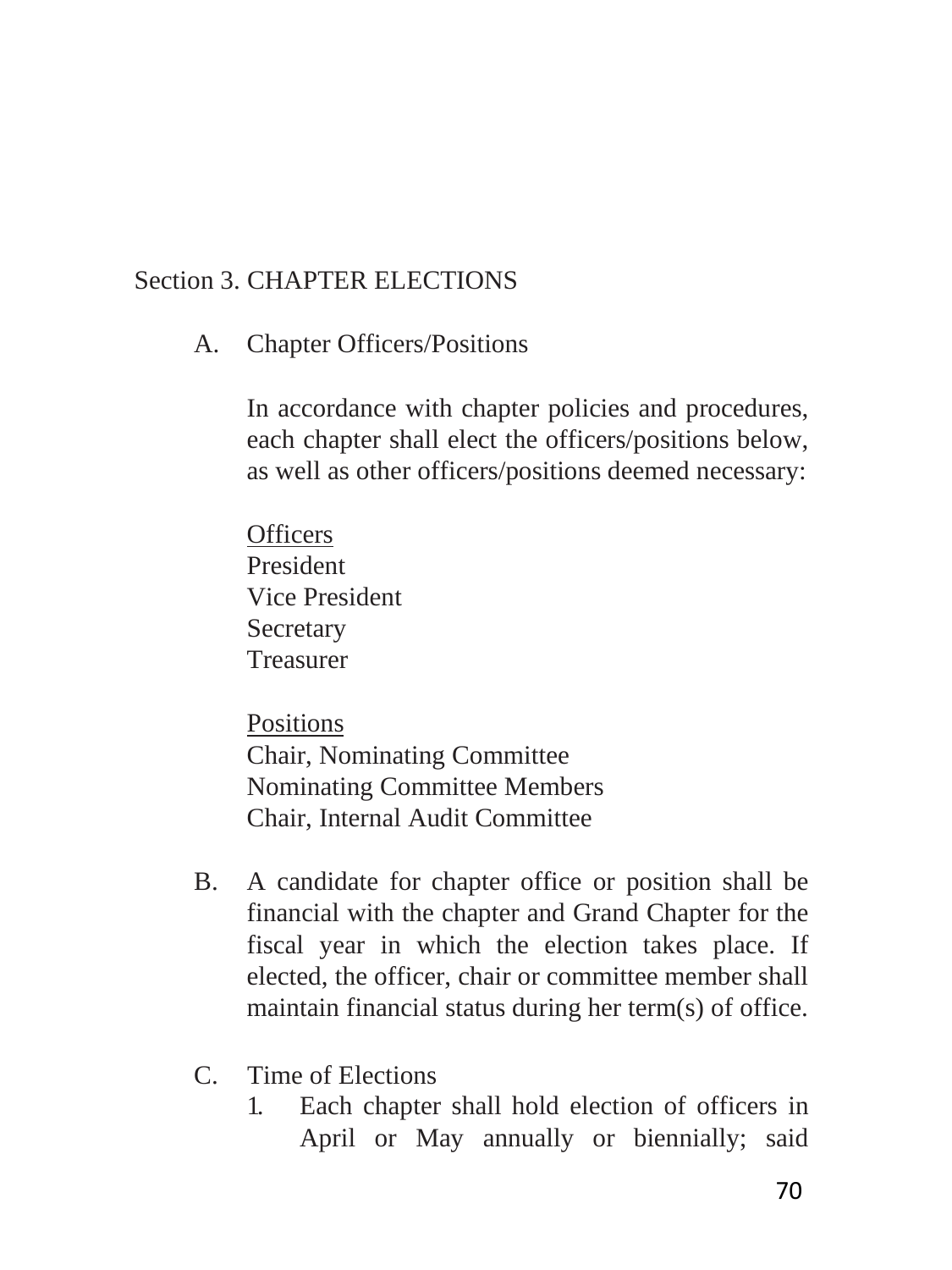## Section 3. CHAPTER ELECTIONS

A. Chapter Officers/Positions

   In accordance with chapter policies and procedures, each chapter shall elect the officers/positions below, as well as other officers/positions deemed necessary:

   <u>Officers</u>
   President
   Vice President
   Secretary
   Treasurer

   <u>Positions</u>
   Chair, Nominating Committee
   Nominating Committee Members
   Chair, Internal Audit Committee

B. A candidate for chapter office or position shall be financial with the chapter and Grand Chapter for the fiscal year in which the election takes place. If elected, the officer, chair or committee member shall maintain financial status during her term(s) of office.

C. Time of Elections
   1. Each chapter shall hold election of officers in April or May annually or biennially; said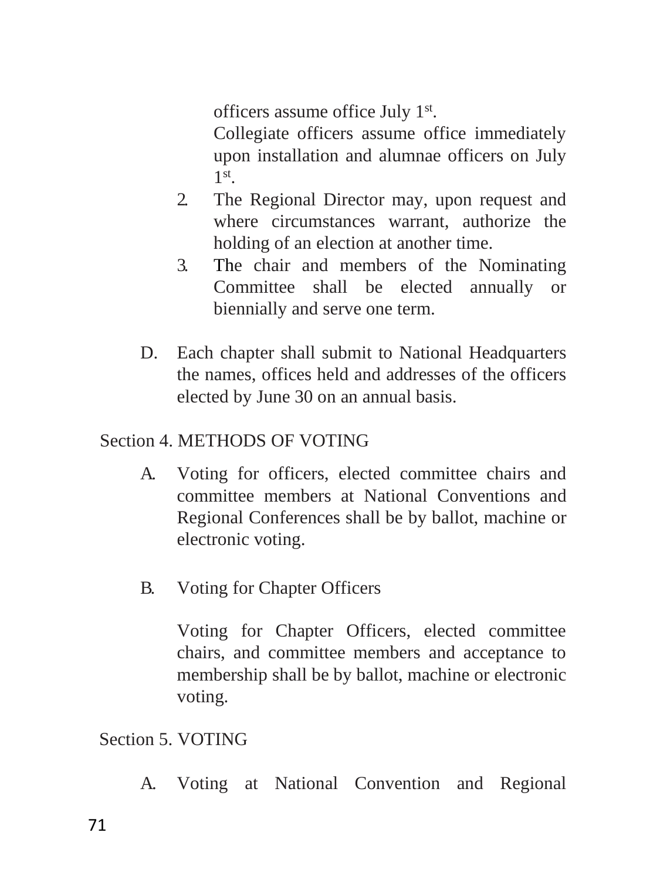officers assume office July 1st.

Collegiate officers assume office immediately upon installation and alumnae officers on July 1st.

2. The Regional Director may, upon request and where circumstances warrant, authorize the holding of an election at another time.
3. The chair and members of the Nominating Committee shall be elected annually or biennially and serve one term.

D. Each chapter shall submit to National Headquarters the names, offices held and addresses of the officers elected by June 30 on an annual basis.

Section 4. METHODS OF VOTING

A. Voting for officers, elected committee chairs and committee members at National Conventions and Regional Conferences shall be by ballot, machine or electronic voting.

B. Voting for Chapter Officers

Voting for Chapter Officers, elected committee chairs, and committee members and acceptance to membership shall be by ballot, machine or electronic voting.

Section 5. VOTING

A. Voting at National Convention and Regional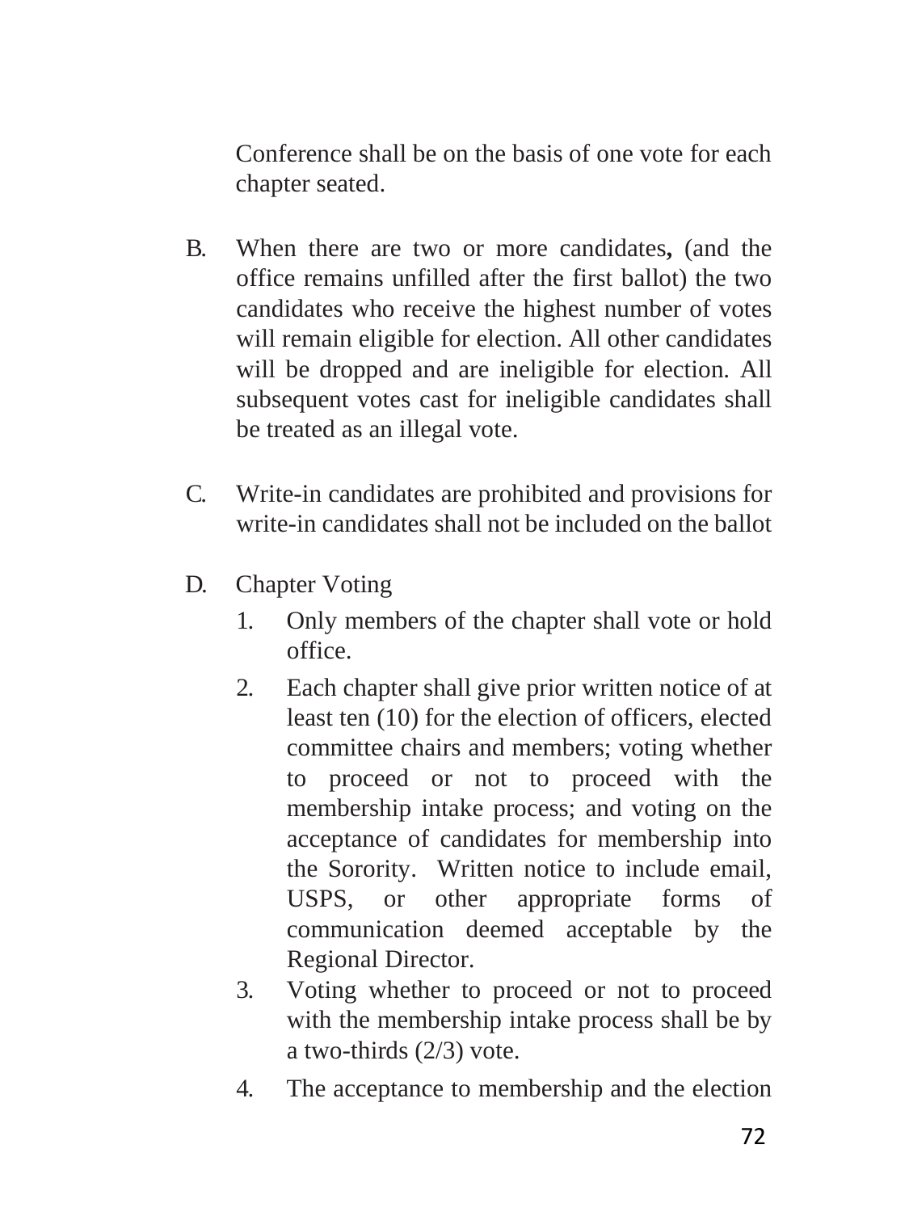Conference shall be on the basis of one vote for each chapter seated.

B. When there are two or more candidates**,** (and the office remains unfilled after the first ballot) the two candidates who receive the highest number of votes will remain eligible for election. All other candidates will be dropped and are ineligible for election. All subsequent votes cast for ineligible candidates shall be treated as an illegal vote.

C. Write-in candidates are prohibited and provisions for write-in candidates shall not be included on the ballot

D. Chapter Voting
   1. Only members of the chapter shall vote or hold office.
   2. Each chapter shall give prior written notice of at least ten (10) for the election of officers, elected committee chairs and members; voting whether to proceed or not to proceed with the membership intake process; and voting on the acceptance of candidates for membership into the Sorority. Written notice to include email, USPS, or other appropriate forms of communication deemed acceptable by the Regional Director.
   3. Voting whether to proceed or not to proceed with the membership intake process shall be by a two-thirds (2/3) vote.
   4. The acceptance to membership and the election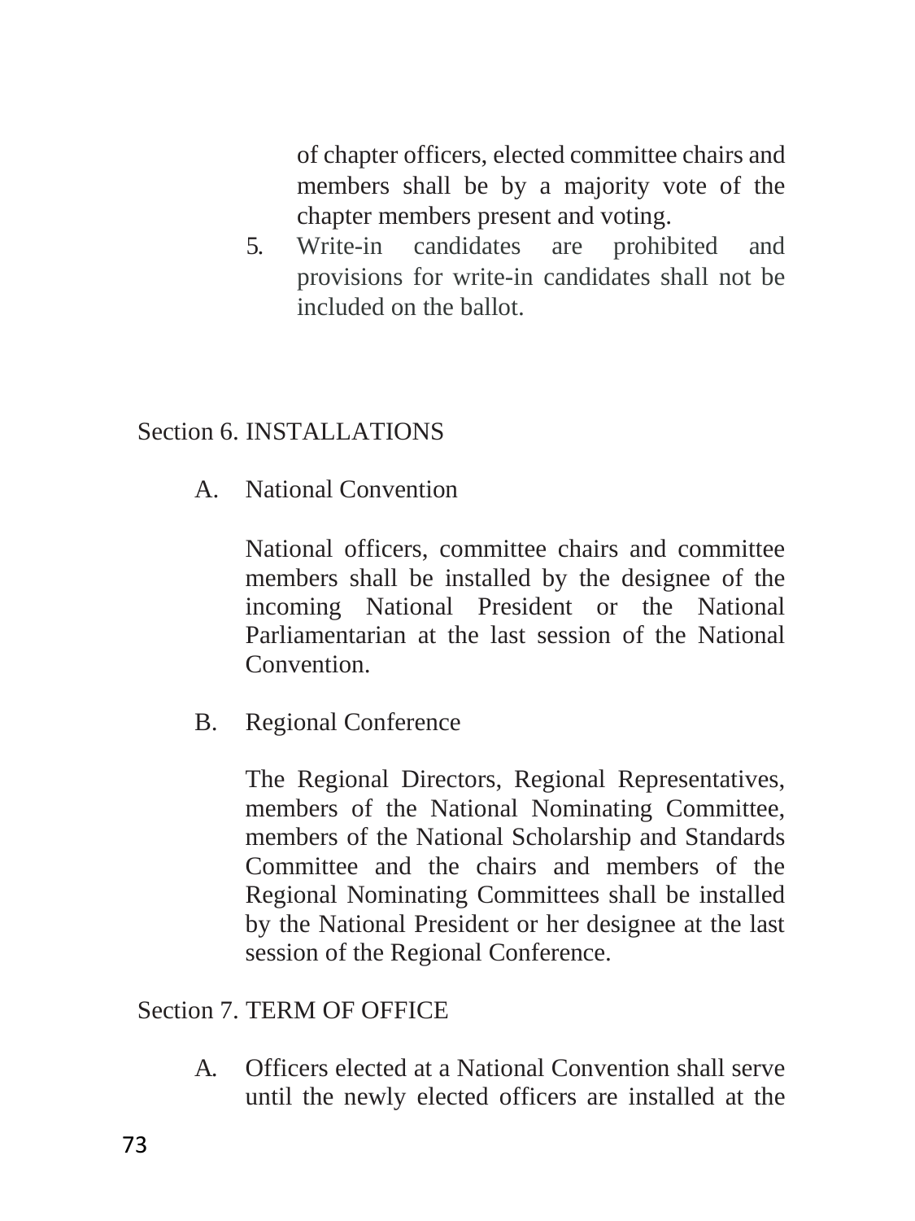of chapter officers, elected committee chairs and members shall be by a majority vote of the chapter members present and voting.

5. Write-in candidates are prohibited and provisions for write-in candidates shall not be included on the ballot.

Section 6. INSTALLATIONS

A. National Convention

National officers, committee chairs and committee members shall be installed by the designee of the incoming National President or the National Parliamentarian at the last session of the National Convention.

B. Regional Conference

The Regional Directors, Regional Representatives, members of the National Nominating Committee, members of the National Scholarship and Standards Committee and the chairs and members of the Regional Nominating Committees shall be installed by the National President or her designee at the last session of the Regional Conference.

Section 7. TERM OF OFFICE

A. Officers elected at a National Convention shall serve until the newly elected officers are installed at the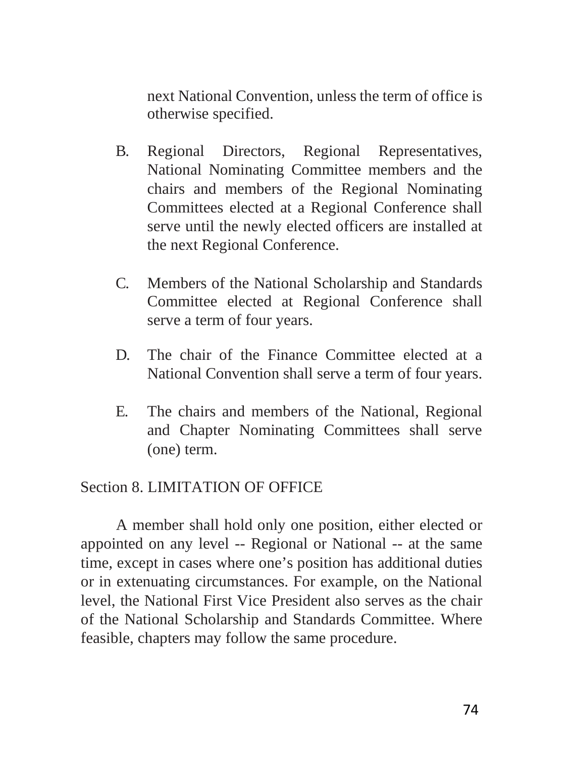next National Convention, unless the term of office is otherwise specified.

B. Regional Directors, Regional Representatives, National Nominating Committee members and the chairs and members of the Regional Nominating Committees elected at a Regional Conference shall serve until the newly elected officers are installed at the next Regional Conference.

C. Members of the National Scholarship and Standards Committee elected at Regional Conference shall serve a term of four years.

D. The chair of the Finance Committee elected at a National Convention shall serve a term of four years.

E. The chairs and members of the National, Regional and Chapter Nominating Committees shall serve (one) term.

Section 8. LIMITATION OF OFFICE

A member shall hold only one position, either elected or appointed on any level -- Regional or National -- at the same time, except in cases where one's position has additional duties or in extenuating circumstances. For example, on the National level, the National First Vice President also serves as the chair of the National Scholarship and Standards Committee. Where feasible, chapters may follow the same procedure.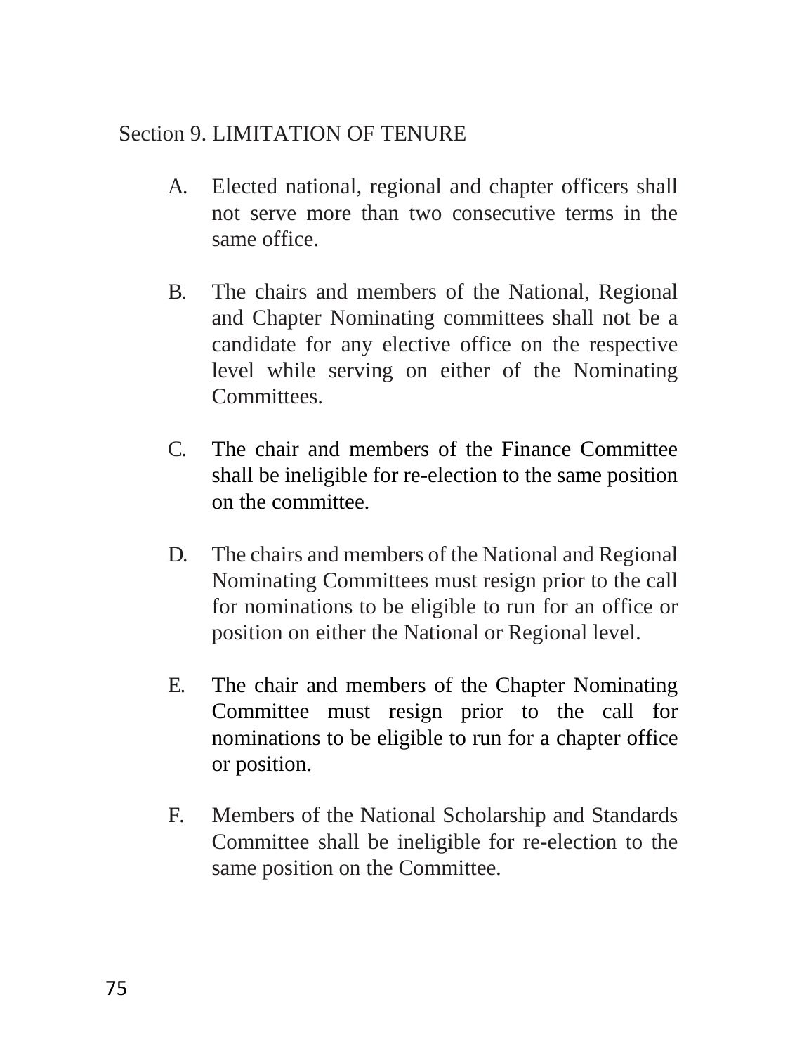## Section 9. LIMITATION OF TENURE

A. Elected national, regional and chapter officers shall not serve more than two consecutive terms in the same office.

B. The chairs and members of the National, Regional and Chapter Nominating committees shall not be a candidate for any elective office on the respective level while serving on either of the Nominating Committees.

C. The chair and members of the Finance Committee shall be ineligible for re-election to the same position on the committee.

D. The chairs and members of the National and Regional Nominating Committees must resign prior to the call for nominations to be eligible to run for an office or position on either the National or Regional level.

E. The chair and members of the Chapter Nominating Committee must resign prior to the call for nominations to be eligible to run for a chapter office or position.

F. Members of the National Scholarship and Standards Committee shall be ineligible for re-election to the same position on the Committee.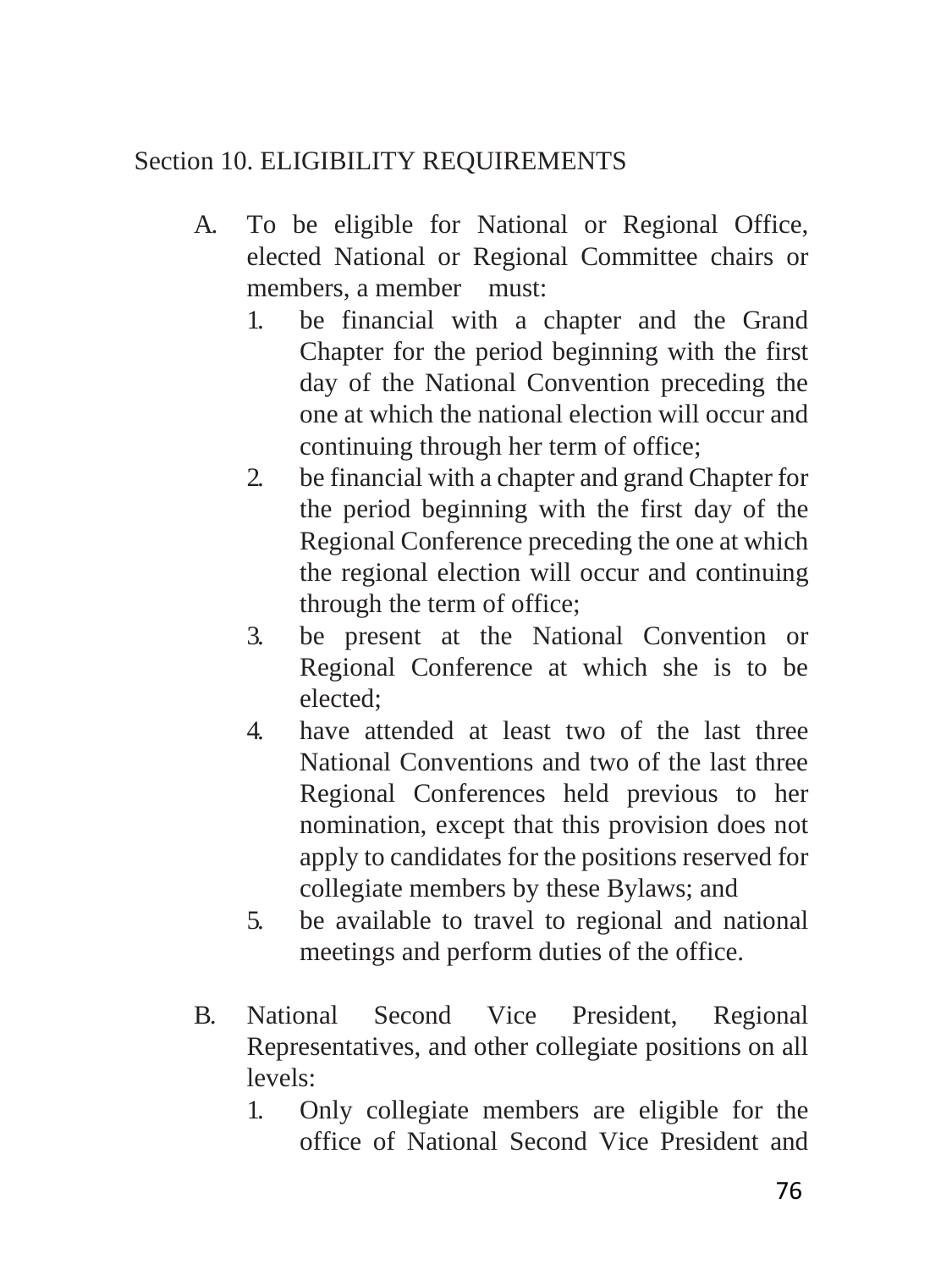Section 10. ELIGIBILITY REQUIREMENTS

A. To be eligible for National or Regional Office, elected National or Regional Committee chairs or members, a member must:
   1. be financial with a chapter and the Grand Chapter for the period beginning with the first day of the National Convention preceding the one at which the national election will occur and continuing through her term of office;
   2. be financial with a chapter and grand Chapter for the period beginning with the first day of the Regional Conference preceding the one at which the regional election will occur and continuing through the term of office;
   3. be present at the National Convention or Regional Conference at which she is to be elected;
   4. have attended at least two of the last three National Conventions and two of the last three Regional Conferences held previous to her nomination, except that this provision does not apply to candidates for the positions reserved for collegiate members by these Bylaws; and
   5. be available to travel to regional and national meetings and perform duties of the office.

B. National Second Vice President, Regional Representatives, and other collegiate positions on all levels:
   1. Only collegiate members are eligible for the office of National Second Vice President and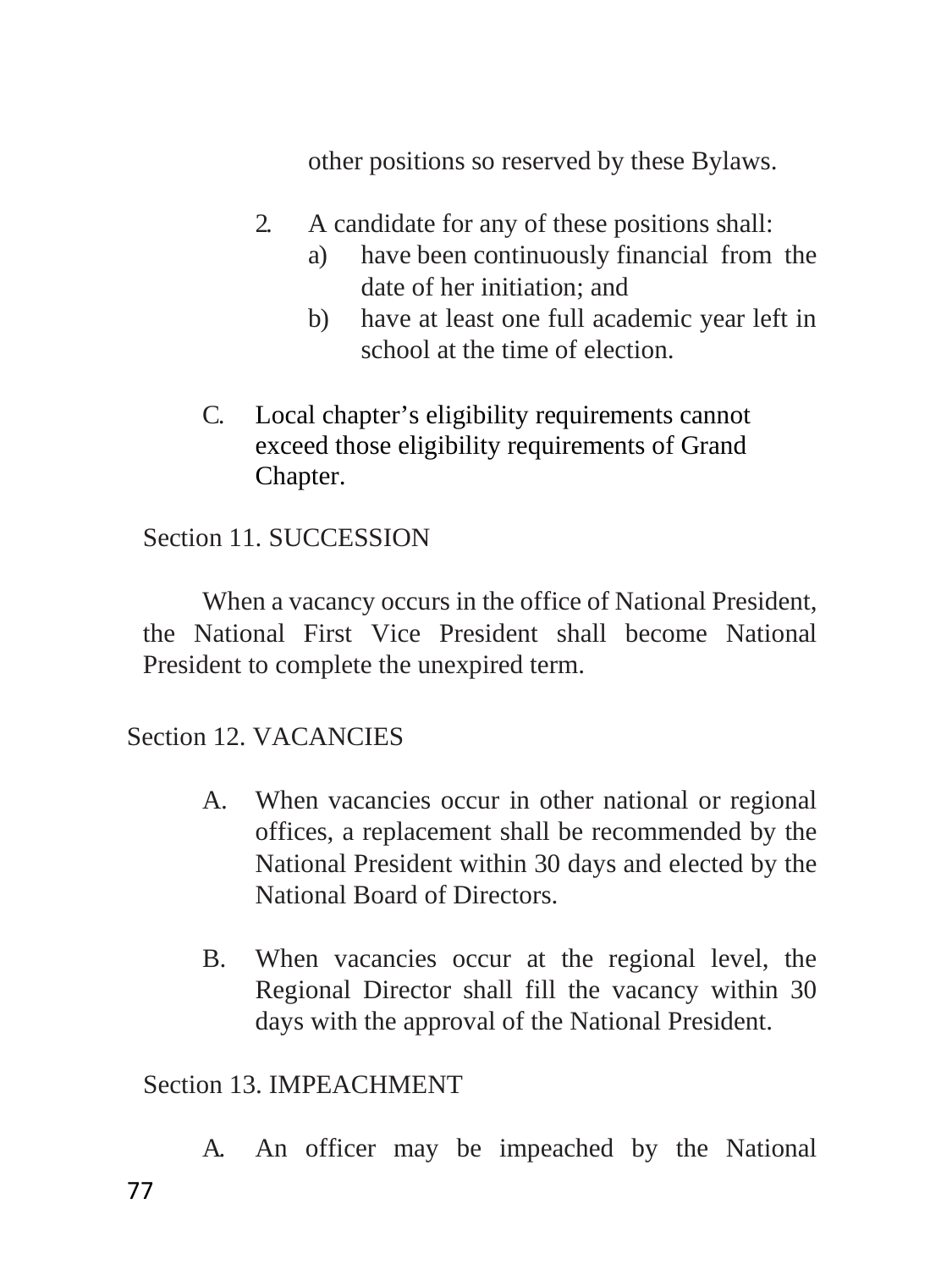other positions so reserved by these Bylaws.

2. A candidate for any of these positions shall:
   a) have been continuously financial from the date of her initiation; and
   b) have at least one full academic year left in school at the time of election.

C. Local chapter's eligibility requirements cannot exceed those eligibility requirements of Grand Chapter.

Section 11. SUCCESSION

When a vacancy occurs in the office of National President, the National First Vice President shall become National President to complete the unexpired term.

Section 12. VACANCIES

A. When vacancies occur in other national or regional offices, a replacement shall be recommended by the National President within 30 days and elected by the National Board of Directors.

B. When vacancies occur at the regional level, the Regional Director shall fill the vacancy within 30 days with the approval of the National President.

Section 13. IMPEACHMENT

A. An officer may be impeached by the National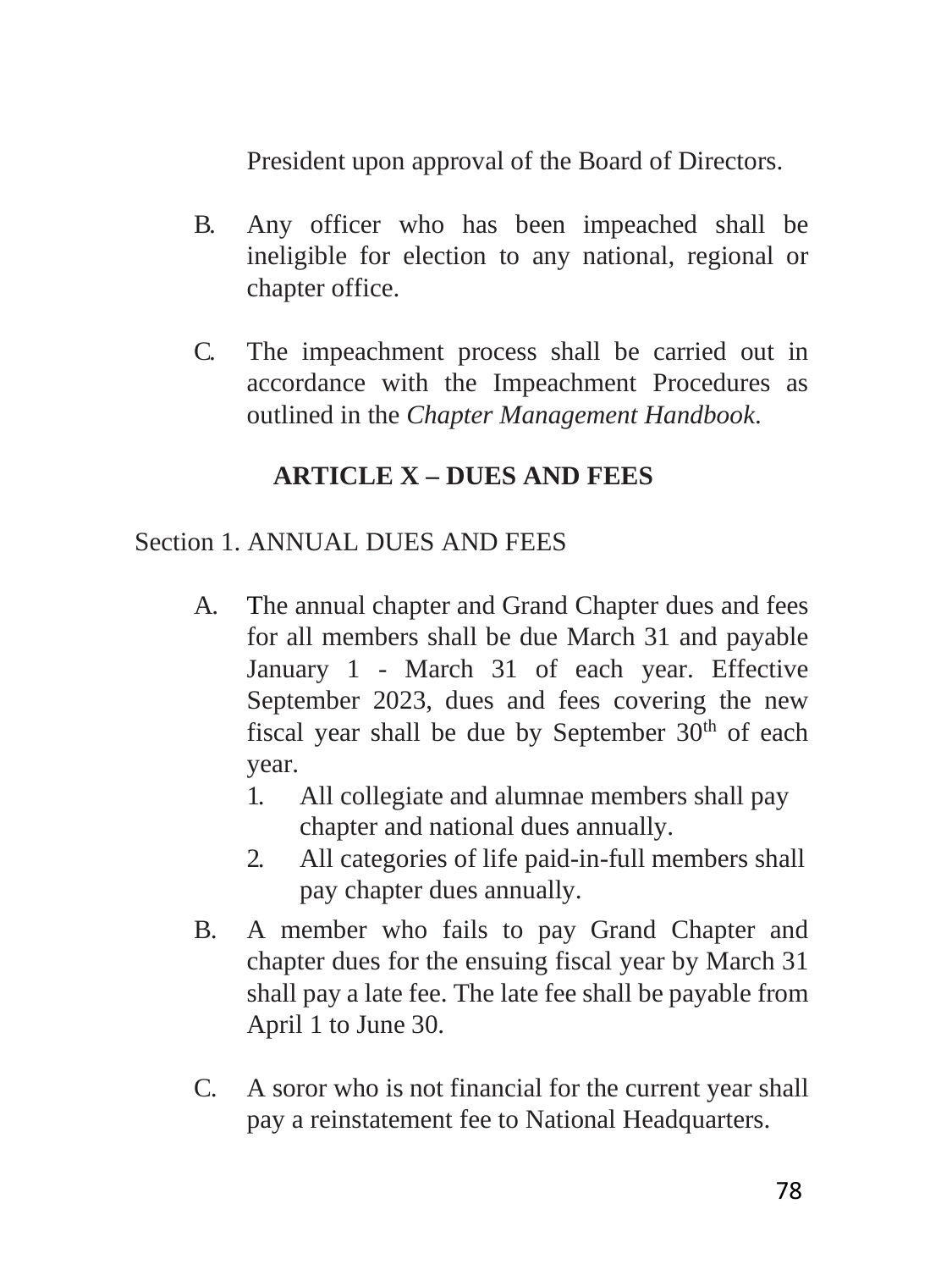President upon approval of the Board of Directors.

B. Any officer who has been impeached shall be ineligible for election to any national, regional or chapter office.

C. The impeachment process shall be carried out in accordance with the Impeachment Procedures as outlined in the *Chapter Management Handbook*.

## ARTICLE X – DUES AND FEES

Section 1. ANNUAL DUES AND FEES

A. The annual chapter and Grand Chapter dues and fees for all members shall be due March 31 and payable January 1 - March 31 of each year. Effective September 2023, dues and fees covering the new fiscal year shall be due by September 30th of each year.

   1. All collegiate and alumnae members shall pay chapter and national dues annually.
   2. All categories of life paid-in-full members shall pay chapter dues annually.

B. A member who fails to pay Grand Chapter and chapter dues for the ensuing fiscal year by March 31 shall pay a late fee. The late fee shall be payable from April 1 to June 30.

C. A soror who is not financial for the current year shall pay a reinstatement fee to National Headquarters.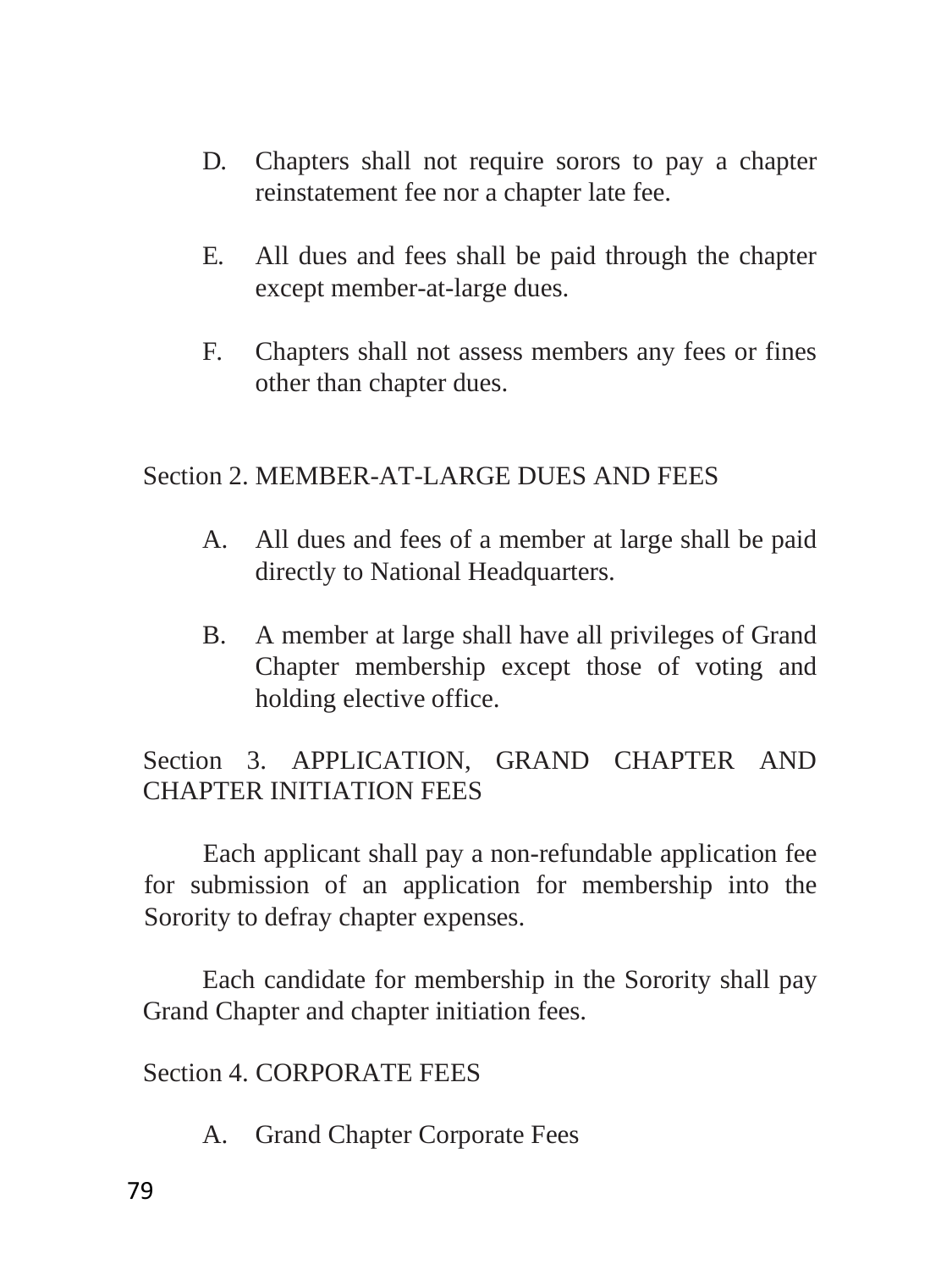D. Chapters shall not require sorors to pay a chapter reinstatement fee nor a chapter late fee.

E. All dues and fees shall be paid through the chapter except member-at-large dues.

F. Chapters shall not assess members any fees or fines other than chapter dues.

## Section 2. MEMBER-AT-LARGE DUES AND FEES

A. All dues and fees of a member at large shall be paid directly to National Headquarters.

B. A member at large shall have all privileges of Grand Chapter membership except those of voting and holding elective office.

## Section 3. APPLICATION, GRAND CHAPTER AND CHAPTER INITIATION FEES

Each applicant shall pay a non-refundable application fee for submission of an application for membership into the Sorority to defray chapter expenses.

Each candidate for membership in the Sorority shall pay Grand Chapter and chapter initiation fees.

## Section 4. CORPORATE FEES

A. Grand Chapter Corporate Fees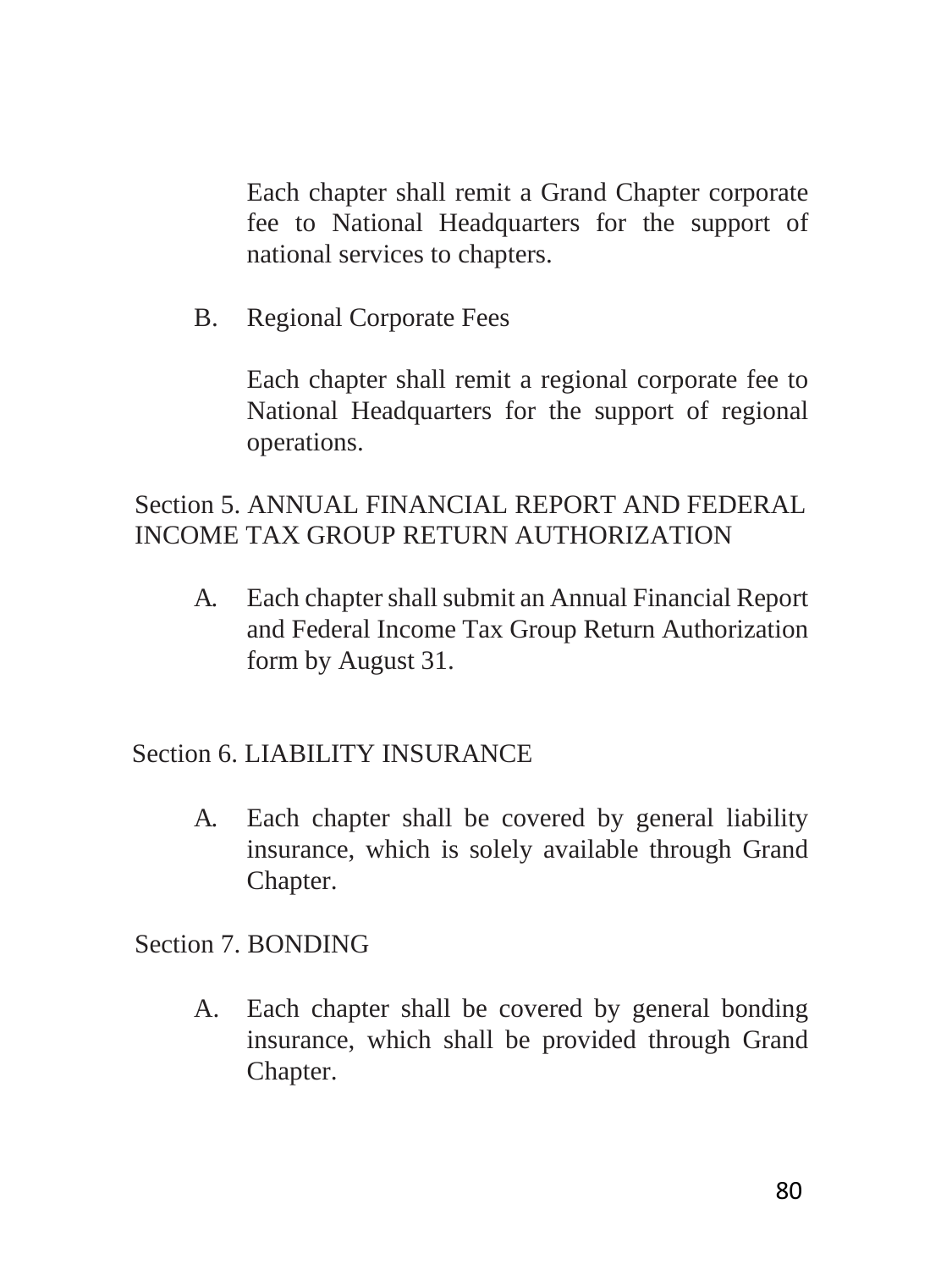Each chapter shall remit a Grand Chapter corporate fee to National Headquarters for the support of national services to chapters.

B. Regional Corporate Fees

Each chapter shall remit a regional corporate fee to National Headquarters for the support of regional operations.

## Section 5. ANNUAL FINANCIAL REPORT AND FEDERAL INCOME TAX GROUP RETURN AUTHORIZATION

A. Each chapter shall submit an Annual Financial Report and Federal Income Tax Group Return Authorization form by August 31.

## Section 6. LIABILITY INSURANCE

A. Each chapter shall be covered by general liability insurance, which is solely available through Grand Chapter.

## Section 7. BONDING

A. Each chapter shall be covered by general bonding insurance, which shall be provided through Grand Chapter.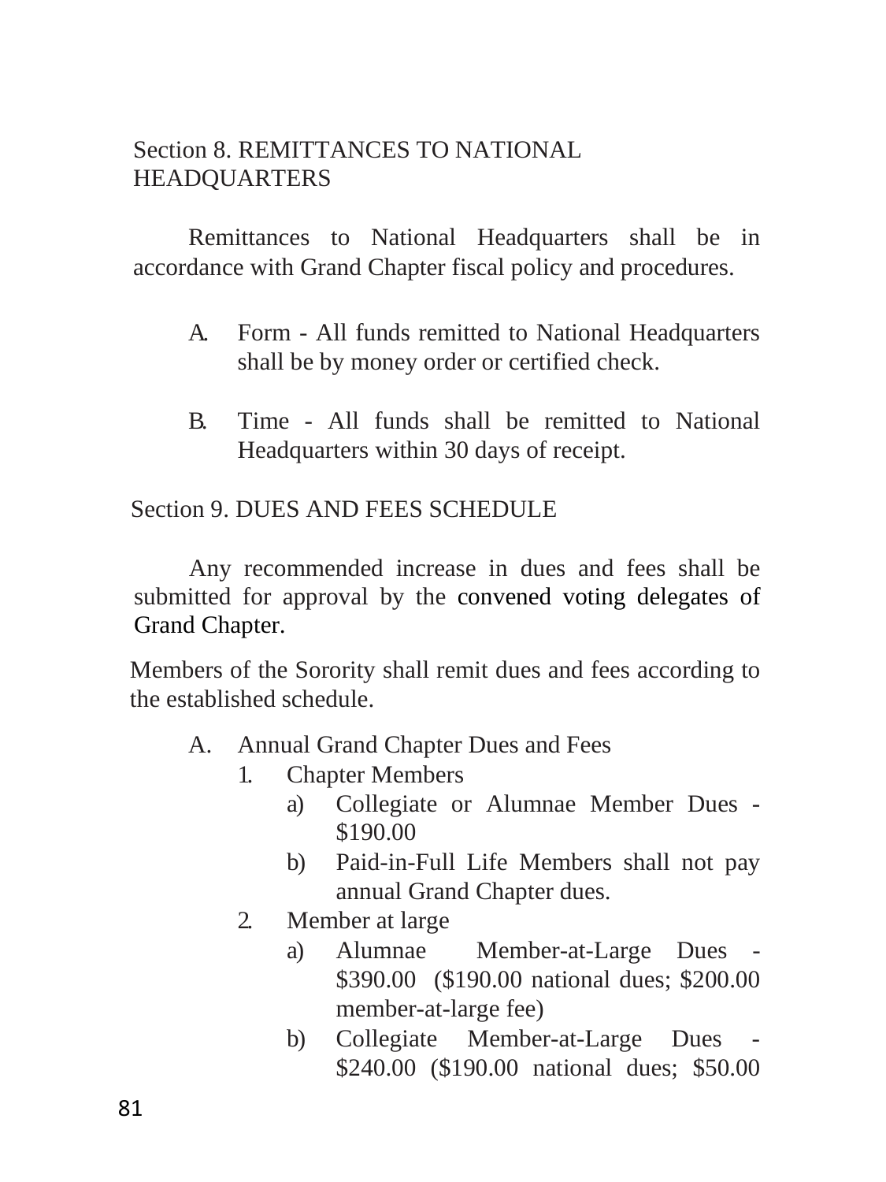## Section 8. REMITTANCES TO NATIONAL HEADQUARTERS

Remittances to National Headquarters shall be in accordance with Grand Chapter fiscal policy and procedures.

A. Form - All funds remitted to National Headquarters shall be by money order or certified check.

B. Time - All funds shall be remitted to National Headquarters within 30 days of receipt.

## Section 9. DUES AND FEES SCHEDULE

Any recommended increase in dues and fees shall be submitted for approval by the convened voting delegates of Grand Chapter.

Members of the Sorority shall remit dues and fees according to the established schedule.

A. Annual Grand Chapter Dues and Fees
   1. Chapter Members
      a) Collegiate or Alumnae Member Dues - $190.00
      b) Paid-in-Full Life Members shall not pay annual Grand Chapter dues.
   2. Member at large
      a) Alumnae Member-at-Large Dues - $390.00 ($190.00 national dues; $200.00 member-at-large fee)
      b) Collegiate Member-at-Large Dues - $240.00 ($190.00 national dues; $50.00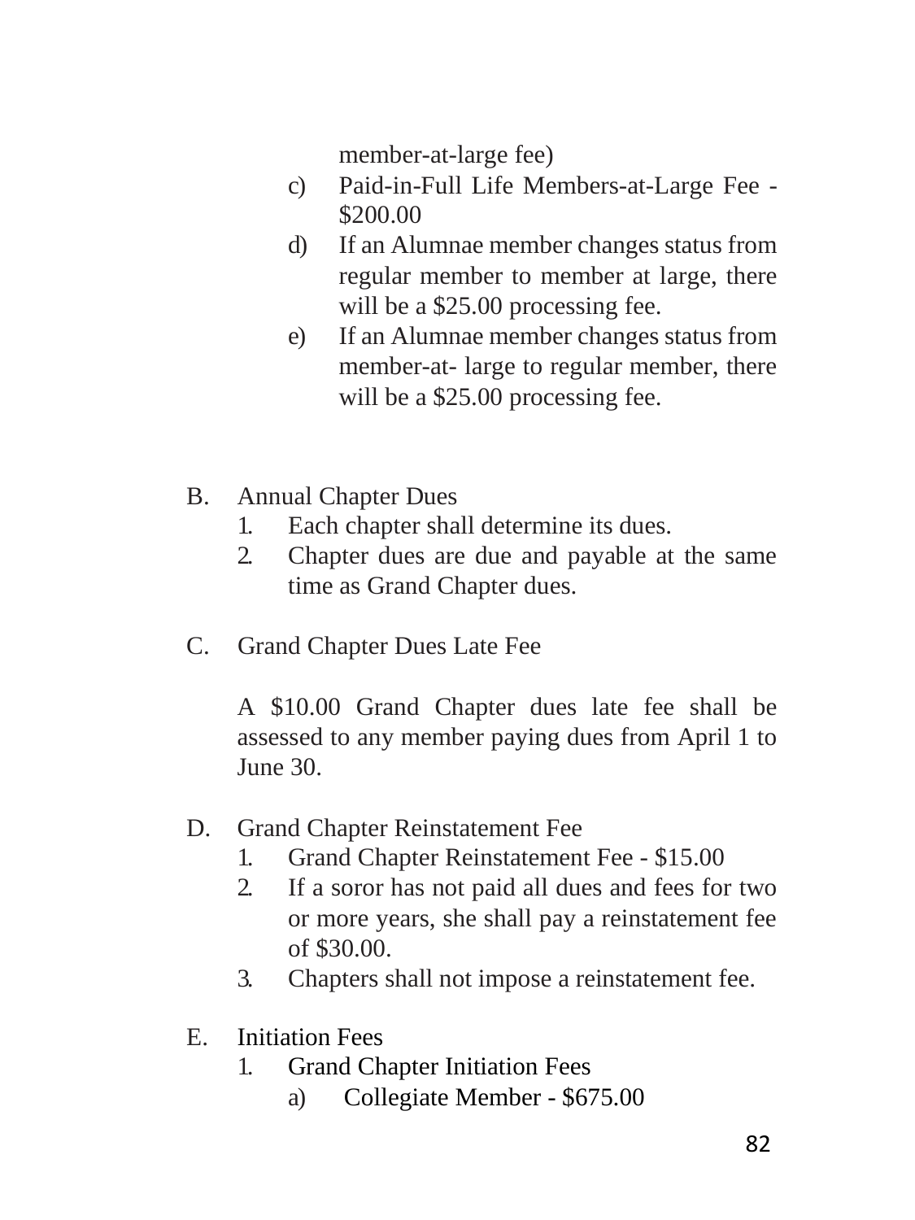member-at-large fee)

c) Paid-in-Full Life Members-at-Large Fee - $200.00

d) If an Alumnae member changes status from regular member to member at large, there will be a $25.00 processing fee.

e) If an Alumnae member changes status from member-at- large to regular member, there will be a $25.00 processing fee.

B. Annual Chapter Dues

1. Each chapter shall determine its dues.
2. Chapter dues are due and payable at the same time as Grand Chapter dues.

C. Grand Chapter Dues Late Fee

A $10.00 Grand Chapter dues late fee shall be assessed to any member paying dues from April 1 to June 30.

D. Grand Chapter Reinstatement Fee

1. Grand Chapter Reinstatement Fee - $15.00
2. If a soror has not paid all dues and fees for two or more years, she shall pay a reinstatement fee of $30.00.
3. Chapters shall not impose a reinstatement fee.

E. Initiation Fees

1. Grand Chapter Initiation Fees
   a) Collegiate Member - $675.00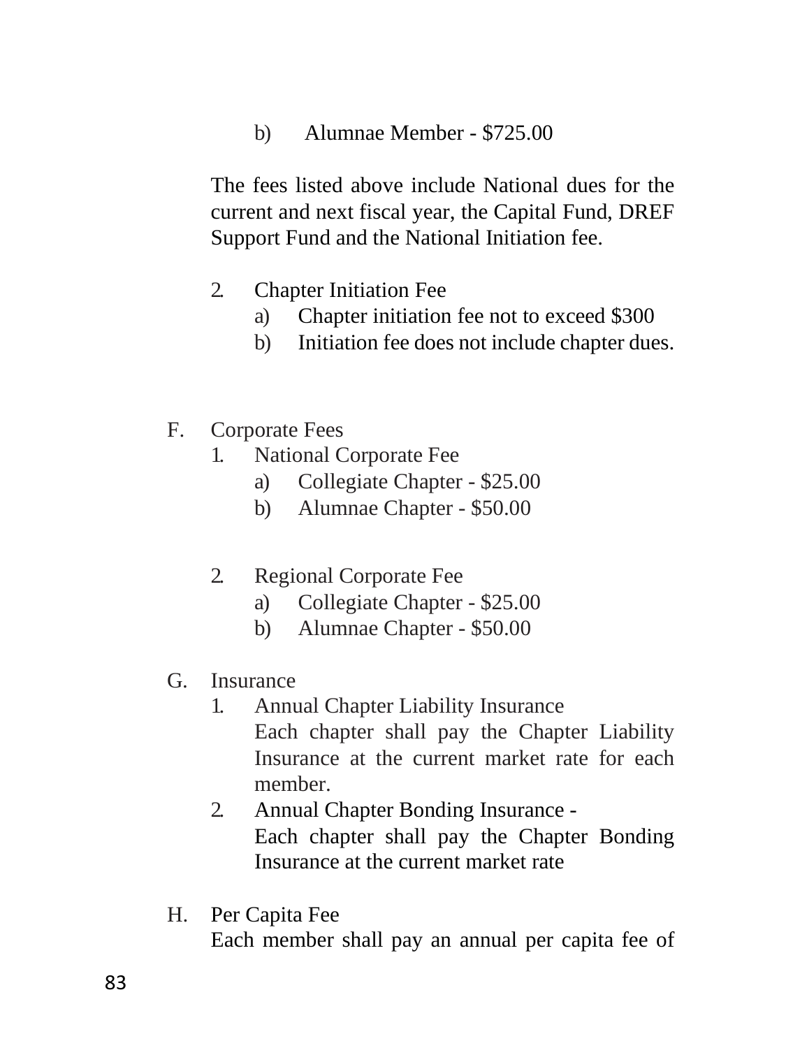b) Alumnae Member - $725.00

The fees listed above include National dues for the current and next fiscal year, the Capital Fund, DREF Support Fund and the National Initiation fee.

2. Chapter Initiation Fee
   a) Chapter initiation fee not to exceed $300
   b) Initiation fee does not include chapter dues.

F. Corporate Fees
   1. National Corporate Fee
      a) Collegiate Chapter - $25.00
      b) Alumnae Chapter - $50.00

   2. Regional Corporate Fee
      a) Collegiate Chapter - $25.00
      b) Alumnae Chapter - $50.00

G. Insurance
   1. Annual Chapter Liability Insurance
      Each chapter shall pay the Chapter Liability Insurance at the current market rate for each member.
   2. Annual Chapter Bonding Insurance -
      Each chapter shall pay the Chapter Bonding Insurance at the current market rate

H. Per Capita Fee
   Each member shall pay an annual per capita fee of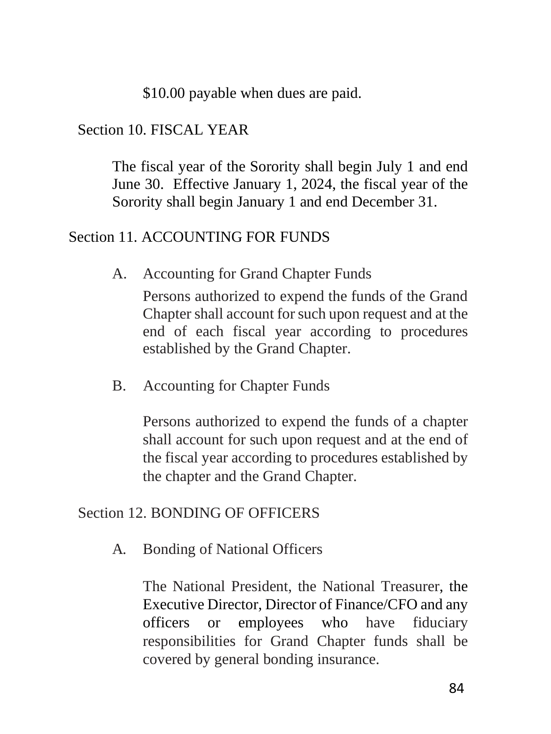$10.00 payable when dues are paid.

Section 10. FISCAL YEAR

The fiscal year of the Sorority shall begin July 1 and end June 30. Effective January 1, 2024, the fiscal year of the Sorority shall begin January 1 and end December 31.

Section 11. ACCOUNTING FOR FUNDS

A. Accounting for Grand Chapter Funds

Persons authorized to expend the funds of the Grand Chapter shall account for such upon request and at the end of each fiscal year according to procedures established by the Grand Chapter.

B. Accounting for Chapter Funds

Persons authorized to expend the funds of a chapter shall account for such upon request and at the end of the fiscal year according to procedures established by the chapter and the Grand Chapter.

Section 12. BONDING OF OFFICERS

A. Bonding of National Officers

The National President, the National Treasurer, the Executive Director, Director of Finance/CFO and any officers or employees who have fiduciary responsibilities for Grand Chapter funds shall be covered by general bonding insurance.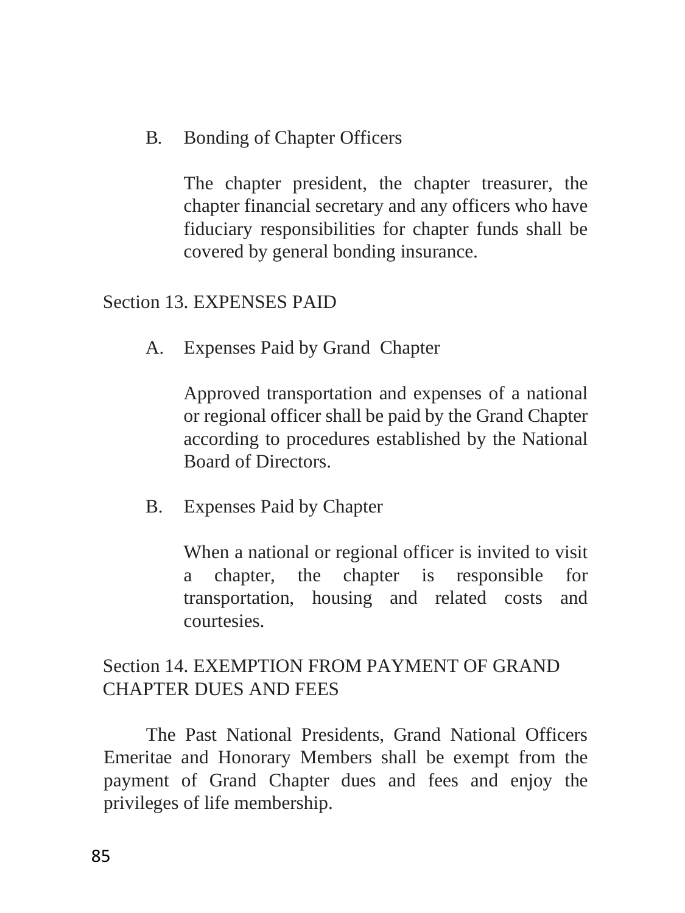B. Bonding of Chapter Officers

The chapter president, the chapter treasurer, the chapter financial secretary and any officers who have fiduciary responsibilities for chapter funds shall be covered by general bonding insurance.

## Section 13. EXPENSES PAID

A. Expenses Paid by Grand Chapter

Approved transportation and expenses of a national or regional officer shall be paid by the Grand Chapter according to procedures established by the National Board of Directors.

B. Expenses Paid by Chapter

When a national or regional officer is invited to visit a chapter, the chapter is responsible for transportation, housing and related costs and courtesies.

## Section 14. EXEMPTION FROM PAYMENT OF GRAND CHAPTER DUES AND FEES

The Past National Presidents, Grand National Officers Emeritae and Honorary Members shall be exempt from the payment of Grand Chapter dues and fees and enjoy the privileges of life membership.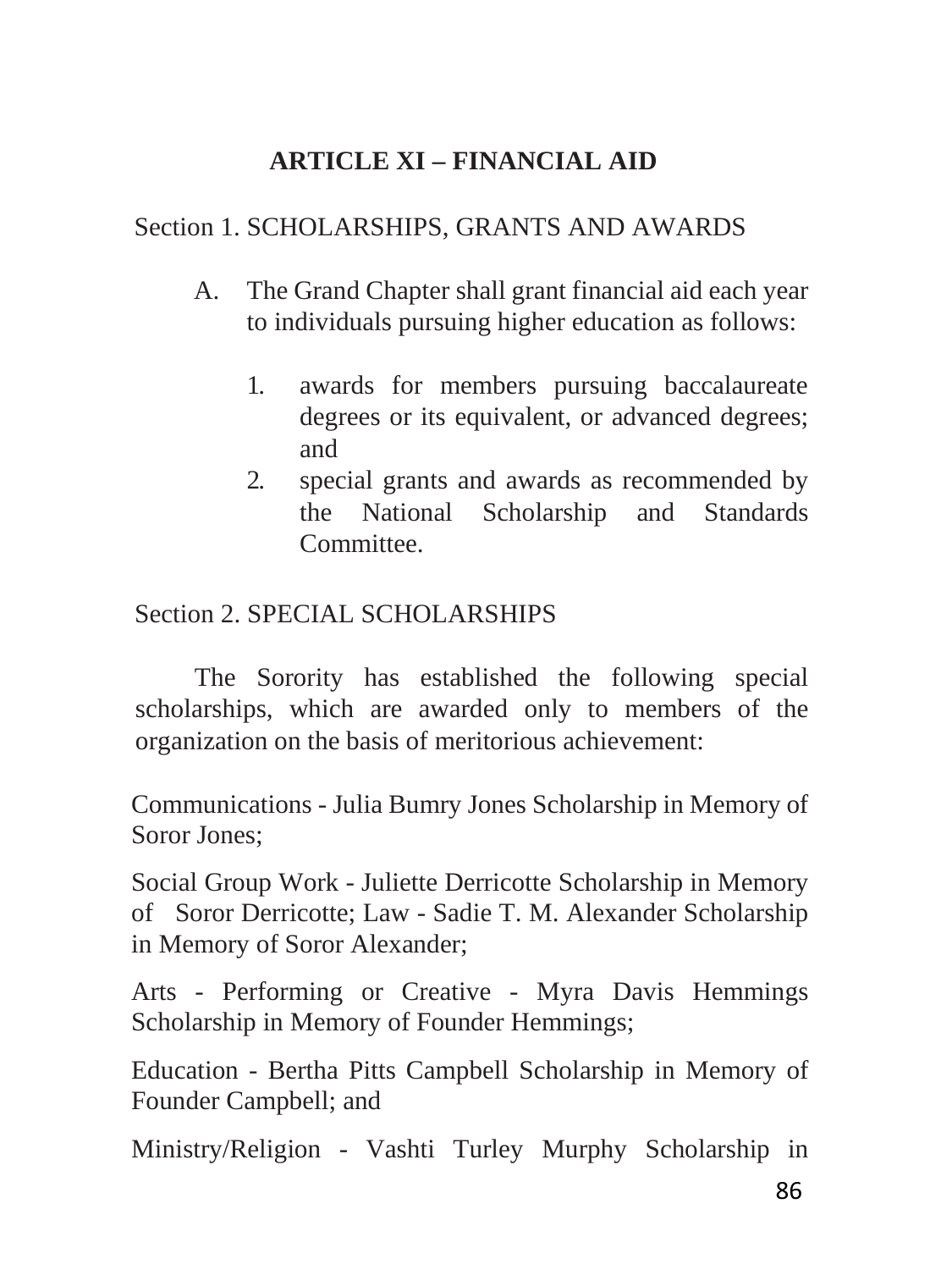## ARTICLE XI – FINANCIAL AID

### Section 1. SCHOLARSHIPS, GRANTS AND AWARDS

A. The Grand Chapter shall grant financial aid each year to individuals pursuing higher education as follows:

   1. awards for members pursuing baccalaureate degrees or its equivalent, or advanced degrees; and
   2. special grants and awards as recommended by the National Scholarship and Standards Committee.

### Section 2. SPECIAL SCHOLARSHIPS

The Sorority has established the following special scholarships, which are awarded only to members of the organization on the basis of meritorious achievement:

Communications - Julia Bumry Jones Scholarship in Memory of Soror Jones;

Social Group Work - Juliette Derricotte Scholarship in Memory of Soror Derricotte; Law - Sadie T. M. Alexander Scholarship in Memory of Soror Alexander;

Arts - Performing or Creative - Myra Davis Hemmings Scholarship in Memory of Founder Hemmings;

Education - Bertha Pitts Campbell Scholarship in Memory of Founder Campbell; and

Ministry/Religion - Vashti Turley Murphy Scholarship in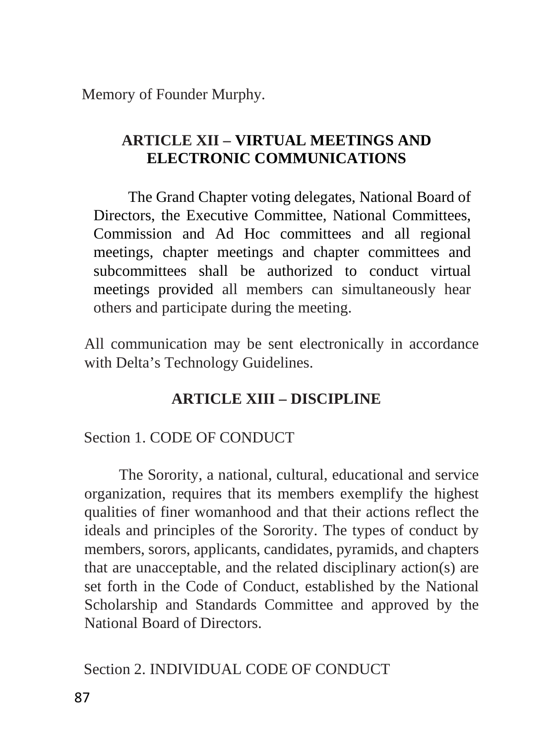Memory of Founder Murphy.

## ARTICLE XII – VIRTUAL MEETINGS AND ELECTRONIC COMMUNICATIONS

The Grand Chapter voting delegates, National Board of Directors, the Executive Committee, National Committees, Commission and Ad Hoc committees and all regional meetings, chapter meetings and chapter committees and subcommittees shall be authorized to conduct virtual meetings provided all members can simultaneously hear others and participate during the meeting.

All communication may be sent electronically in accordance with Delta's Technology Guidelines.

## ARTICLE XIII – DISCIPLINE

Section 1. CODE OF CONDUCT

The Sorority, a national, cultural, educational and service organization, requires that its members exemplify the highest qualities of finer womanhood and that their actions reflect the ideals and principles of the Sorority. The types of conduct by members, sorors, applicants, candidates, pyramids, and chapters that are unacceptable, and the related disciplinary action(s) are set forth in the Code of Conduct, established by the National Scholarship and Standards Committee and approved by the National Board of Directors.

Section 2. INDIVIDUAL CODE OF CONDUCT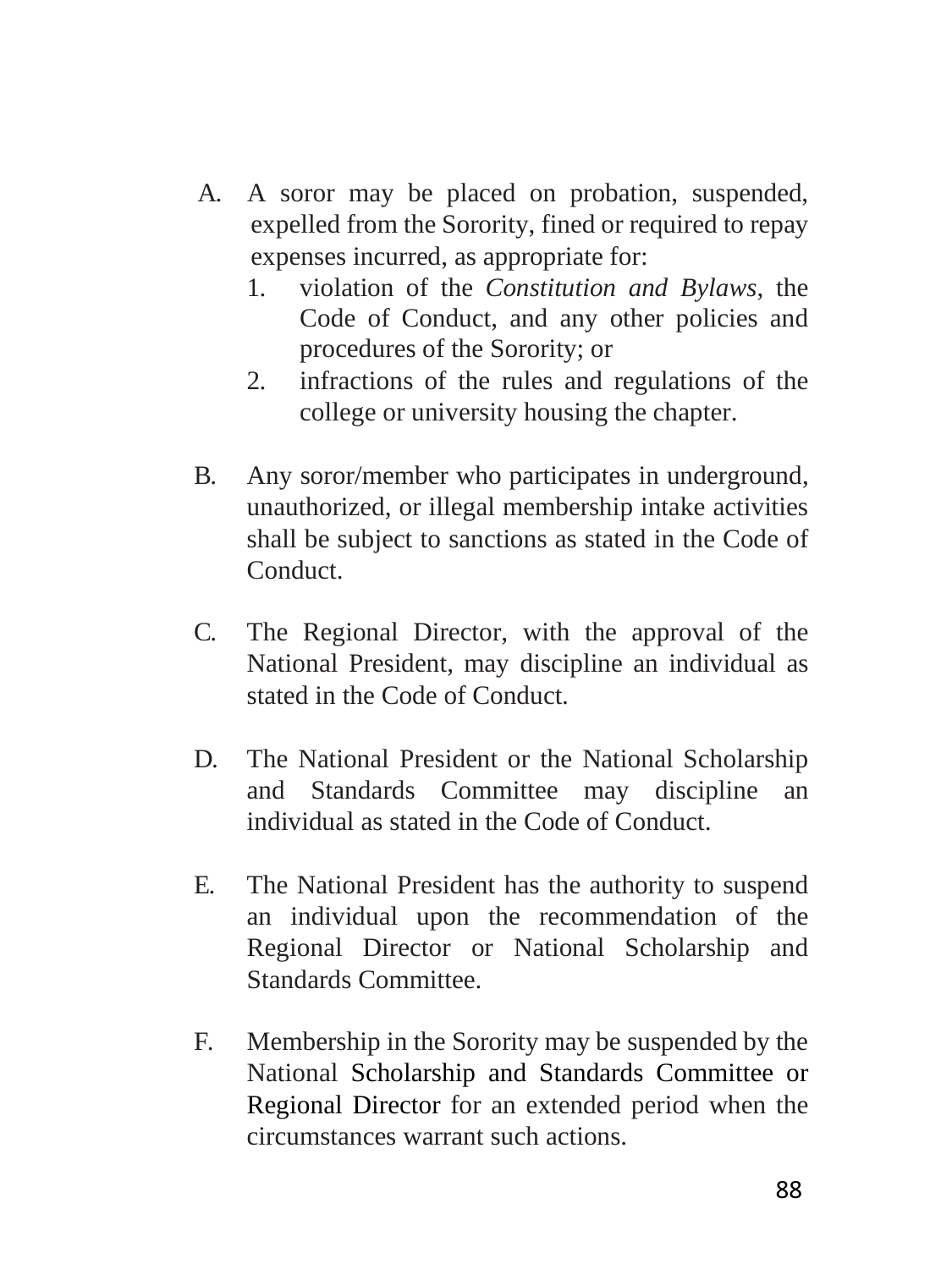A. A soror may be placed on probation, suspended, expelled from the Sorority, fined or required to repay expenses incurred, as appropriate for:
   1. violation of the *Constitution and Bylaws*, the Code of Conduct, and any other policies and procedures of the Sorority; or
   2. infractions of the rules and regulations of the college or university housing the chapter.

B. Any soror/member who participates in underground, unauthorized, or illegal membership intake activities shall be subject to sanctions as stated in the Code of Conduct.

C. The Regional Director, with the approval of the National President, may discipline an individual as stated in the Code of Conduct.

D. The National President or the National Scholarship and Standards Committee may discipline an individual as stated in the Code of Conduct.

E. The National President has the authority to suspend an individual upon the recommendation of the Regional Director or National Scholarship and Standards Committee.

F. Membership in the Sorority may be suspended by the National Scholarship and Standards Committee or Regional Director for an extended period when the circumstances warrant such actions.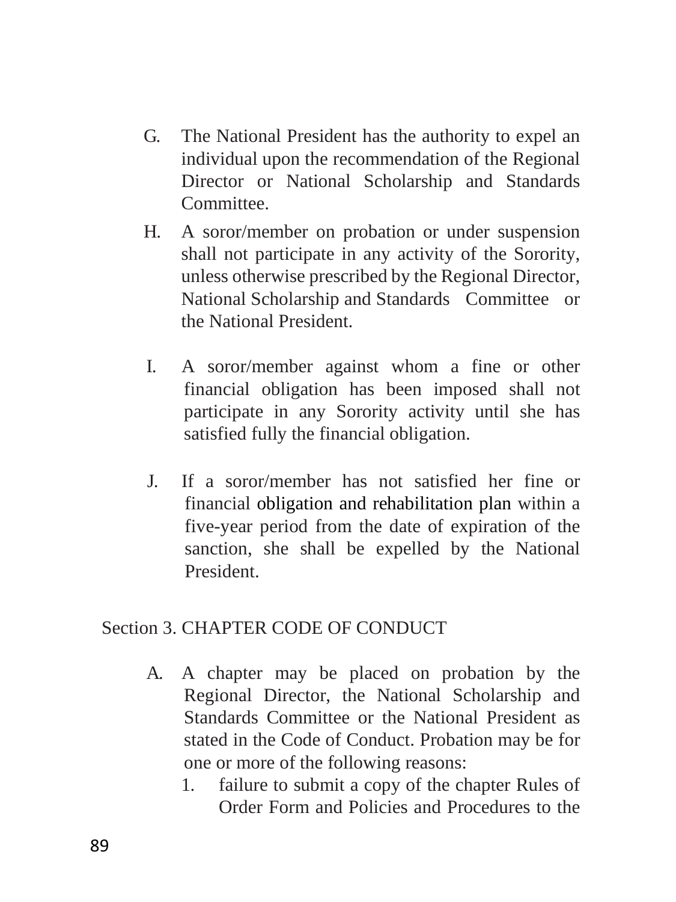G. The National President has the authority to expel an individual upon the recommendation of the Regional Director or National Scholarship and Standards Committee.

H. A soror/member on probation or under suspension shall not participate in any activity of the Sorority, unless otherwise prescribed by the Regional Director, National Scholarship and Standards Committee or the National President.

I. A soror/member against whom a fine or other financial obligation has been imposed shall not participate in any Sorority activity until she has satisfied fully the financial obligation.

J. If a soror/member has not satisfied her fine or financial obligation and rehabilitation plan within a five-year period from the date of expiration of the sanction, she shall be expelled by the National President.

Section 3. CHAPTER CODE OF CONDUCT

A. A chapter may be placed on probation by the Regional Director, the National Scholarship and Standards Committee or the National President as stated in the Code of Conduct. Probation may be for one or more of the following reasons:

   1. failure to submit a copy of the chapter Rules of Order Form and Policies and Procedures to the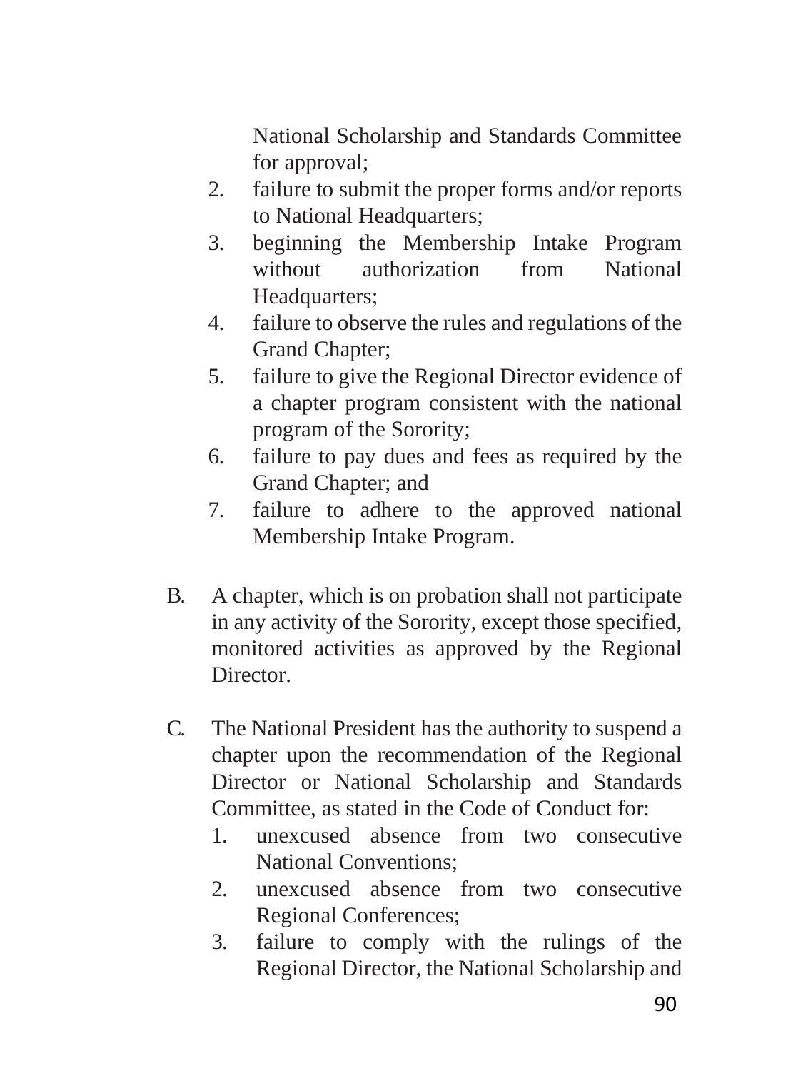National Scholarship and Standards Committee for approval;

2. failure to submit the proper forms and/or reports to National Headquarters;
3. beginning the Membership Intake Program without authorization from National Headquarters;
4. failure to observe the rules and regulations of the Grand Chapter;
5. failure to give the Regional Director evidence of a chapter program consistent with the national program of the Sorority;
6. failure to pay dues and fees as required by the Grand Chapter; and
7. failure to adhere to the approved national Membership Intake Program.

B. A chapter, which is on probation shall not participate in any activity of the Sorority, except those specified, monitored activities as approved by the Regional Director.

C. The National President has the authority to suspend a chapter upon the recommendation of the Regional Director or National Scholarship and Standards Committee, as stated in the Code of Conduct for:

1. unexcused absence from two consecutive National Conventions;
2. unexcused absence from two consecutive Regional Conferences;
3. failure to comply with the rulings of the Regional Director, the National Scholarship and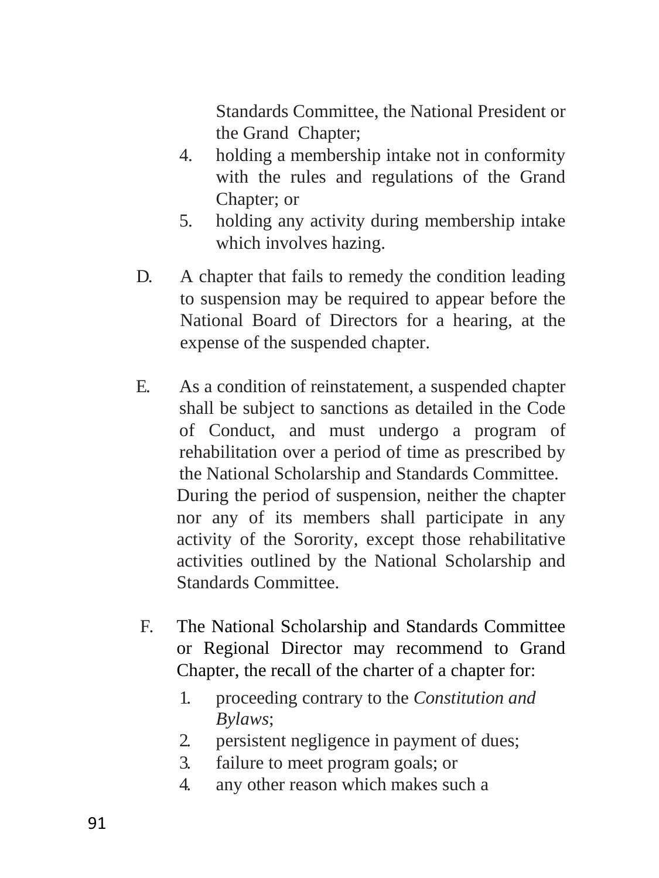Standards Committee, the National President or the Grand Chapter;

4. holding a membership intake not in conformity with the rules and regulations of the Grand Chapter; or
5. holding any activity during membership intake which involves hazing.

D. A chapter that fails to remedy the condition leading to suspension may be required to appear before the National Board of Directors for a hearing, at the expense of the suspended chapter.

E. As a condition of reinstatement, a suspended chapter shall be subject to sanctions as detailed in the Code of Conduct, and must undergo a program of rehabilitation over a period of time as prescribed by the National Scholarship and Standards Committee. During the period of suspension, neither the chapter nor any of its members shall participate in any activity of the Sorority, except those rehabilitative activities outlined by the National Scholarship and Standards Committee.

F. The National Scholarship and Standards Committee or Regional Director may recommend to Grand Chapter, the recall of the charter of a chapter for:

1. proceeding contrary to the *Constitution and Bylaws*;
2. persistent negligence in payment of dues;
3. failure to meet program goals; or
4. any other reason which makes such a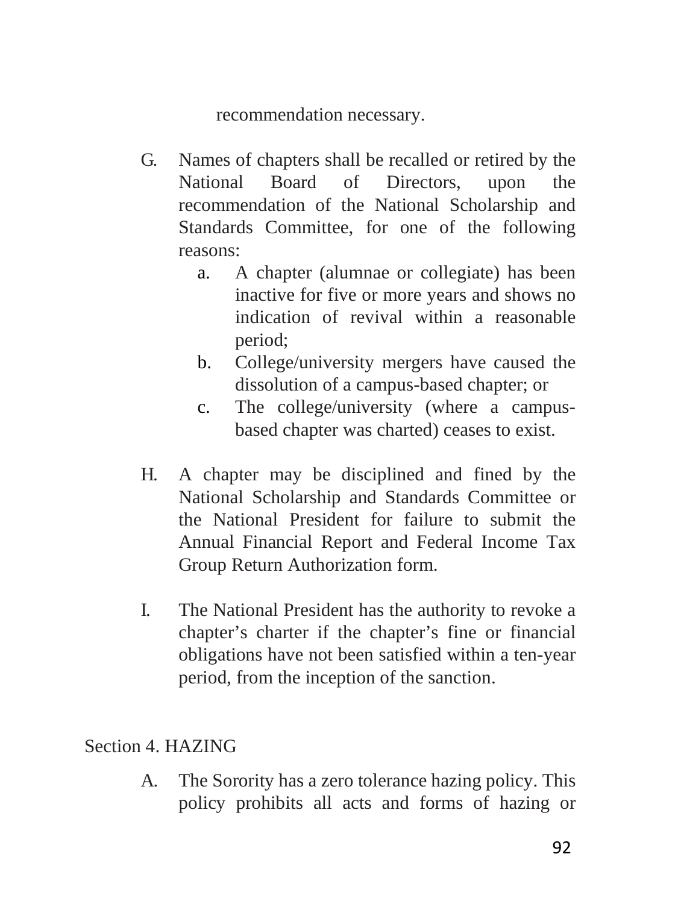recommendation necessary.

G. Names of chapters shall be recalled or retired by the National Board of Directors, upon the recommendation of the National Scholarship and Standards Committee, for one of the following reasons:
   a. A chapter (alumnae or collegiate) has been inactive for five or more years and shows no indication of revival within a reasonable period;
   b. College/university mergers have caused the dissolution of a campus-based chapter; or
   c. The college/university (where a campus-based chapter was charted) ceases to exist.

H. A chapter may be disciplined and fined by the National Scholarship and Standards Committee or the National President for failure to submit the Annual Financial Report and Federal Income Tax Group Return Authorization form.

I. The National President has the authority to revoke a chapter's charter if the chapter's fine or financial obligations have not been satisfied within a ten-year period, from the inception of the sanction.

Section 4. HAZING

A. The Sorority has a zero tolerance hazing policy. This policy prohibits all acts and forms of hazing or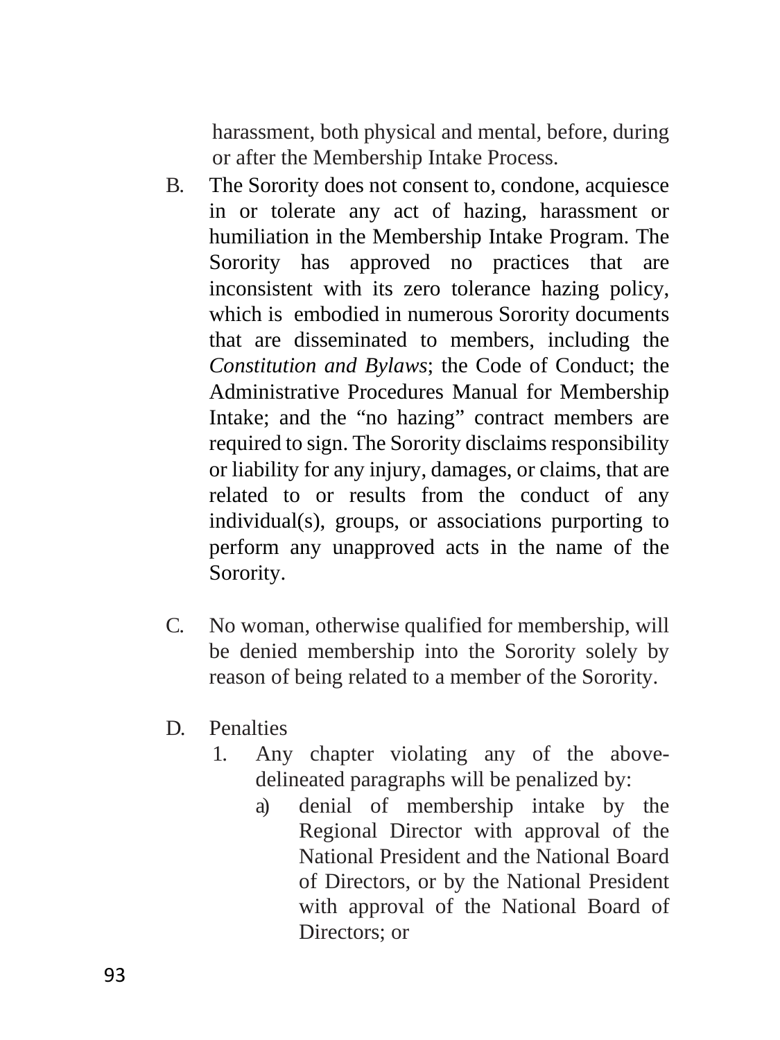harassment, both physical and mental, before, during or after the Membership Intake Process.

B. The Sorority does not consent to, condone, acquiesce in or tolerate any act of hazing, harassment or humiliation in the Membership Intake Program. The Sorority has approved no practices that are inconsistent with its zero tolerance hazing policy, which is embodied in numerous Sorority documents that are disseminated to members, including the *Constitution and Bylaws*; the Code of Conduct; the Administrative Procedures Manual for Membership Intake; and the "no hazing" contract members are required to sign. The Sorority disclaims responsibility or liability for any injury, damages, or claims, that are related to or results from the conduct of any individual(s), groups, or associations purporting to perform any unapproved acts in the name of the Sorority.

C. No woman, otherwise qualified for membership, will be denied membership into the Sorority solely by reason of being related to a member of the Sorority.

D. Penalties
   1. Any chapter violating any of the above-delineated paragraphs will be penalized by:
      a) denial of membership intake by the Regional Director with approval of the National President and the National Board of Directors, or by the National President with approval of the National Board of Directors; or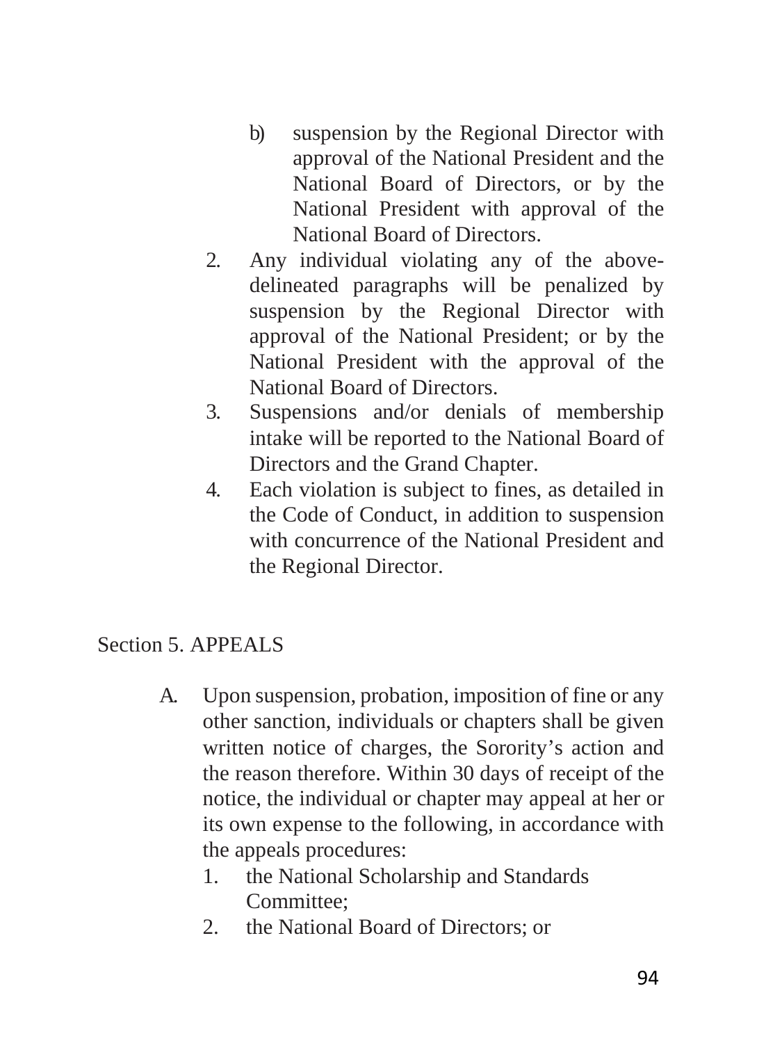b) suspension by the Regional Director with approval of the National President and the National Board of Directors, or by the National President with approval of the National Board of Directors.

2. Any individual violating any of the above-delineated paragraphs will be penalized by suspension by the Regional Director with approval of the National President; or by the National President with the approval of the National Board of Directors.
3. Suspensions and/or denials of membership intake will be reported to the National Board of Directors and the Grand Chapter.
4. Each violation is subject to fines, as detailed in the Code of Conduct, in addition to suspension with concurrence of the National President and the Regional Director.

## Section 5. APPEALS

A. Upon suspension, probation, imposition of fine or any other sanction, individuals or chapters shall be given written notice of charges, the Sorority's action and the reason therefore. Within 30 days of receipt of the notice, the individual or chapter may appeal at her or its own expense to the following, in accordance with the appeals procedures:
   1. the National Scholarship and Standards Committee;
   2. the National Board of Directors; or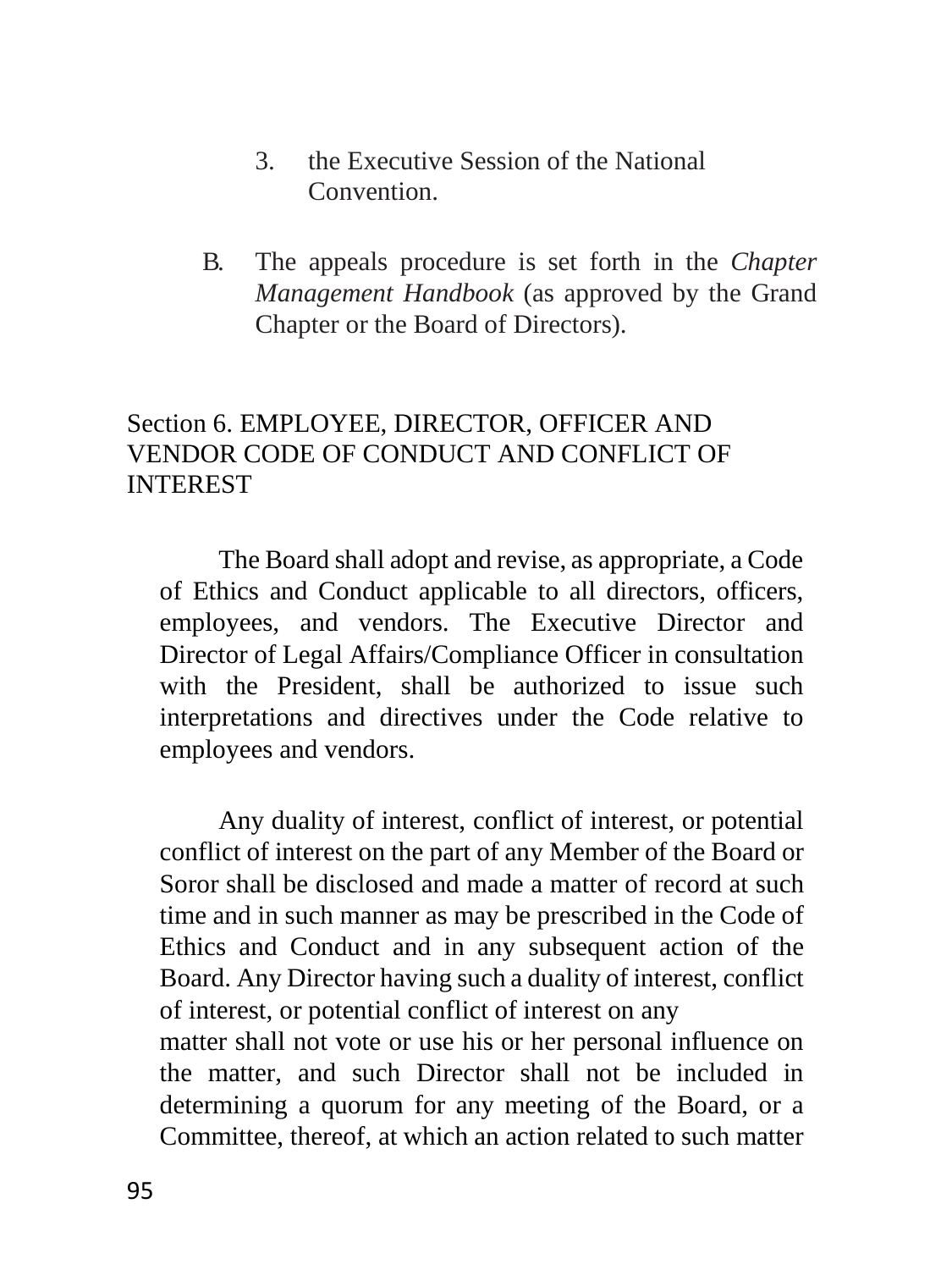3. the Executive Session of the National Convention.

B. The appeals procedure is set forth in the *Chapter Management Handbook* (as approved by the Grand Chapter or the Board of Directors).

## Section 6. EMPLOYEE, DIRECTOR, OFFICER AND VENDOR CODE OF CONDUCT AND CONFLICT OF INTEREST

The Board shall adopt and revise, as appropriate, a Code of Ethics and Conduct applicable to all directors, officers, employees, and vendors. The Executive Director and Director of Legal Affairs/Compliance Officer in consultation with the President, shall be authorized to issue such interpretations and directives under the Code relative to employees and vendors.

Any duality of interest, conflict of interest, or potential conflict of interest on the part of any Member of the Board or Soror shall be disclosed and made a matter of record at such time and in such manner as may be prescribed in the Code of Ethics and Conduct and in any subsequent action of the Board. Any Director having such a duality of interest, conflict of interest, or potential conflict of interest on any matter shall not vote or use his or her personal influence on the matter, and such Director shall not be included in determining a quorum for any meeting of the Board, or a Committee, thereof, at which an action related to such matter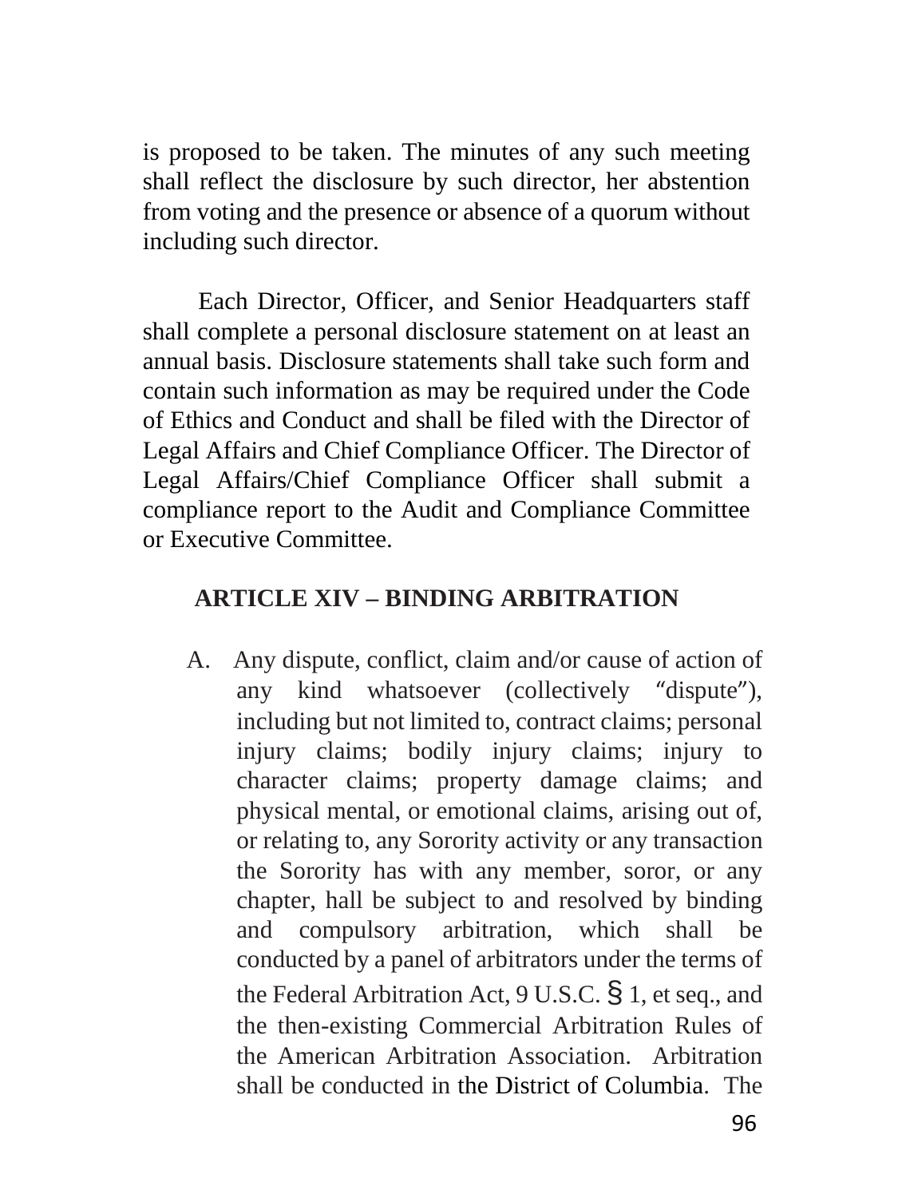is proposed to be taken. The minutes of any such meeting shall reflect the disclosure by such director, her abstention from voting and the presence or absence of a quorum without including such director.

Each Director, Officer, and Senior Headquarters staff shall complete a personal disclosure statement on at least an annual basis. Disclosure statements shall take such form and contain such information as may be required under the Code of Ethics and Conduct and shall be filed with the Director of Legal Affairs and Chief Compliance Officer. The Director of Legal Affairs/Chief Compliance Officer shall submit a compliance report to the Audit and Compliance Committee or Executive Committee.

## ARTICLE XIV – BINDING ARBITRATION

A. Any dispute, conflict, claim and/or cause of action of any kind whatsoever (collectively "dispute"), including but not limited to, contract claims; personal injury claims; bodily injury claims; injury to character claims; property damage claims; and physical mental, or emotional claims, arising out of, or relating to, any Sorority activity or any transaction the Sorority has with any member, soror, or any chapter, hall be subject to and resolved by binding and compulsory arbitration, which shall be conducted by a panel of arbitrators under the terms of the Federal Arbitration Act, 9 U.S.C. § 1, et seq., and the then-existing Commercial Arbitration Rules of the American Arbitration Association. Arbitration shall be conducted in the District of Columbia. The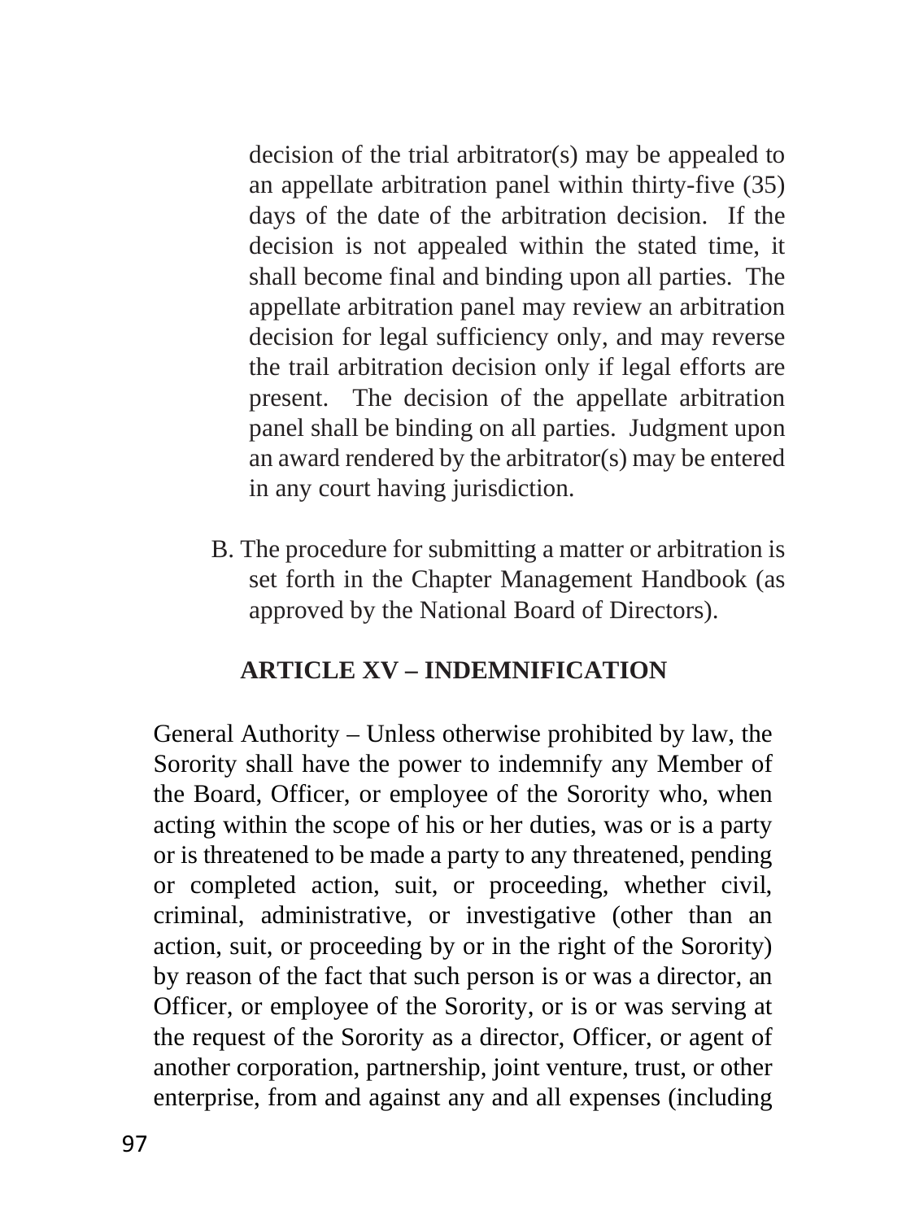decision of the trial arbitrator(s) may be appealed to an appellate arbitration panel within thirty-five (35) days of the date of the arbitration decision. If the decision is not appealed within the stated time, it shall become final and binding upon all parties. The appellate arbitration panel may review an arbitration decision for legal sufficiency only, and may reverse the trail arbitration decision only if legal efforts are present. The decision of the appellate arbitration panel shall be binding on all parties. Judgment upon an award rendered by the arbitrator(s) may be entered in any court having jurisdiction.

B. The procedure for submitting a matter or arbitration is set forth in the Chapter Management Handbook (as approved by the National Board of Directors).

## ARTICLE XV – INDEMNIFICATION

General Authority – Unless otherwise prohibited by law, the Sorority shall have the power to indemnify any Member of the Board, Officer, or employee of the Sorority who, when acting within the scope of his or her duties, was or is a party or is threatened to be made a party to any threatened, pending or completed action, suit, or proceeding, whether civil, criminal, administrative, or investigative (other than an action, suit, or proceeding by or in the right of the Sorority) by reason of the fact that such person is or was a director, an Officer, or employee of the Sorority, or is or was serving at the request of the Sorority as a director, Officer, or agent of another corporation, partnership, joint venture, trust, or other enterprise, from and against any and all expenses (including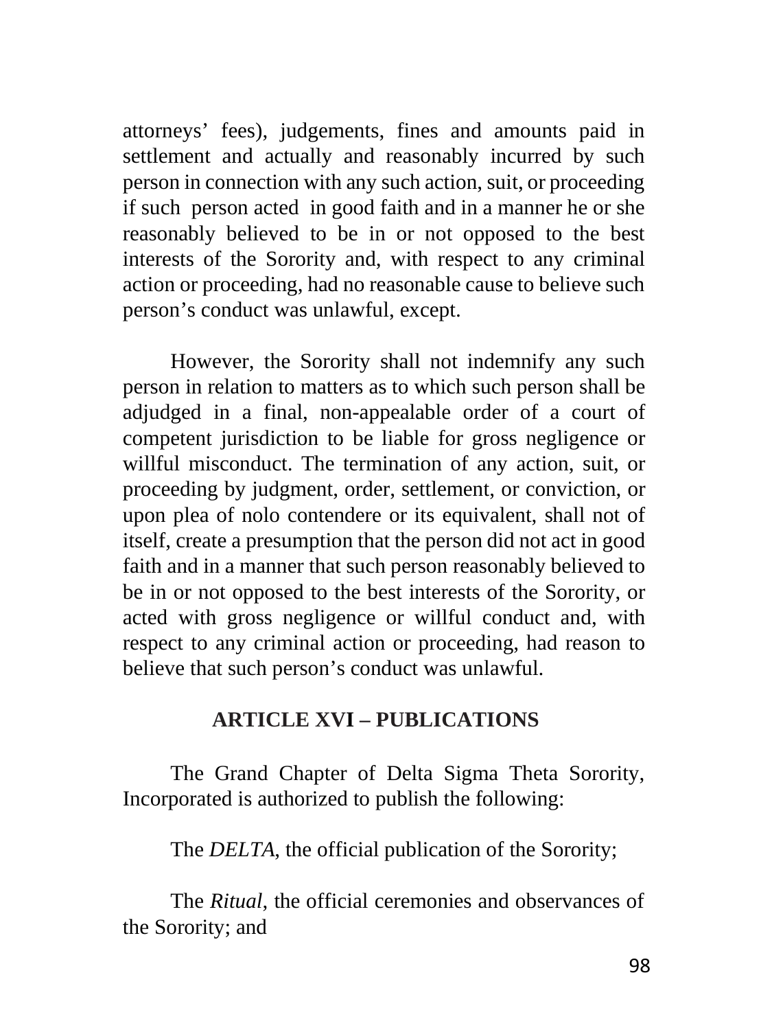attorneys' fees), judgements, fines and amounts paid in settlement and actually and reasonably incurred by such person in connection with any such action, suit, or proceeding if such person acted in good faith and in a manner he or she reasonably believed to be in or not opposed to the best interests of the Sorority and, with respect to any criminal action or proceeding, had no reasonable cause to believe such person's conduct was unlawful, except.

However, the Sorority shall not indemnify any such person in relation to matters as to which such person shall be adjudged in a final, non-appealable order of a court of competent jurisdiction to be liable for gross negligence or willful misconduct. The termination of any action, suit, or proceeding by judgment, order, settlement, or conviction, or upon plea of nolo contendere or its equivalent, shall not of itself, create a presumption that the person did not act in good faith and in a manner that such person reasonably believed to be in or not opposed to the best interests of the Sorority, or acted with gross negligence or willful conduct and, with respect to any criminal action or proceeding, had reason to believe that such person's conduct was unlawful.

## ARTICLE XVI – PUBLICATIONS

The Grand Chapter of Delta Sigma Theta Sorority, Incorporated is authorized to publish the following:

The *DELTA*, the official publication of the Sorority;

The *Ritual*, the official ceremonies and observances of the Sorority; and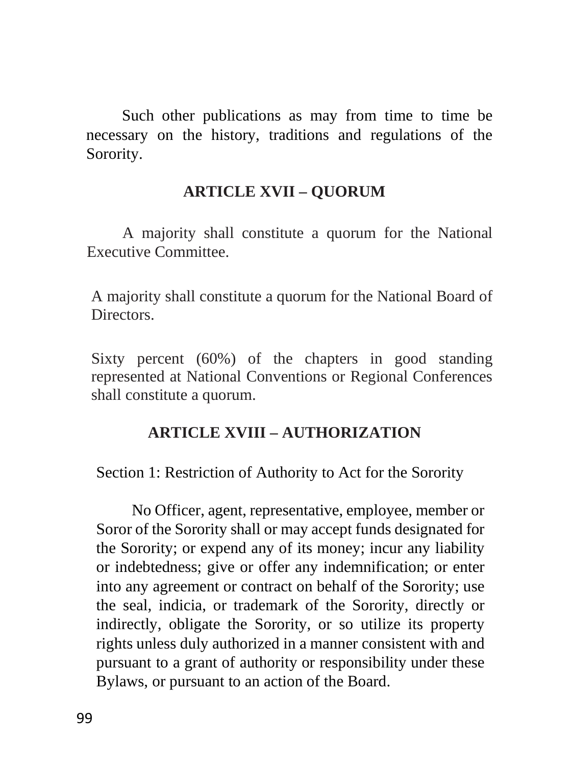Such other publications as may from time to time be necessary on the history, traditions and regulations of the Sorority.

## ARTICLE XVII – QUORUM

A majority shall constitute a quorum for the National Executive Committee.

A majority shall constitute a quorum for the National Board of Directors.

Sixty percent (60%) of the chapters in good standing represented at National Conventions or Regional Conferences shall constitute a quorum.

## ARTICLE XVIII – AUTHORIZATION

Section 1: Restriction of Authority to Act for the Sorority

No Officer, agent, representative, employee, member or Soror of the Sorority shall or may accept funds designated for the Sorority; or expend any of its money; incur any liability or indebtedness; give or offer any indemnification; or enter into any agreement or contract on behalf of the Sorority; use the seal, indicia, or trademark of the Sorority, directly or indirectly, obligate the Sorority, or so utilize its property rights unless duly authorized in a manner consistent with and pursuant to a grant of authority or responsibility under these Bylaws, or pursuant to an action of the Board.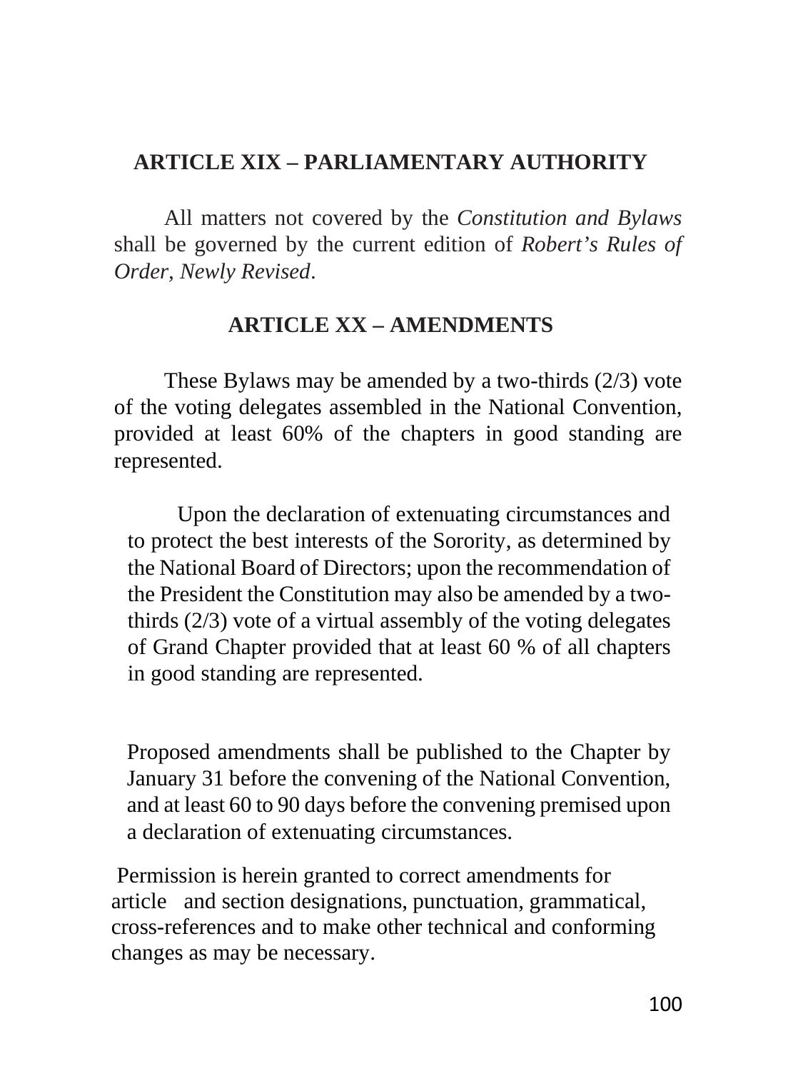## ARTICLE XIX – PARLIAMENTARY AUTHORITY

All matters not covered by the *Constitution and Bylaws* shall be governed by the current edition of *Robert's Rules of Order, Newly Revised*.

## ARTICLE XX – AMENDMENTS

These Bylaws may be amended by a two-thirds (2/3) vote of the voting delegates assembled in the National Convention, provided at least 60% of the chapters in good standing are represented.

Upon the declaration of extenuating circumstances and to protect the best interests of the Sorority, as determined by the National Board of Directors; upon the recommendation of the President the Constitution may also be amended by a two-thirds (2/3) vote of a virtual assembly of the voting delegates of Grand Chapter provided that at least 60 % of all chapters in good standing are represented.

Proposed amendments shall be published to the Chapter by January 31 before the convening of the National Convention, and at least 60 to 90 days before the convening premised upon a declaration of extenuating circumstances.

Permission is herein granted to correct amendments for article and section designations, punctuation, grammatical, cross-references and to make other technical and conforming changes as may be necessary.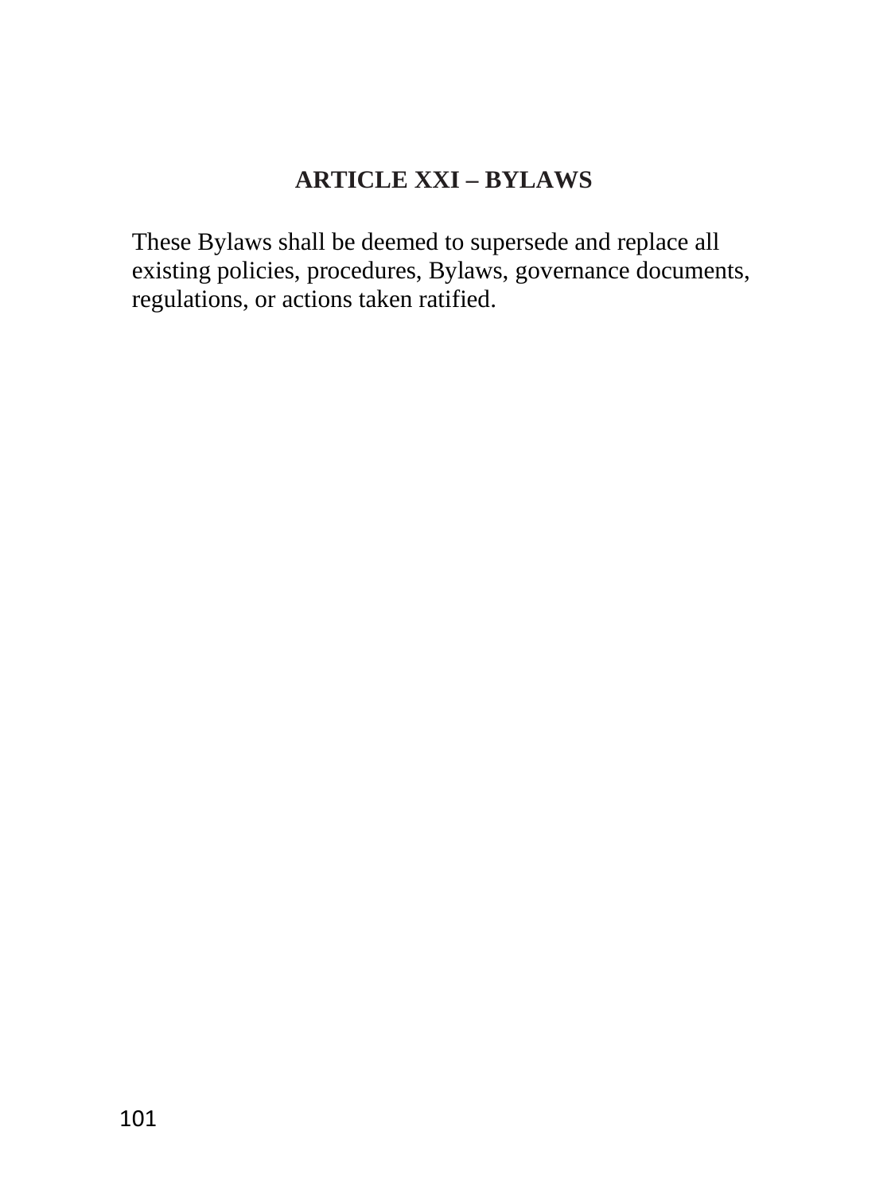## ARTICLE XXI – BYLAWS

These Bylaws shall be deemed to supersede and replace all existing policies, procedures, Bylaws, governance documents, regulations, or actions taken ratified.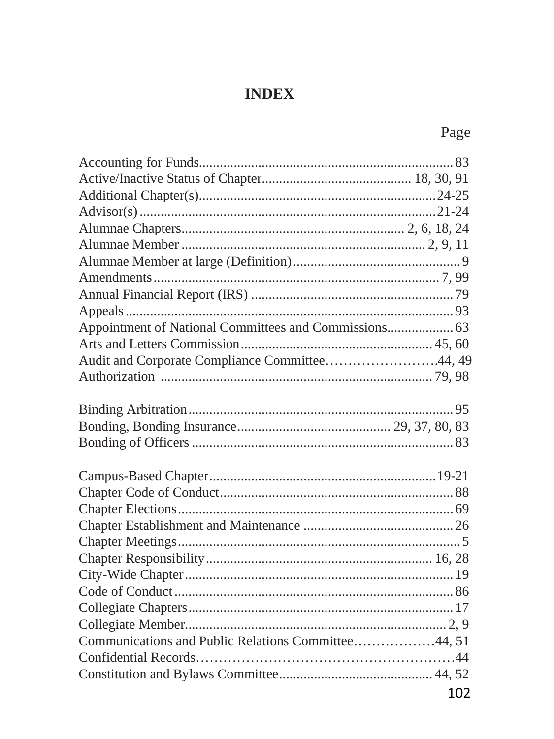# INDEX

Page

Accounting for Funds........................................................................ 83
Active/Inactive Status of Chapter.......................................... 18, 30, 91
Additional Chapter(s)...................................................................24-25
Advisor(s)....................................................................................21-24
Alumnae Chapters.............................................................. 2, 6, 18, 24
Alumnae Member ..................................................................... 2, 9, 11
Alumnae Member at large (Definition).................................................9
Amendments................................................................................. 7, 99
Annual Financial Report (IRS) .......................................................... 79
Appeals........................................................................................... 93
Appointment of National Committees and Commissions................... 63
Arts and Letters Commission....................................................... 45, 60
Audit and Corporate Compliance Committee……………………44, 49
Authorization ............................................................................. 79, 98

Binding Arbitration........................................................................... 95
Bonding, Bonding Insurance........................................... 29, 37, 80, 83
Bonding of Officers .......................................................................... 83

Campus-Based Chapter.................................................................19-21
Chapter Code of Conduct.................................................................. 88
Chapter Elections............................................................................. 69
Chapter Establishment and Maintenance ........................................... 26
Chapter Meetings.................................................................................5
Chapter Responsibility.................................................................. 16, 28
City-Wide Chapter............................................................................ 19
Code of Conduct............................................................................... 86
Collegiate Chapters........................................................................... 17
Collegiate Member........................................................................... 2, 9
Communications and Public Relations Committee………………44, 51
Confidential Records…………………………………………………44
Constitution and Bylaws Committee............................................ 44, 52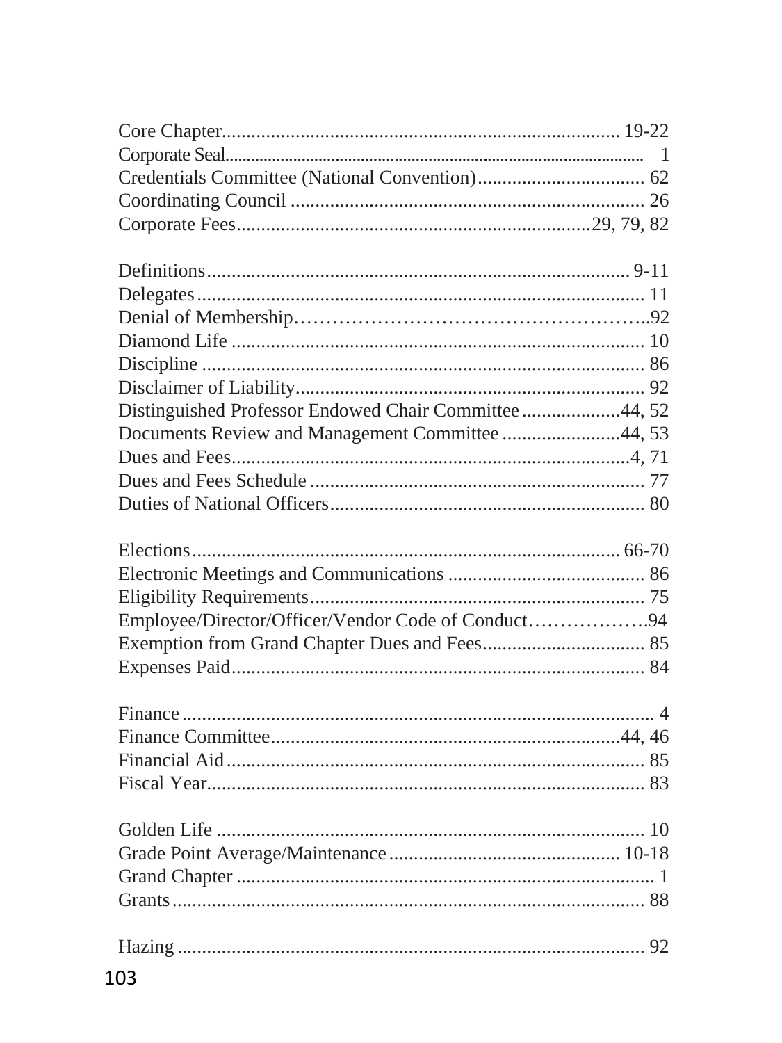Core Chapter................................................................................ 19-22
Corporate Seal........................................................................................ 1
Credentials Committee (National Convention).................................. 62
Coordinating Council ....................................................................... 26
Corporate Fees....................................................................29, 79, 82

Definitions....................................................................................... 9-11
Delegates......................................................................................... 11
Denial of Membership……………………………………………..92
Diamond Life .................................................................................. 10
Discipline ........................................................................................ 86
Disclaimer of Liability...................................................................... 92
Distinguished Professor Endowed Chair Committee ....................44, 52
Documents Review and Management Committee ........................44, 53
Dues and Fees.................................................................................4, 71
Dues and Fees Schedule ................................................................... 77
Duties of National Officers............................................................... 80

Elections....................................................................................... 66-70
Electronic Meetings and Communications ....................................... 86
Eligibility Requirements................................................................... 75
Employee/Director/Officer/Vendor Code of Conduct……………….94
Exemption from Grand Chapter Dues and Fees................................. 85
Expenses Paid................................................................................... 84

Finance .............................................................................................. 4
Finance Committee.......................................................................44, 46
Financial Aid .................................................................................... 85
Fiscal Year........................................................................................ 83

Golden Life ...................................................................................... 10
Grade Point Average/Maintenance ............................................... 10-18
Grand Chapter .................................................................................... 1
Grants ............................................................................................... 88

Hazing .............................................................................................. 92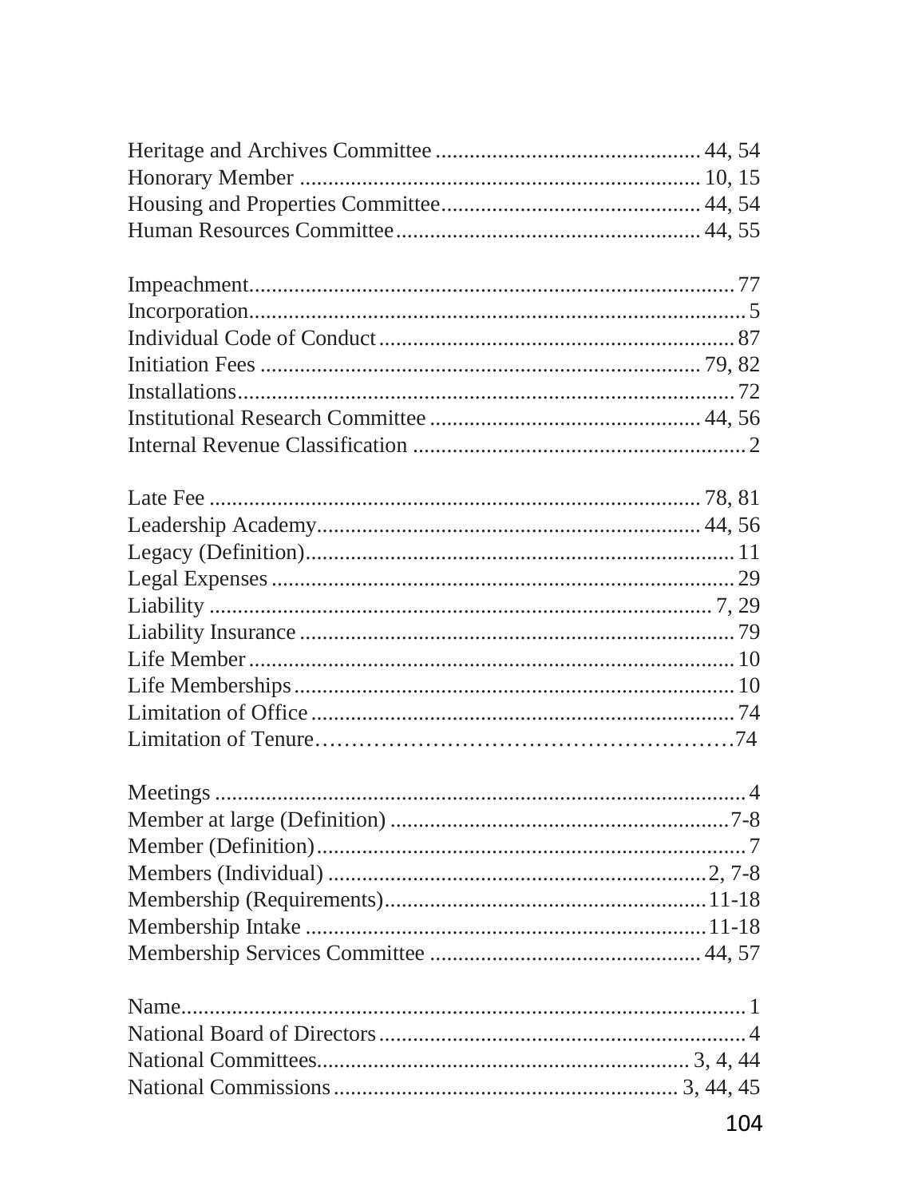Heritage and Archives Committee ............................................ 44, 54
Honorary Member ..................................................................... 10, 15
Housing and Properties Committee............................................ 44, 54
Human Resources Committee.................................................... 44, 55

Impeachment.................................................................................. 77
Incorporation.................................................................................... 5
Individual Code of Conduct ............................................................ 87
Initiation Fees ............................................................................ 79, 82
Installations..................................................................................... 72
Institutional Research Committee .............................................. 44, 56
Internal Revenue Classification ........................................................ 2

Late Fee ..................................................................................... 78, 81
Leadership Academy.................................................................. 44, 56
Legacy (Definition)......................................................................... 11
Legal Expenses ............................................................................... 29
Liability ....................................................................................... 7, 29
Liability Insurance .......................................................................... 79
Life Member .................................................................................... 10
Life Memberships ............................................................................ 10
Limitation of Office ......................................................................... 74
Limitation of Tenure……………………………………………74

Meetings ............................................................................................ 4
Member at large (Definition) ..........................................................7-8
Member (Definition)........................................................................... 7
Members (Individual) ................................................................2, 7-8
Membership (Requirements).......................................................11-18
Membership Intake ......................................................................11-18
Membership Services Committee ............................................... 44, 57

Name.................................................................................................. 1
National Board of Directors ............................................................... 4
National Committees........................................................... 3, 4, 44
National Commissions ........................................................... 3, 44, 45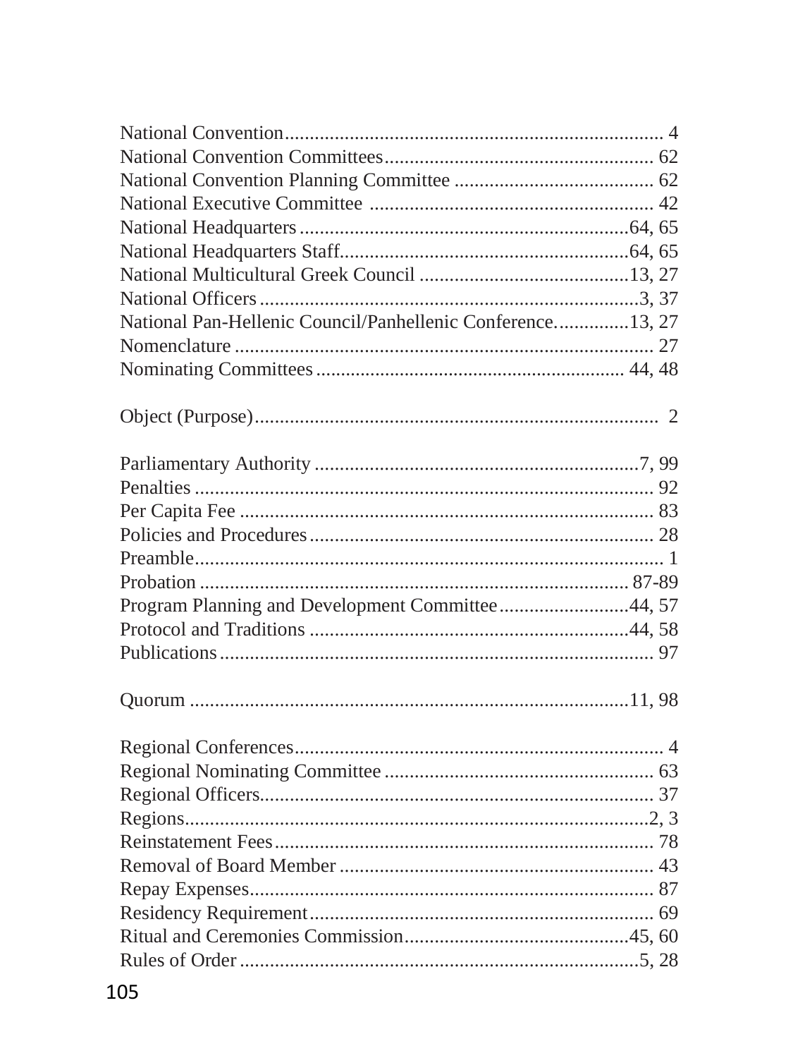National Convention........................................................................... 4
National Convention Committees..................................................... 62
National Convention Planning Committee ........................................ 62
National Executive Committee ......................................................... 42
National Headquarters...................................................................64, 65
National Headquarters Staff...........................................................64, 65
National Multicultural Greek Council ...........................................13, 27
National Officers.............................................................................3, 37
National Pan-Hellenic Council/Panhellenic Conference...............13, 27
Nomenclature ..................................................................................... 27
Nominating Committees .............................................................. 44, 48

Object (Purpose)................................................................................ 2

Parliamentary Authority ..................................................................7, 99
Penalties ........................................................................................... 92
Per Capita Fee ................................................................................... 83
Policies and Procedures..................................................................... 28
Preamble............................................................................................. 1
Probation ........................................................................................ 87-89
Program Planning and Development Committee..........................44, 57
Protocol and Traditions .................................................................44, 58
Publications....................................................................................... 97

Quorum ...........................................................................................11, 98

Regional Conferences.......................................................................... 4
Regional Nominating Committee ..................................................... 63
Regional Officers............................................................................... 37
Regions............................................................................................2, 3
Reinstatement Fees............................................................................ 78
Removal of Board Member ............................................................... 43
Repay Expenses................................................................................. 87
Residency Requirement..................................................................... 69
Ritual and Ceremonies Commission.............................................45, 60
Rules of Order .................................................................................5, 28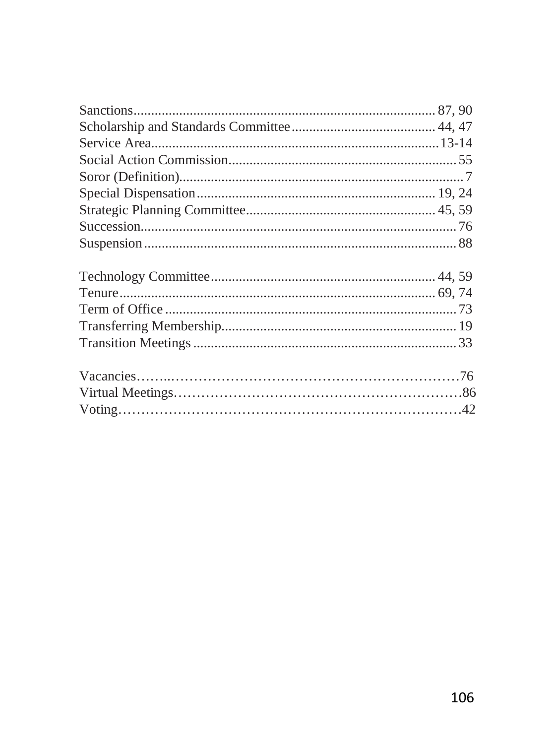Sanctions.......................................................................................87, 90
Scholarship and Standards Committee.........................................44, 47
Service Area.................................................................................13-14
Social Action Commission................................................................55
Soror (Definition)..................................................................................7
Special Dispensation....................................................................19, 24
Strategic Planning Committee......................................................45, 59
Succession.........................................................................................76
Suspension.........................................................................................88

Technology Committee.................................................................44, 59
Tenure...........................................................................................69, 74
Term of Office....................................................................................73
Transferring Membership....................................................................19
Transition Meetings............................................................................33

Vacancies……..…………………………………………………………76
Virtual Meetings…………………………………………………………86
Voting……………………………………………………………………42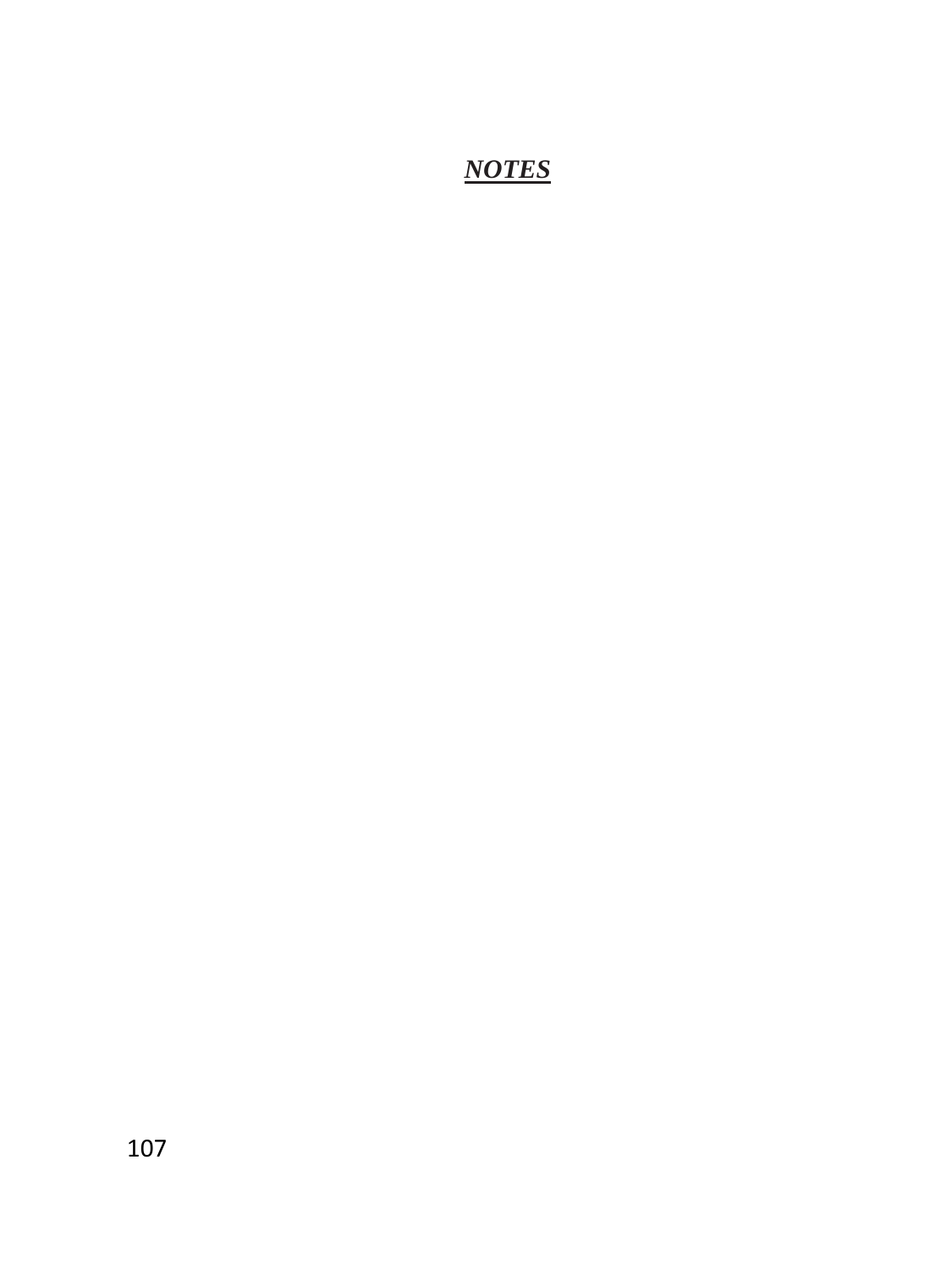***NOTES***